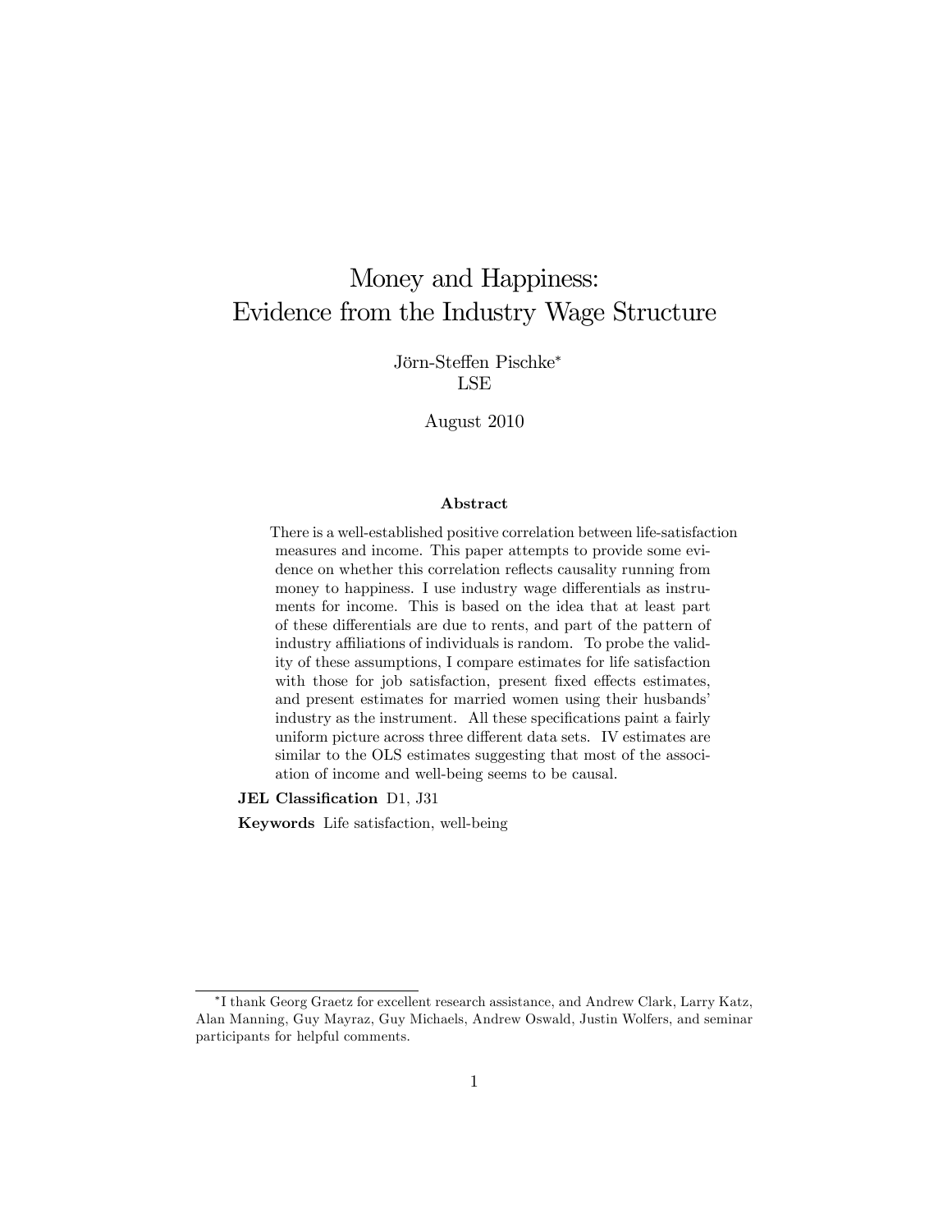# Money and Happiness: Evidence from the Industry Wage Structure

Jörn-Steffen Pischke*
LSE

August 2010

## Abstract

There is a well-established positive correlation between life-satisfaction measures and income. This paper attempts to provide some evidence on whether this correlation reflects causality running from money to happiness. I use industry wage differentials as instruments for income. This is based on the idea that at least part of these differentials are due to rents, and part of the pattern of industry affiliations of individuals is random. To probe the validity of these assumptions, I compare estimates for life satisfaction with those for job satisfaction, present fixed effects estimates, and present estimates for married women using their husbands' industry as the instrument. All these specifications paint a fairly uniform picture across three different data sets. IV estimates are similar to the OLS estimates suggesting that most of the association of income and well-being seems to be causal.

**JEL Classification** D1, J31

**Keywords** Life satisfaction, well-being

---

*I thank Georg Graetz for excellent research assistance, and Andrew Clark, Larry Katz, Alan Manning, Guy Mayraz, Guy Michaels, Andrew Oswald, Justin Wolfers, and seminar participants for helpful comments.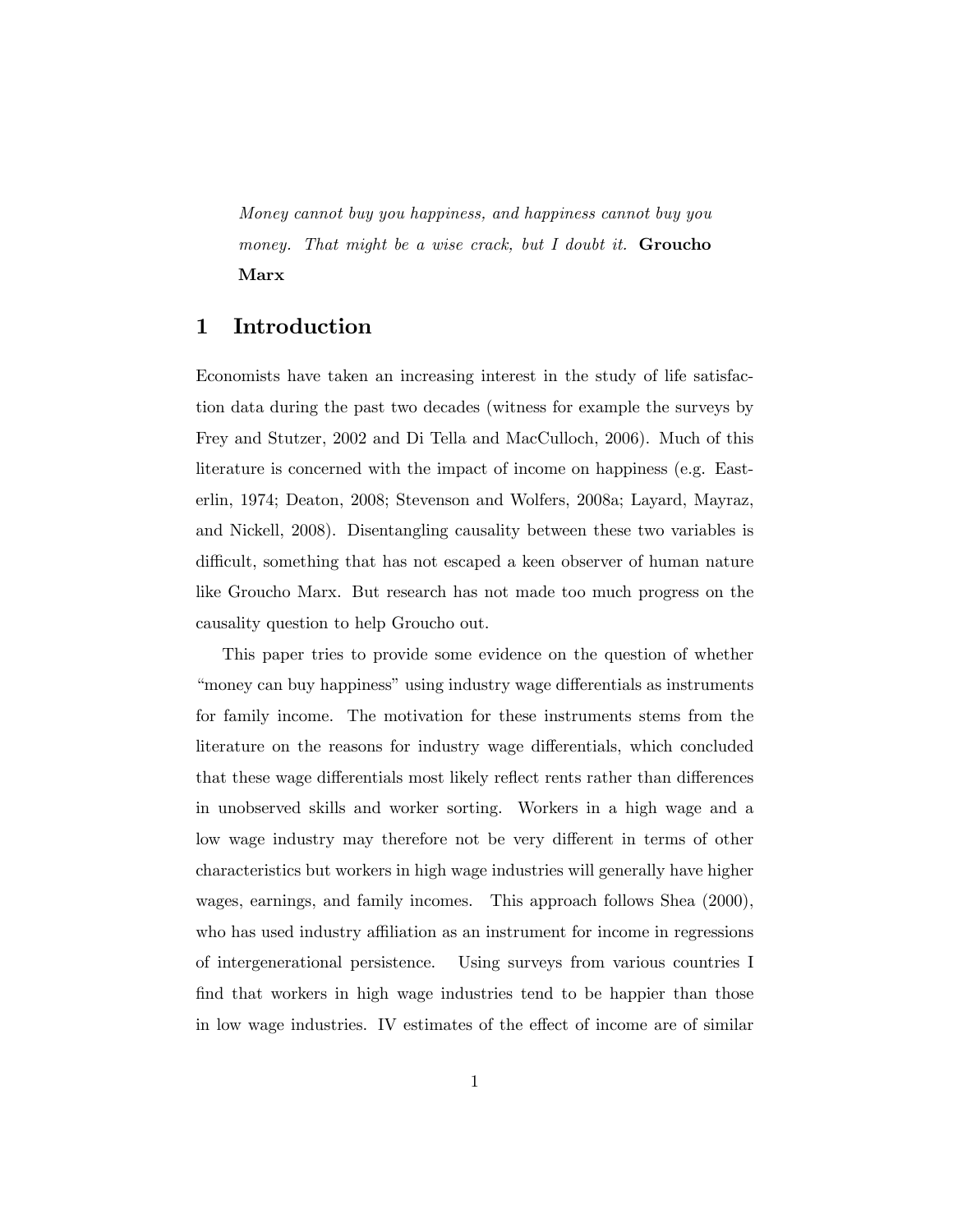*Money cannot buy you happiness, and happiness cannot buy you money. That might be a wise crack, but I doubt it.* **Groucho Marx**

## 1 Introduction

Economists have taken an increasing interest in the study of life satisfaction data during the past two decades (witness for example the surveys by Frey and Stutzer, 2002 and Di Tella and MacCulloch, 2006). Much of this literature is concerned with the impact of income on happiness (e.g. Easterlin, 1974; Deaton, 2008; Stevenson and Wolfers, 2008a; Layard, Mayraz, and Nickell, 2008). Disentangling causality between these two variables is difficult, something that has not escaped a keen observer of human nature like Groucho Marx. But research has not made too much progress on the causality question to help Groucho out.

This paper tries to provide some evidence on the question of whether "money can buy happiness" using industry wage differentials as instruments for family income. The motivation for these instruments stems from the literature on the reasons for industry wage differentials, which concluded that these wage differentials most likely reflect rents rather than differences in unobserved skills and worker sorting. Workers in a high wage and a low wage industry may therefore not be very different in terms of other characteristics but workers in high wage industries will generally have higher wages, earnings, and family incomes. This approach follows Shea (2000), who has used industry affiliation as an instrument for income in regressions of intergenerational persistence. Using surveys from various countries I find that workers in high wage industries tend to be happier than those in low wage industries. IV estimates of the effect of income are of similar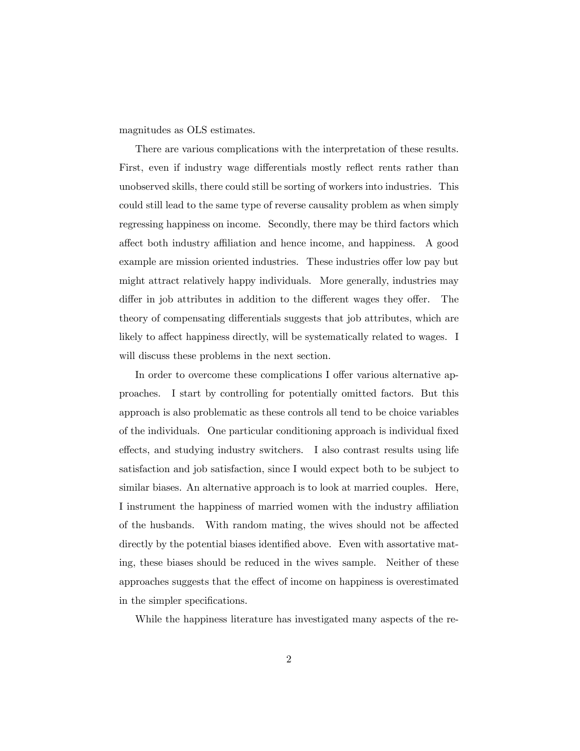magnitudes as OLS estimates.

There are various complications with the interpretation of these results. First, even if industry wage differentials mostly reflect rents rather than unobserved skills, there could still be sorting of workers into industries. This could still lead to the same type of reverse causality problem as when simply regressing happiness on income. Secondly, there may be third factors which affect both industry affiliation and hence income, and happiness. A good example are mission oriented industries. These industries offer low pay but might attract relatively happy individuals. More generally, industries may differ in job attributes in addition to the different wages they offer. The theory of compensating differentials suggests that job attributes, which are likely to affect happiness directly, will be systematically related to wages. I will discuss these problems in the next section.

In order to overcome these complications I offer various alternative approaches. I start by controlling for potentially omitted factors. But this approach is also problematic as these controls all tend to be choice variables of the individuals. One particular conditioning approach is individual fixed effects, and studying industry switchers. I also contrast results using life satisfaction and job satisfaction, since I would expect both to be subject to similar biases. An alternative approach is to look at married couples. Here, I instrument the happiness of married women with the industry affiliation of the husbands. With random mating, the wives should not be affected directly by the potential biases identified above. Even with assortative mating, these biases should be reduced in the wives sample. Neither of these approaches suggests that the effect of income on happiness is overestimated in the simpler specifications.

While the happiness literature has investigated many aspects of the re-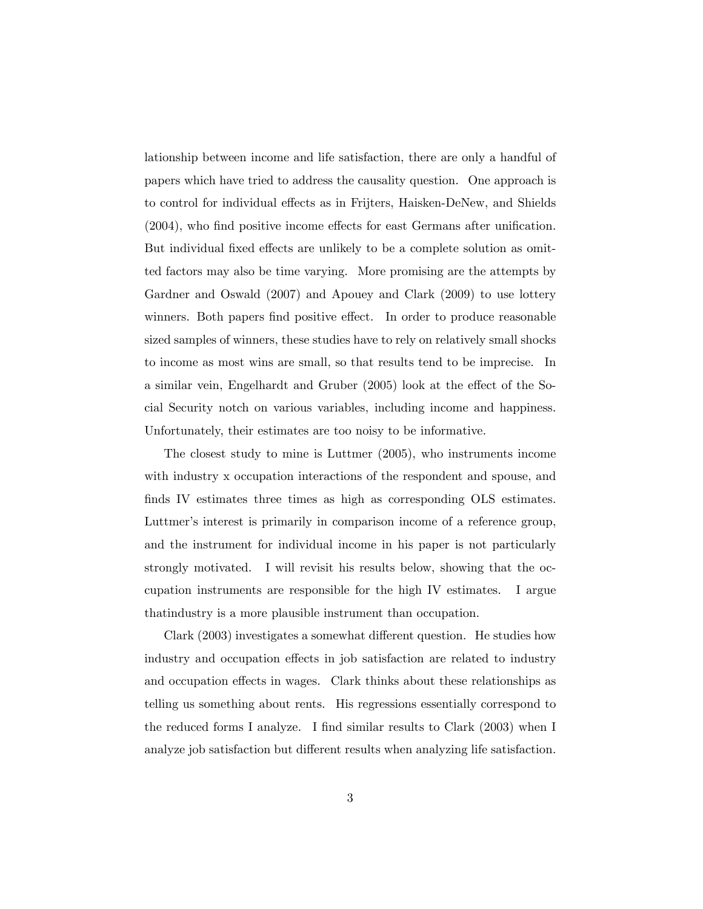lationship between income and life satisfaction, there are only a handful of papers which have tried to address the causality question. One approach is to control for individual effects as in Frijters, Haisken-DeNew, and Shields (2004), who find positive income effects for east Germans after unification. But individual fixed effects are unlikely to be a complete solution as omitted factors may also be time varying. More promising are the attempts by Gardner and Oswald (2007) and Apouey and Clark (2009) to use lottery winners. Both papers find positive effect. In order to produce reasonable sized samples of winners, these studies have to rely on relatively small shocks to income as most wins are small, so that results tend to be imprecise. In a similar vein, Engelhardt and Gruber (2005) look at the effect of the Social Security notch on various variables, including income and happiness. Unfortunately, their estimates are too noisy to be informative.

The closest study to mine is Luttmer (2005), who instruments income with industry x occupation interactions of the respondent and spouse, and finds IV estimates three times as high as corresponding OLS estimates. Luttmer's interest is primarily in comparison income of a reference group, and the instrument for individual income in his paper is not particularly strongly motivated. I will revisit his results below, showing that the occupation instruments are responsible for the high IV estimates. I argue thatindustry is a more plausible instrument than occupation.

Clark (2003) investigates a somewhat different question. He studies how industry and occupation effects in job satisfaction are related to industry and occupation effects in wages. Clark thinks about these relationships as telling us something about rents. His regressions essentially correspond to the reduced forms I analyze. I find similar results to Clark (2003) when I analyze job satisfaction but different results when analyzing life satisfaction.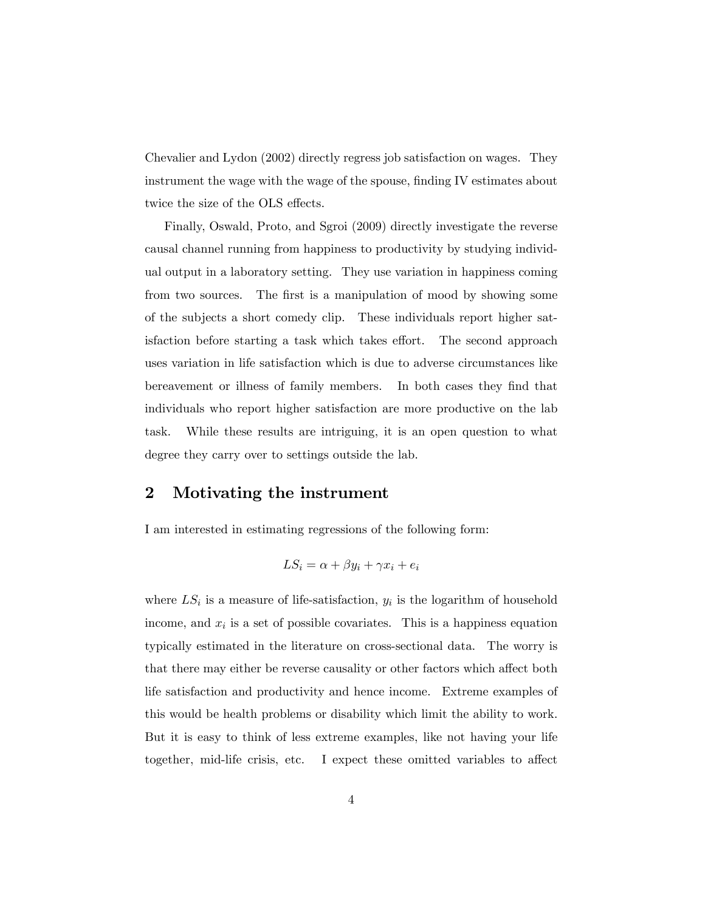Chevalier and Lydon (2002) directly regress job satisfaction on wages. They instrument the wage with the wage of the spouse, finding IV estimates about twice the size of the OLS effects.

Finally, Oswald, Proto, and Sgroi (2009) directly investigate the reverse causal channel running from happiness to productivity by studying individual output in a laboratory setting. They use variation in happiness coming from two sources. The first is a manipulation of mood by showing some of the subjects a short comedy clip. These individuals report higher satisfaction before starting a task which takes effort. The second approach uses variation in life satisfaction which is due to adverse circumstances like bereavement or illness of family members. In both cases they find that individuals who report higher satisfaction are more productive on the lab task. While these results are intriguing, it is an open question to what degree they carry over to settings outside the lab.

## 2 Motivating the instrument

I am interested in estimating regressions of the following form:

$$LS_i = \alpha + \beta y_i + \gamma x_i + e_i$$

where $LS_i$ is a measure of life-satisfaction, $y_i$ is the logarithm of household income, and $x_i$ is a set of possible covariates. This is a happiness equation typically estimated in the literature on cross-sectional data. The worry is that there may either be reverse causality or other factors which affect both life satisfaction and productivity and hence income. Extreme examples of this would be health problems or disability which limit the ability to work. But it is easy to think of less extreme examples, like not having your life together, mid-life crisis, etc. I expect these omitted variables to affect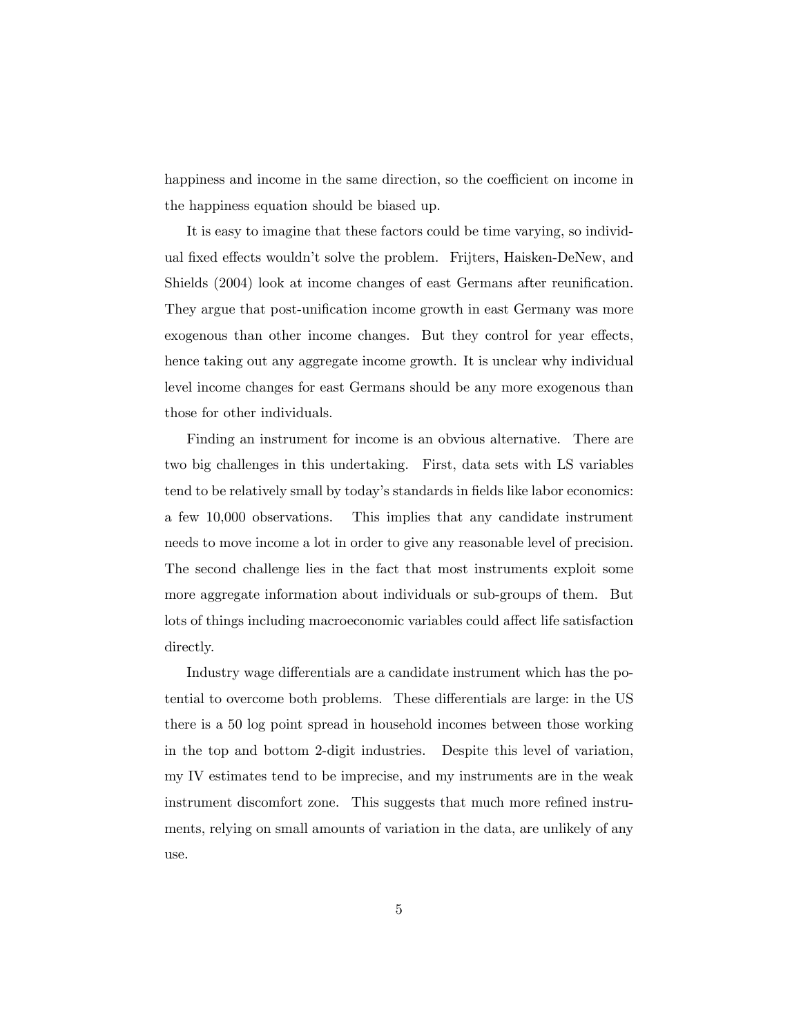happiness and income in the same direction, so the coefficient on income in the happiness equation should be biased up.

It is easy to imagine that these factors could be time varying, so individual fixed effects wouldn't solve the problem. Frijters, Haisken-DeNew, and Shields (2004) look at income changes of east Germans after reunification. They argue that post-unification income growth in east Germany was more exogenous than other income changes. But they control for year effects, hence taking out any aggregate income growth. It is unclear why individual level income changes for east Germans should be any more exogenous than those for other individuals.

Finding an instrument for income is an obvious alternative. There are two big challenges in this undertaking. First, data sets with LS variables tend to be relatively small by today's standards in fields like labor economics: a few 10,000 observations. This implies that any candidate instrument needs to move income a lot in order to give any reasonable level of precision. The second challenge lies in the fact that most instruments exploit some more aggregate information about individuals or sub-groups of them. But lots of things including macroeconomic variables could affect life satisfaction directly.

Industry wage differentials are a candidate instrument which has the potential to overcome both problems. These differentials are large: in the US there is a 50 log point spread in household incomes between those working in the top and bottom 2-digit industries. Despite this level of variation, my IV estimates tend to be imprecise, and my instruments are in the weak instrument discomfort zone. This suggests that much more refined instruments, relying on small amounts of variation in the data, are unlikely of any use.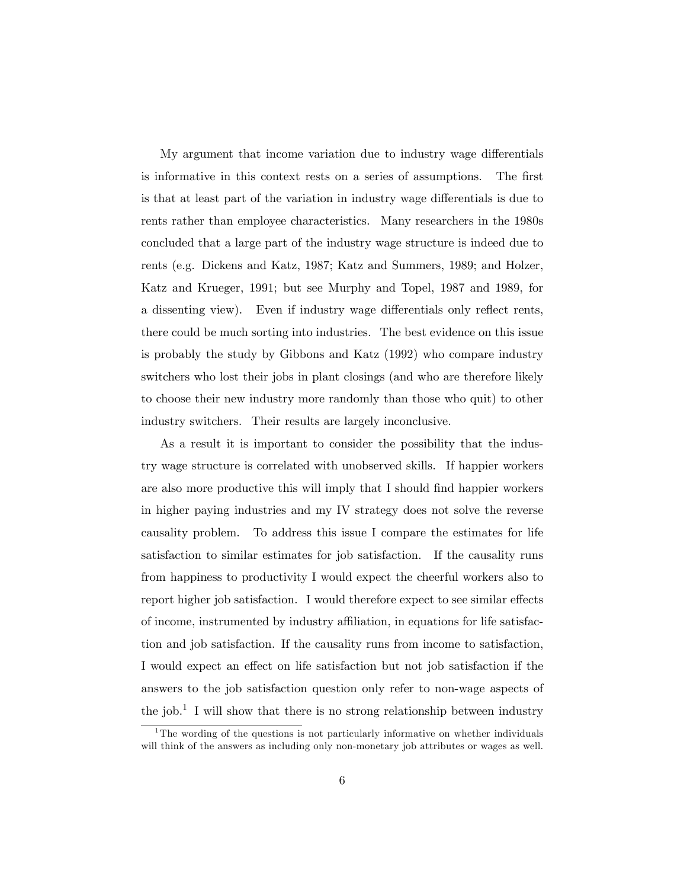My argument that income variation due to industry wage differentials is informative in this context rests on a series of assumptions. The first is that at least part of the variation in industry wage differentials is due to rents rather than employee characteristics. Many researchers in the 1980s concluded that a large part of the industry wage structure is indeed due to rents (e.g. Dickens and Katz, 1987; Katz and Summers, 1989; and Holzer, Katz and Krueger, 1991; but see Murphy and Topel, 1987 and 1989, for a dissenting view). Even if industry wage differentials only reflect rents, there could be much sorting into industries. The best evidence on this issue is probably the study by Gibbons and Katz (1992) who compare industry switchers who lost their jobs in plant closings (and who are therefore likely to choose their new industry more randomly than those who quit) to other industry switchers. Their results are largely inconclusive.

As a result it is important to consider the possibility that the industry wage structure is correlated with unobserved skills. If happier workers are also more productive this will imply that I should find happier workers in higher paying industries and my IV strategy does not solve the reverse causality problem. To address this issue I compare the estimates for life satisfaction to similar estimates for job satisfaction. If the causality runs from happiness to productivity I would expect the cheerful workers also to report higher job satisfaction. I would therefore expect to see similar effects of income, instrumented by industry affiliation, in equations for life satisfaction and job satisfaction. If the causality runs from income to satisfaction, I would expect an effect on life satisfaction but not job satisfaction if the answers to the job satisfaction question only refer to non-wage aspects of the job.[1] I will show that there is no strong relationship between industry

[1] The wording of the questions is not particularly informative on whether individuals will think of the answers as including only non-monetary job attributes or wages as well.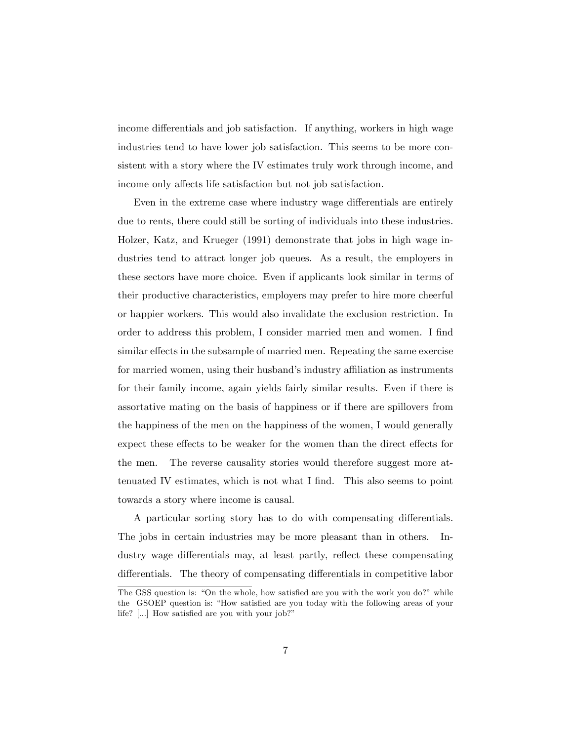income differentials and job satisfaction. If anything, workers in high wage industries tend to have lower job satisfaction. This seems to be more consistent with a story where the IV estimates truly work through income, and income only affects life satisfaction but not job satisfaction.

Even in the extreme case where industry wage differentials are entirely due to rents, there could still be sorting of individuals into these industries. Holzer, Katz, and Krueger (1991) demonstrate that jobs in high wage industries tend to attract longer job queues. As a result, the employers in these sectors have more choice. Even if applicants look similar in terms of their productive characteristics, employers may prefer to hire more cheerful or happier workers. This would also invalidate the exclusion restriction. In order to address this problem, I consider married men and women. I find similar effects in the subsample of married men. Repeating the same exercise for married women, using their husband's industry affiliation as instruments for their family income, again yields fairly similar results. Even if there is assortative mating on the basis of happiness or if there are spillovers from the happiness of the men on the happiness of the women, I would generally expect these effects to be weaker for the women than the direct effects for the men. The reverse causality stories would therefore suggest more attenuated IV estimates, which is not what I find. This also seems to point towards a story where income is causal.

A particular sorting story has to do with compensating differentials. The jobs in certain industries may be more pleasant than in others. Industry wage differentials may, at least partly, reflect these compensating differentials. The theory of compensating differentials in competitive labor

---

The GSS question is: "On the whole, how satisfied are you with the work you do?" while the GSOEP question is: "How satisfied are you today with the following areas of your life? [...] How satisfied are you with your job?"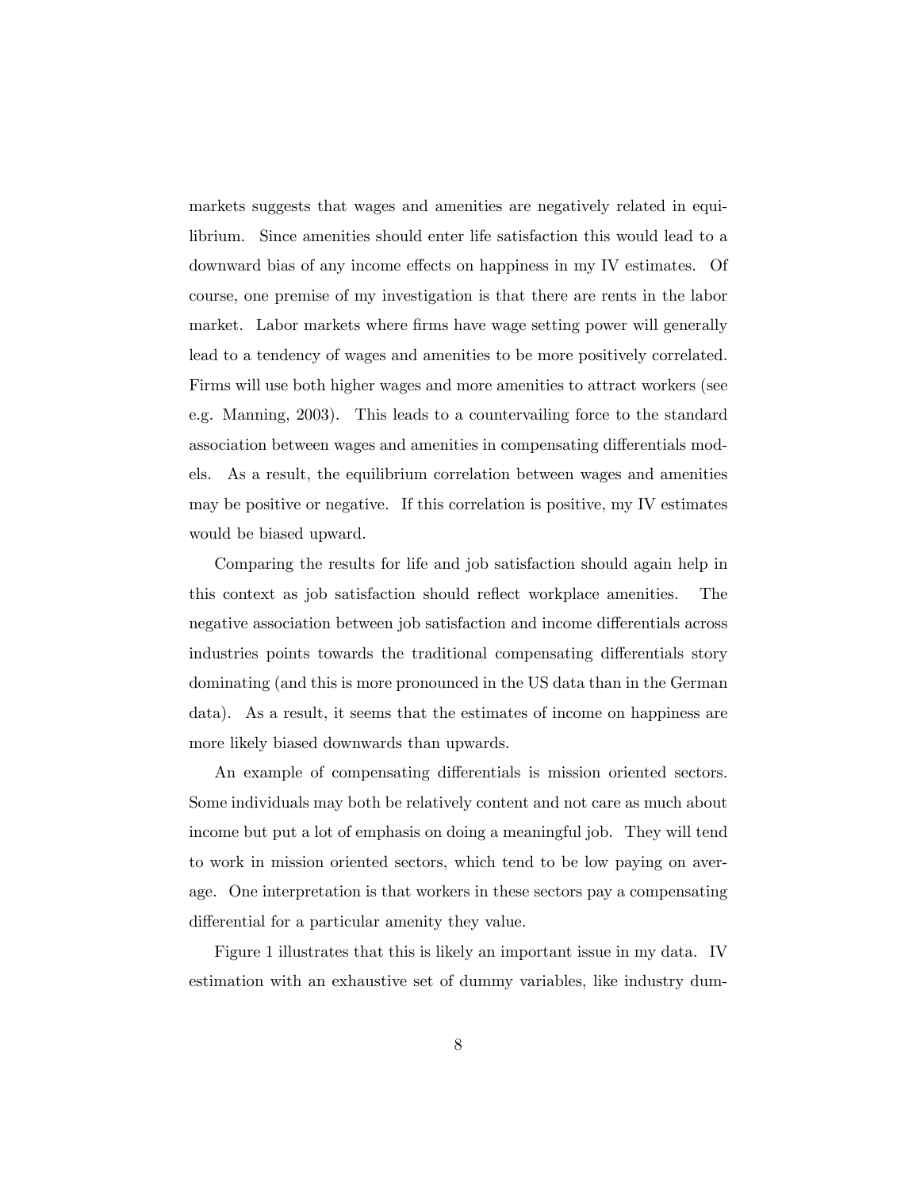markets suggests that wages and amenities are negatively related in equilibrium. Since amenities should enter life satisfaction this would lead to a downward bias of any income effects on happiness in my IV estimates. Of course, one premise of my investigation is that there are rents in the labor market. Labor markets where firms have wage setting power will generally lead to a tendency of wages and amenities to be more positively correlated. Firms will use both higher wages and more amenities to attract workers (see e.g. Manning, 2003). This leads to a countervailing force to the standard association between wages and amenities in compensating differentials models. As a result, the equilibrium correlation between wages and amenities may be positive or negative. If this correlation is positive, my IV estimates would be biased upward.

Comparing the results for life and job satisfaction should again help in this context as job satisfaction should reflect workplace amenities. The negative association between job satisfaction and income differentials across industries points towards the traditional compensating differentials story dominating (and this is more pronounced in the US data than in the German data). As a result, it seems that the estimates of income on happiness are more likely biased downwards than upwards.

An example of compensating differentials is mission oriented sectors. Some individuals may both be relatively content and not care as much about income but put a lot of emphasis on doing a meaningful job. They will tend to work in mission oriented sectors, which tend to be low paying on average. One interpretation is that workers in these sectors pay a compensating differential for a particular amenity they value.

Figure 1 illustrates that this is likely an important issue in my data. IV estimation with an exhaustive set of dummy variables, like industry dum-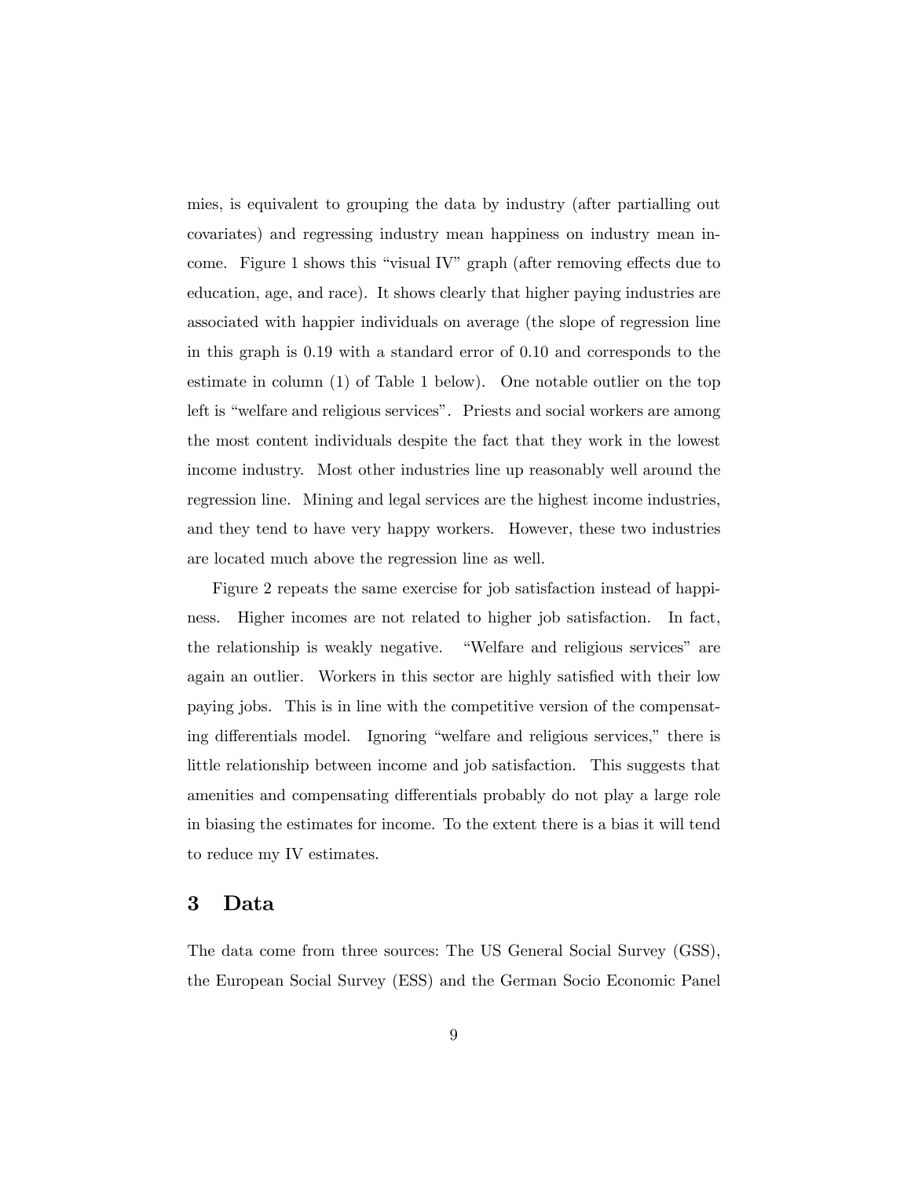mies, is equivalent to grouping the data by industry (after partialling out covariates) and regressing industry mean happiness on industry mean income. Figure 1 shows this "visual IV" graph (after removing effects due to education, age, and race). It shows clearly that higher paying industries are associated with happier individuals on average (the slope of regression line in this graph is 0.19 with a standard error of 0.10 and corresponds to the estimate in column (1) of Table 1 below). One notable outlier on the top left is "welfare and religious services". Priests and social workers are among the most content individuals despite the fact that they work in the lowest income industry. Most other industries line up reasonably well around the regression line. Mining and legal services are the highest income industries, and they tend to have very happy workers. However, these two industries are located much above the regression line as well.

Figure 2 repeats the same exercise for job satisfaction instead of happiness. Higher incomes are not related to higher job satisfaction. In fact, the relationship is weakly negative. "Welfare and religious services" are again an outlier. Workers in this sector are highly satisfied with their low paying jobs. This is in line with the competitive version of the compensating differentials model. Ignoring "welfare and religious services," there is little relationship between income and job satisfaction. This suggests that amenities and compensating differentials probably do not play a large role in biasing the estimates for income. To the extent there is a bias it will tend to reduce my IV estimates.

## 3 Data

The data come from three sources: The US General Social Survey (GSS), the European Social Survey (ESS) and the German Socio Economic Panel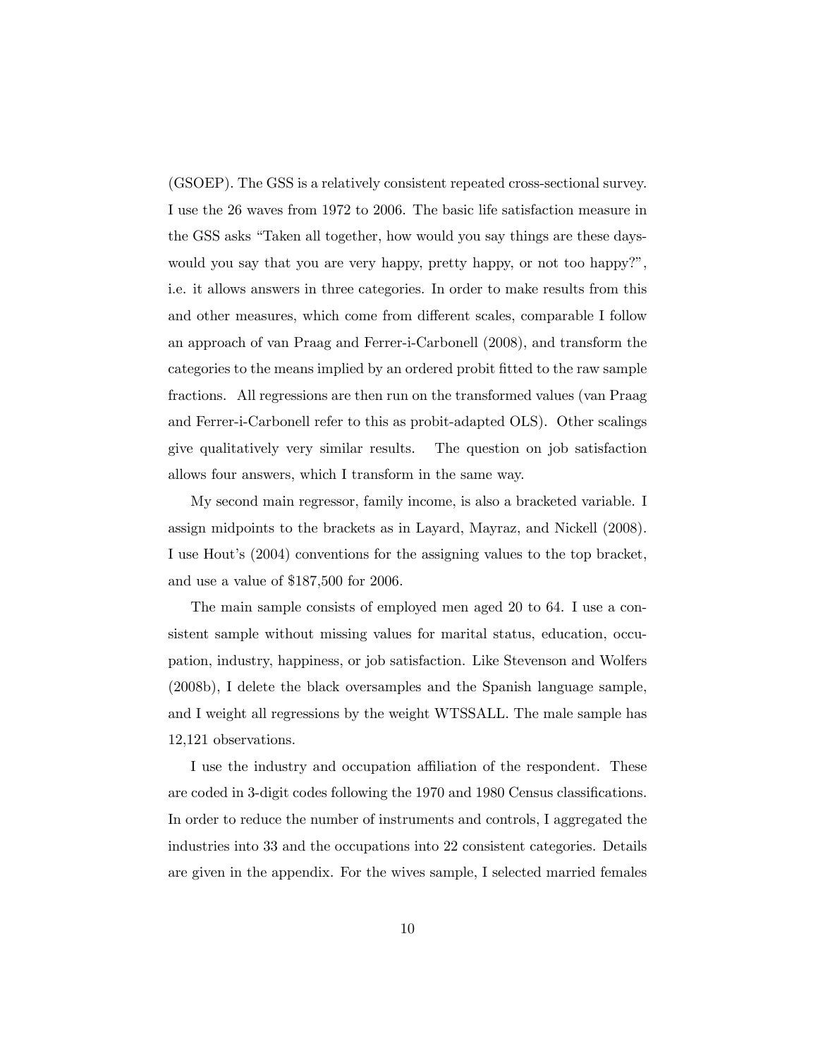(GSOEP). The GSS is a relatively consistent repeated cross-sectional survey. I use the 26 waves from 1972 to 2006. The basic life satisfaction measure in the GSS asks "Taken all together, how would you say things are these days- would you say that you are very happy, pretty happy, or not too happy?", i.e. it allows answers in three categories. In order to make results from this and other measures, which come from different scales, comparable I follow an approach of van Praag and Ferrer-i-Carbonell (2008), and transform the categories to the means implied by an ordered probit fitted to the raw sample fractions. All regressions are then run on the transformed values (van Praag and Ferrer-i-Carbonell refer to this as probit-adapted OLS). Other scalings give qualitatively very similar results. The question on job satisfaction allows four answers, which I transform in the same way.

My second main regressor, family income, is also a bracketed variable. I assign midpoints to the brackets as in Layard, Mayraz, and Nickell (2008). I use Hout's (2004) conventions for the assigning values to the top bracket, and use a value of $187,500 for 2006.

The main sample consists of employed men aged 20 to 64. I use a consistent sample without missing values for marital status, education, occupation, industry, happiness, or job satisfaction. Like Stevenson and Wolfers (2008b), I delete the black oversamples and the Spanish language sample, and I weight all regressions by the weight WTSSALL. The male sample has 12,121 observations.

I use the industry and occupation affiliation of the respondent. These are coded in 3-digit codes following the 1970 and 1980 Census classifications. In order to reduce the number of instruments and controls, I aggregated the industries into 33 and the occupations into 22 consistent categories. Details are given in the appendix. For the wives sample, I selected married females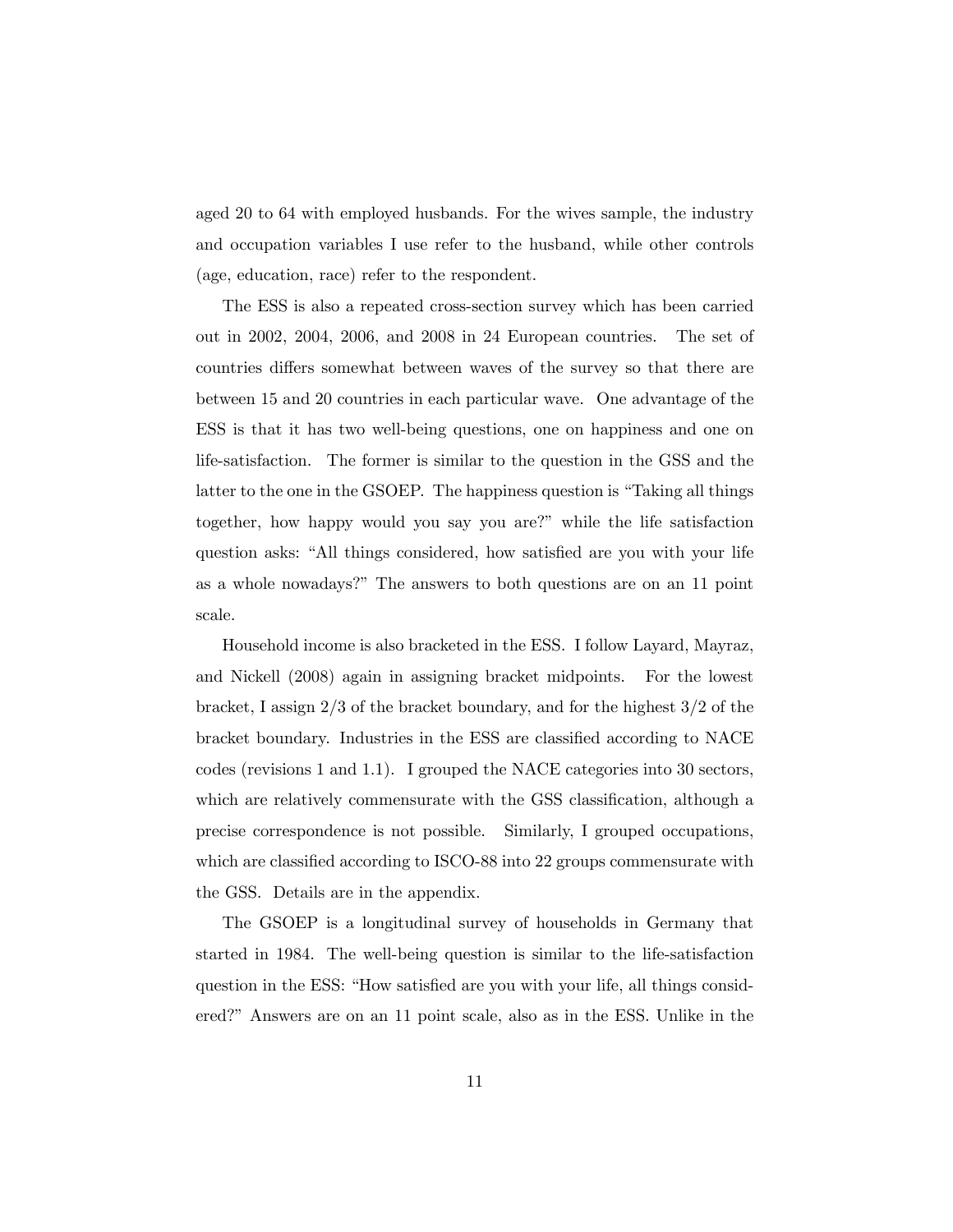aged 20 to 64 with employed husbands. For the wives sample, the industry and occupation variables I use refer to the husband, while other controls (age, education, race) refer to the respondent.

The ESS is also a repeated cross-section survey which has been carried out in 2002, 2004, 2006, and 2008 in 24 European countries. The set of countries differs somewhat between waves of the survey so that there are between 15 and 20 countries in each particular wave. One advantage of the ESS is that it has two well-being questions, one on happiness and one on life-satisfaction. The former is similar to the question in the GSS and the latter to the one in the GSOEP. The happiness question is "Taking all things together, how happy would you say you are?" while the life satisfaction question asks: "All things considered, how satisfied are you with your life as a whole nowadays?" The answers to both questions are on an 11 point scale.

Household income is also bracketed in the ESS. I follow Layard, Mayraz, and Nickell (2008) again in assigning bracket midpoints. For the lowest bracket, I assign 2/3 of the bracket boundary, and for the highest 3/2 of the bracket boundary. Industries in the ESS are classified according to NACE codes (revisions 1 and 1.1). I grouped the NACE categories into 30 sectors, which are relatively commensurate with the GSS classification, although a precise correspondence is not possible. Similarly, I grouped occupations, which are classified according to ISCO-88 into 22 groups commensurate with the GSS. Details are in the appendix.

The GSOEP is a longitudinal survey of households in Germany that started in 1984. The well-being question is similar to the life-satisfaction question in the ESS: "How satisfied are you with your life, all things considered?" Answers are on an 11 point scale, also as in the ESS. Unlike in the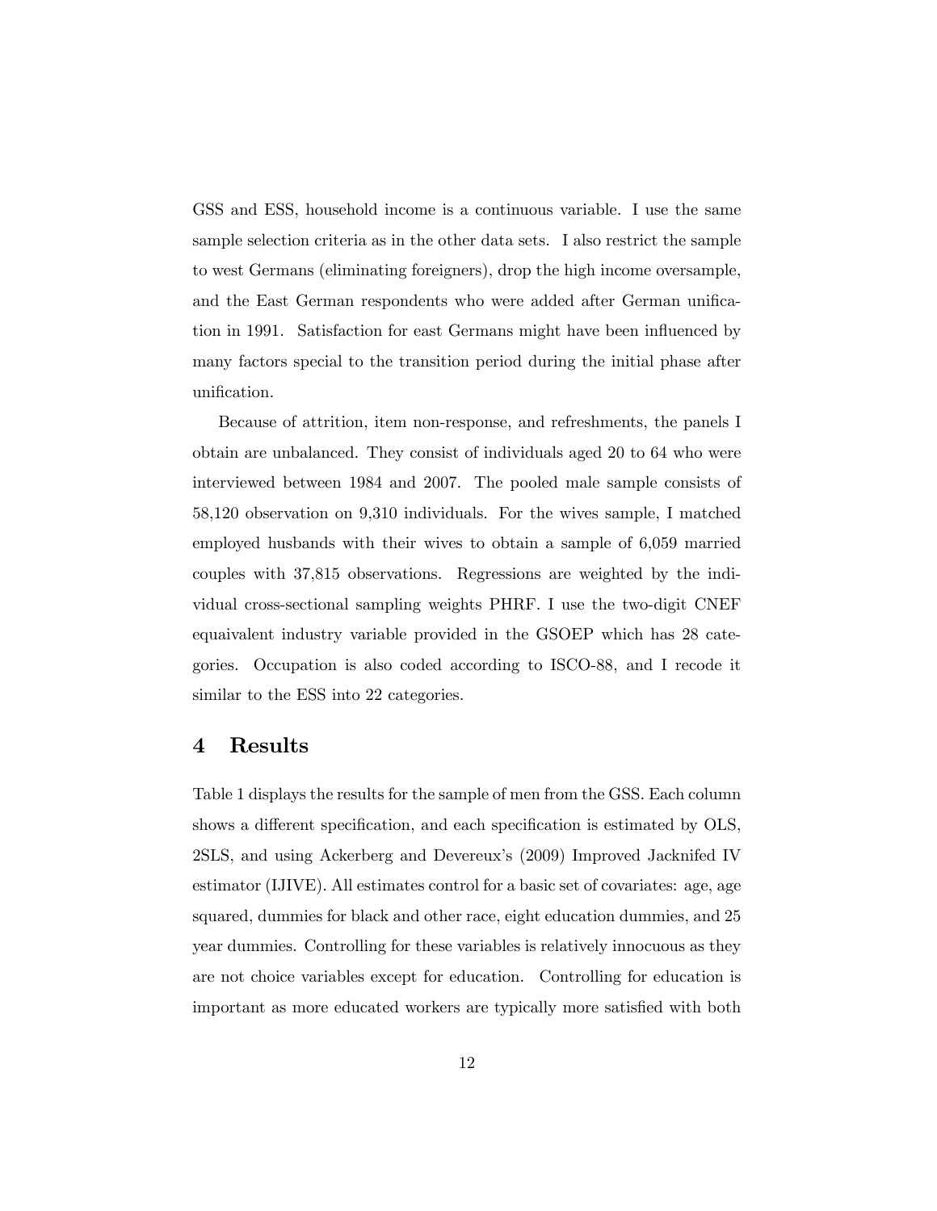GSS and ESS, household income is a continuous variable. I use the same sample selection criteria as in the other data sets. I also restrict the sample to west Germans (eliminating foreigners), drop the high income oversample, and the East German respondents who were added after German unification in 1991. Satisfaction for east Germans might have been influenced by many factors special to the transition period during the initial phase after unification.

Because of attrition, item non-response, and refreshments, the panels I obtain are unbalanced. They consist of individuals aged 20 to 64 who were interviewed between 1984 and 2007. The pooled male sample consists of 58,120 observation on 9,310 individuals. For the wives sample, I matched employed husbands with their wives to obtain a sample of 6,059 married couples with 37,815 observations. Regressions are weighted by the individual cross-sectional sampling weights PHRF. I use the two-digit CNEF equaivalent industry variable provided in the GSOEP which has 28 categories. Occupation is also coded according to ISCO-88, and I recode it similar to the ESS into 22 categories.

# 4 Results

Table 1 displays the results for the sample of men from the GSS. Each column shows a different specification, and each specification is estimated by OLS, 2SLS, and using Ackerberg and Devereux's (2009) Improved Jacknifed IV estimator (IJIVE). All estimates control for a basic set of covariates: age, age squared, dummies for black and other race, eight education dummies, and 25 year dummies. Controlling for these variables is relatively innocuous as they are not choice variables except for education. Controlling for education is important as more educated workers are typically more satisfied with both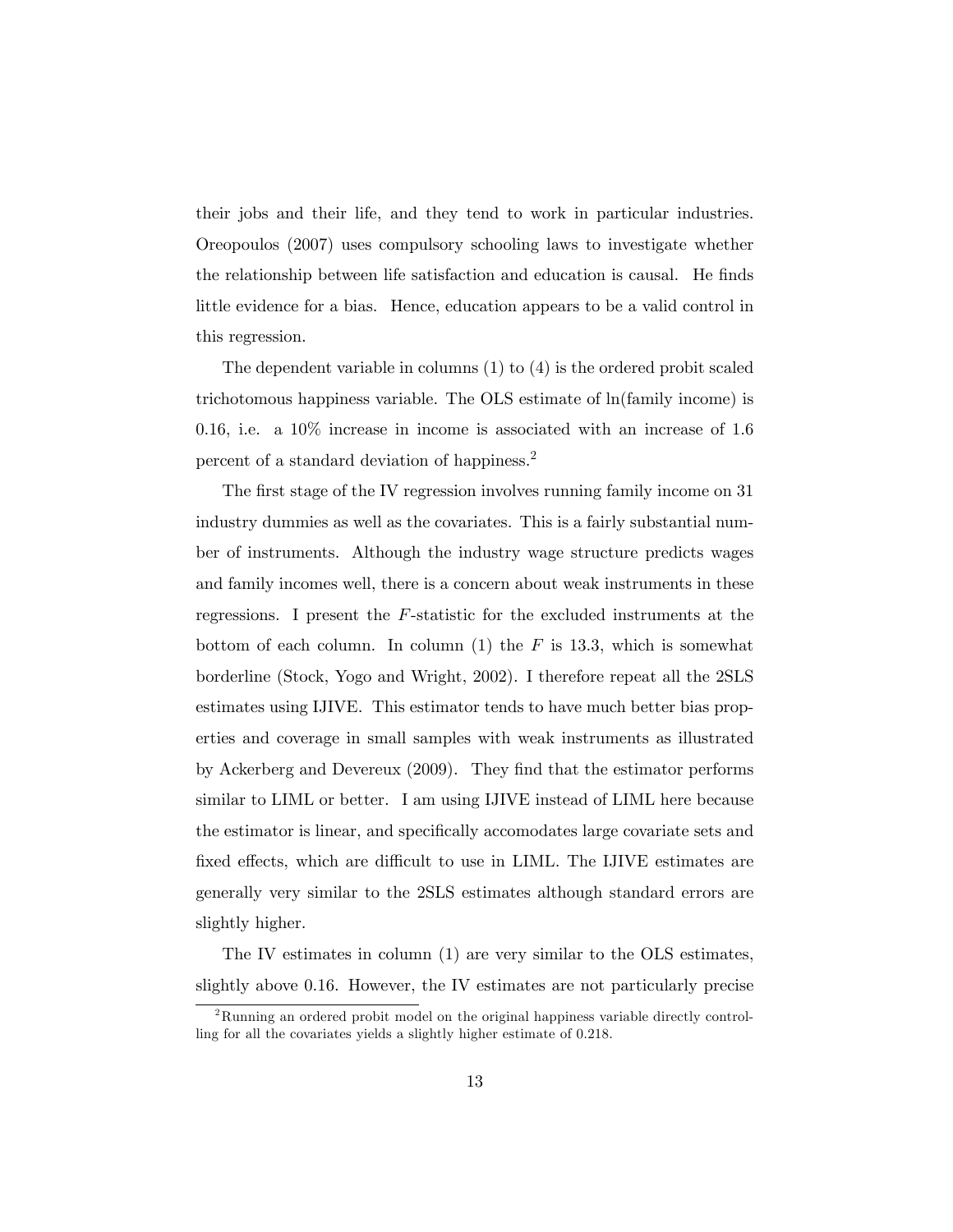their jobs and their life, and they tend to work in particular industries. Oreopoulos (2007) uses compulsory schooling laws to investigate whether the relationship between life satisfaction and education is causal. He finds little evidence for a bias. Hence, education appears to be a valid control in this regression.

The dependent variable in columns (1) to (4) is the ordered probit scaled trichotomous happiness variable. The OLS estimate of ln(family income) is 0.16, i.e. a 10% increase in income is associated with an increase of 1.6 percent of a standard deviation of happiness.[2]

The first stage of the IV regression involves running family income on 31 industry dummies as well as the covariates. This is a fairly substantial number of instruments. Although the industry wage structure predicts wages and family incomes well, there is a concern about weak instruments in these regressions. I present the $F$-statistic for the excluded instruments at the bottom of each column. In column (1) the $F$ is 13.3, which is somewhat borderline (Stock, Yogo and Wright, 2002). I therefore repeat all the 2SLS estimates using IJIVE. This estimator tends to have much better bias properties and coverage in small samples with weak instruments as illustrated by Ackerberg and Devereux (2009). They find that the estimator performs similar to LIML or better. I am using IJIVE instead of LIML here because the estimator is linear, and specifically accomodates large covariate sets and fixed effects, which are difficult to use in LIML. The IJIVE estimates are generally very similar to the 2SLS estimates although standard errors are slightly higher.

The IV estimates in column (1) are very similar to the OLS estimates, slightly above 0.16. However, the IV estimates are not particularly precise

[2] Running an ordered probit model on the original happiness variable directly controlling for all the covariates yields a slightly higher estimate of 0.218.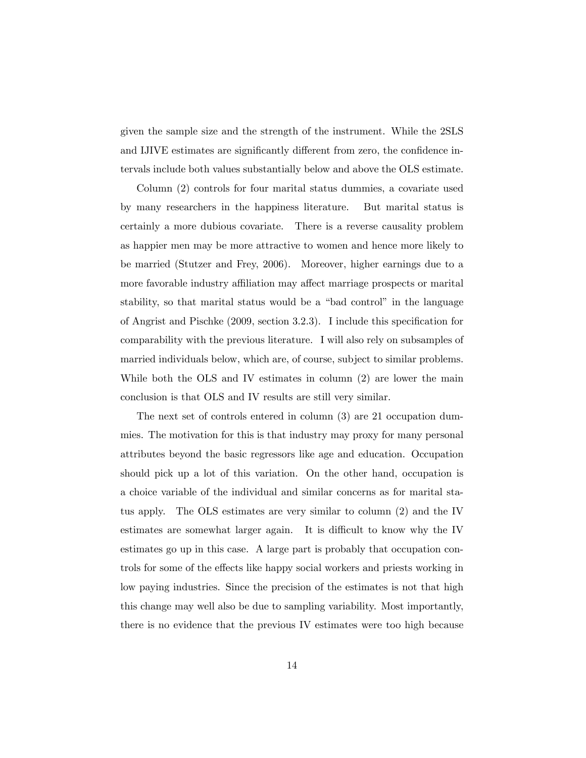given the sample size and the strength of the instrument. While the 2SLS and IJIVE estimates are significantly different from zero, the confidence intervals include both values substantially below and above the OLS estimate.

Column (2) controls for four marital status dummies, a covariate used by many researchers in the happiness literature. But marital status is certainly a more dubious covariate. There is a reverse causality problem as happier men may be more attractive to women and hence more likely to be married (Stutzer and Frey, 2006). Moreover, higher earnings due to a more favorable industry affiliation may affect marriage prospects or marital stability, so that marital status would be a "bad control" in the language of Angrist and Pischke (2009, section 3.2.3). I include this specification for comparability with the previous literature. I will also rely on subsamples of married individuals below, which are, of course, subject to similar problems. While both the OLS and IV estimates in column (2) are lower the main conclusion is that OLS and IV results are still very similar.

The next set of controls entered in column (3) are 21 occupation dummies. The motivation for this is that industry may proxy for many personal attributes beyond the basic regressors like age and education. Occupation should pick up a lot of this variation. On the other hand, occupation is a choice variable of the individual and similar concerns as for marital status apply. The OLS estimates are very similar to column (2) and the IV estimates are somewhat larger again. It is difficult to know why the IV estimates go up in this case. A large part is probably that occupation controls for some of the effects like happy social workers and priests working in low paying industries. Since the precision of the estimates is not that high this change may well also be due to sampling variability. Most importantly, there is no evidence that the previous IV estimates were too high because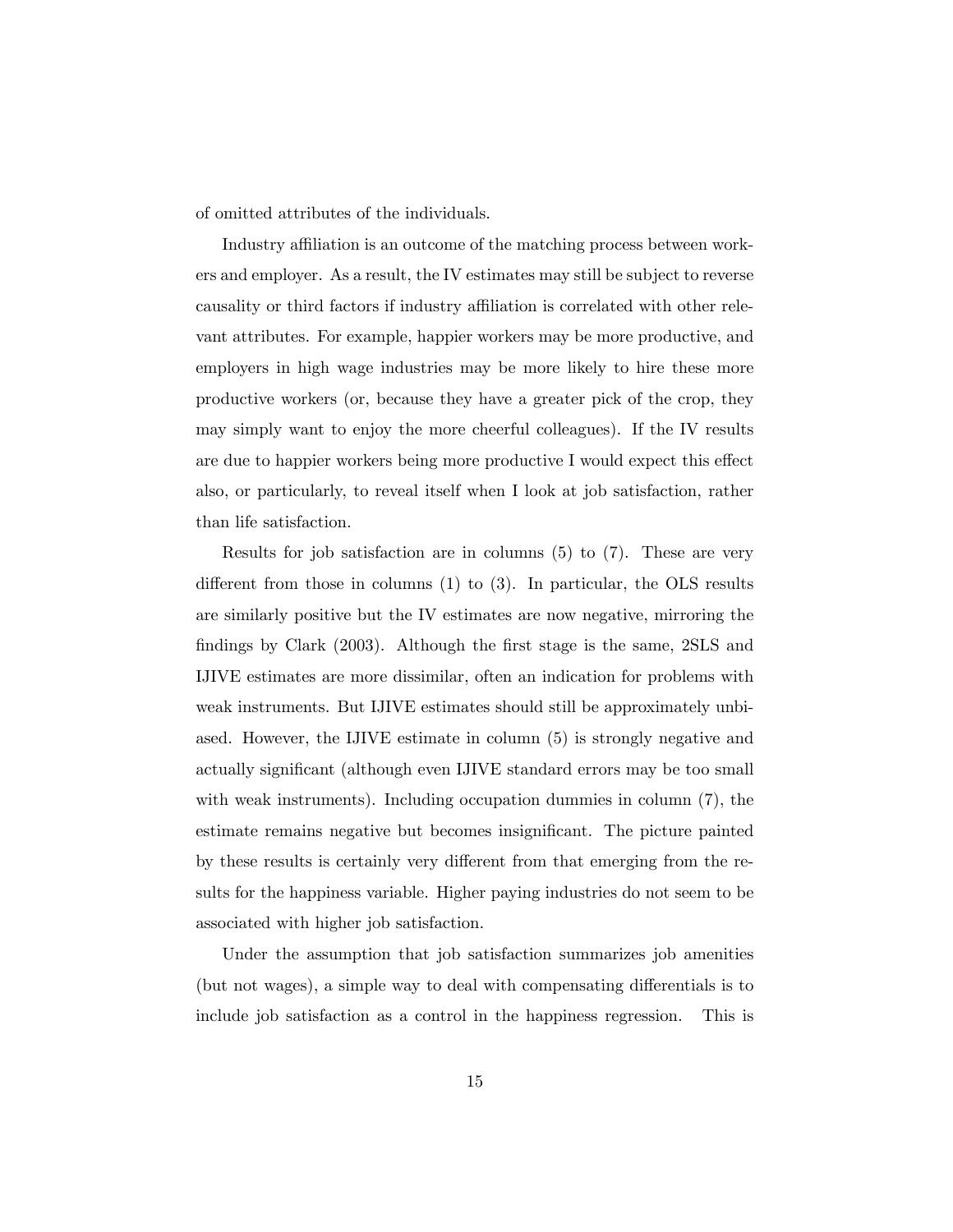of omitted attributes of the individuals.

Industry affiliation is an outcome of the matching process between workers and employer. As a result, the IV estimates may still be subject to reverse causality or third factors if industry affiliation is correlated with other relevant attributes. For example, happier workers may be more productive, and employers in high wage industries may be more likely to hire these more productive workers (or, because they have a greater pick of the crop, they may simply want to enjoy the more cheerful colleagues). If the IV results are due to happier workers being more productive I would expect this effect also, or particularly, to reveal itself when I look at job satisfaction, rather than life satisfaction.

Results for job satisfaction are in columns (5) to (7). These are very different from those in columns (1) to (3). In particular, the OLS results are similarly positive but the IV estimates are now negative, mirroring the findings by Clark (2003). Although the first stage is the same, 2SLS and IJIVE estimates are more dissimilar, often an indication for problems with weak instruments. But IJIVE estimates should still be approximately unbiased. However, the IJIVE estimate in column (5) is strongly negative and actually significant (although even IJIVE standard errors may be too small with weak instruments). Including occupation dummies in column (7), the estimate remains negative but becomes insignificant. The picture painted by these results is certainly very different from that emerging from the results for the happiness variable. Higher paying industries do not seem to be associated with higher job satisfaction.

Under the assumption that job satisfaction summarizes job amenities (but not wages), a simple way to deal with compensating differentials is to include job satisfaction as a control in the happiness regression. This is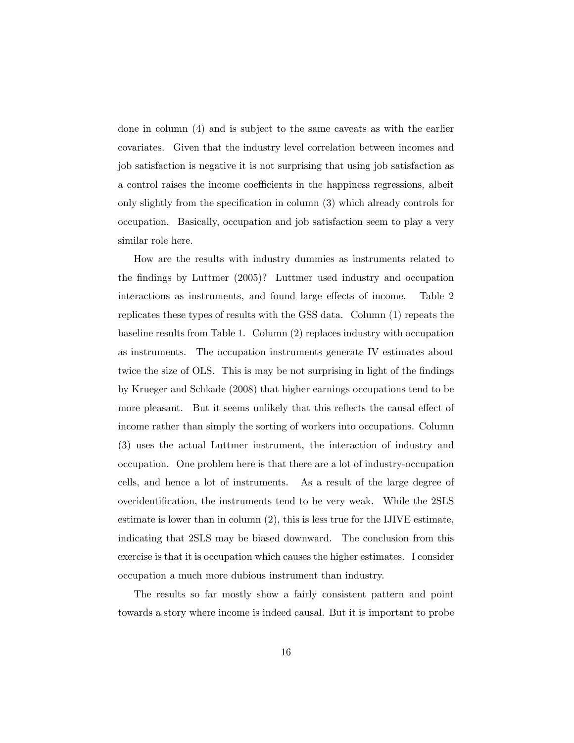done in column (4) and is subject to the same caveats as with the earlier covariates. Given that the industry level correlation between incomes and job satisfaction is negative it is not surprising that using job satisfaction as a control raises the income coefficients in the happiness regressions, albeit only slightly from the specification in column (3) which already controls for occupation. Basically, occupation and job satisfaction seem to play a very similar role here.

How are the results with industry dummies as instruments related to the findings by Luttmer (2005)? Luttmer used industry and occupation interactions as instruments, and found large effects of income. Table 2 replicates these types of results with the GSS data. Column (1) repeats the baseline results from Table 1. Column (2) replaces industry with occupation as instruments. The occupation instruments generate IV estimates about twice the size of OLS. This is may be not surprising in light of the findings by Krueger and Schkade (2008) that higher earnings occupations tend to be more pleasant. But it seems unlikely that this reflects the causal effect of income rather than simply the sorting of workers into occupations. Column (3) uses the actual Luttmer instrument, the interaction of industry and occupation. One problem here is that there are a lot of industry-occupation cells, and hence a lot of instruments. As a result of the large degree of overidentification, the instruments tend to be very weak. While the 2SLS estimate is lower than in column (2), this is less true for the IJIVE estimate, indicating that 2SLS may be biased downward. The conclusion from this exercise is that it is occupation which causes the higher estimates. I consider occupation a much more dubious instrument than industry.

The results so far mostly show a fairly consistent pattern and point towards a story where income is indeed causal. But it is important to probe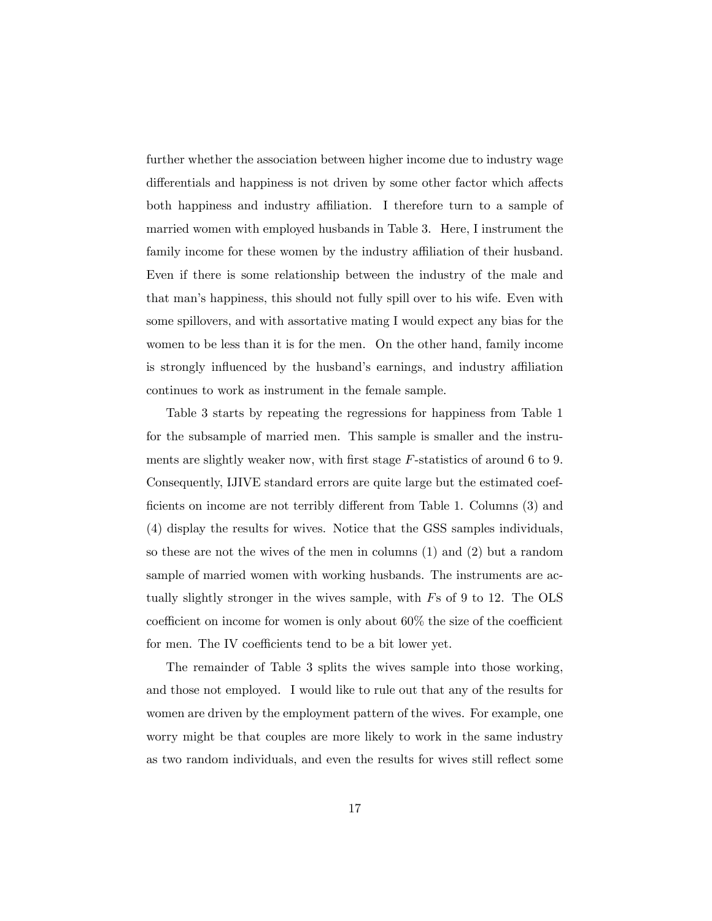further whether the association between higher income due to industry wage differentials and happiness is not driven by some other factor which affects both happiness and industry affiliation. I therefore turn to a sample of married women with employed husbands in Table 3. Here, I instrument the family income for these women by the industry affiliation of their husband. Even if there is some relationship between the industry of the male and that man's happiness, this should not fully spill over to his wife. Even with some spillovers, and with assortative mating I would expect any bias for the women to be less than it is for the men. On the other hand, family income is strongly influenced by the husband's earnings, and industry affiliation continues to work as instrument in the female sample.

Table 3 starts by repeating the regressions for happiness from Table 1 for the subsample of married men. This sample is smaller and the instruments are slightly weaker now, with first stage $F$-statistics of around 6 to 9. Consequently, IJIVE standard errors are quite large but the estimated coefficients on income are not terribly different from Table 1. Columns (3) and (4) display the results for wives. Notice that the GSS samples individuals, so these are not the wives of the men in columns (1) and (2) but a random sample of married women with working husbands. The instruments are actually slightly stronger in the wives sample, with $F$s of 9 to 12. The OLS coefficient on income for women is only about 60% the size of the coefficient for men. The IV coefficients tend to be a bit lower yet.

The remainder of Table 3 splits the wives sample into those working, and those not employed. I would like to rule out that any of the results for women are driven by the employment pattern of the wives. For example, one worry might be that couples are more likely to work in the same industry as two random individuals, and even the results for wives still reflect some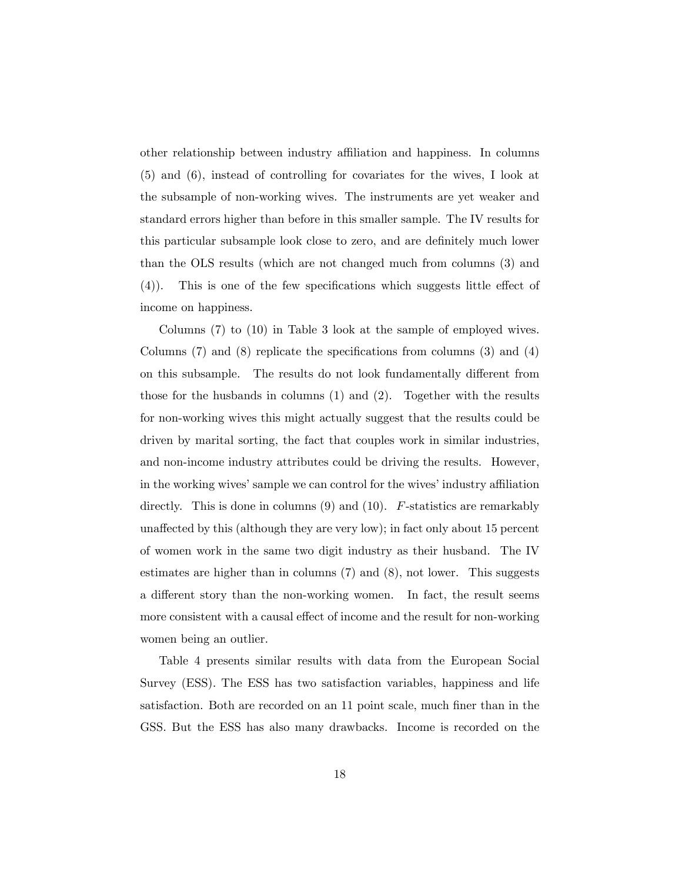other relationship between industry affiliation and happiness. In columns (5) and (6), instead of controlling for covariates for the wives, I look at the subsample of non-working wives. The instruments are yet weaker and standard errors higher than before in this smaller sample. The IV results for this particular subsample look close to zero, and are definitely much lower than the OLS results (which are not changed much from columns (3) and (4)). This is one of the few specifications which suggests little effect of income on happiness.

Columns (7) to (10) in Table 3 look at the sample of employed wives. Columns (7) and (8) replicate the specifications from columns (3) and (4) on this subsample. The results do not look fundamentally different from those for the husbands in columns (1) and (2). Together with the results for non-working wives this might actually suggest that the results could be driven by marital sorting, the fact that couples work in similar industries, and non-income industry attributes could be driving the results. However, in the working wives' sample we can control for the wives' industry affiliation directly. This is done in columns (9) and (10). $F$-statistics are remarkably unaffected by this (although they are very low); in fact only about 15 percent of women work in the same two digit industry as their husband. The IV estimates are higher than in columns (7) and (8), not lower. This suggests a different story than the non-working women. In fact, the result seems more consistent with a causal effect of income and the result for non-working women being an outlier.

Table 4 presents similar results with data from the European Social Survey (ESS). The ESS has two satisfaction variables, happiness and life satisfaction. Both are recorded on an 11 point scale, much finer than in the GSS. But the ESS has also many drawbacks. Income is recorded on the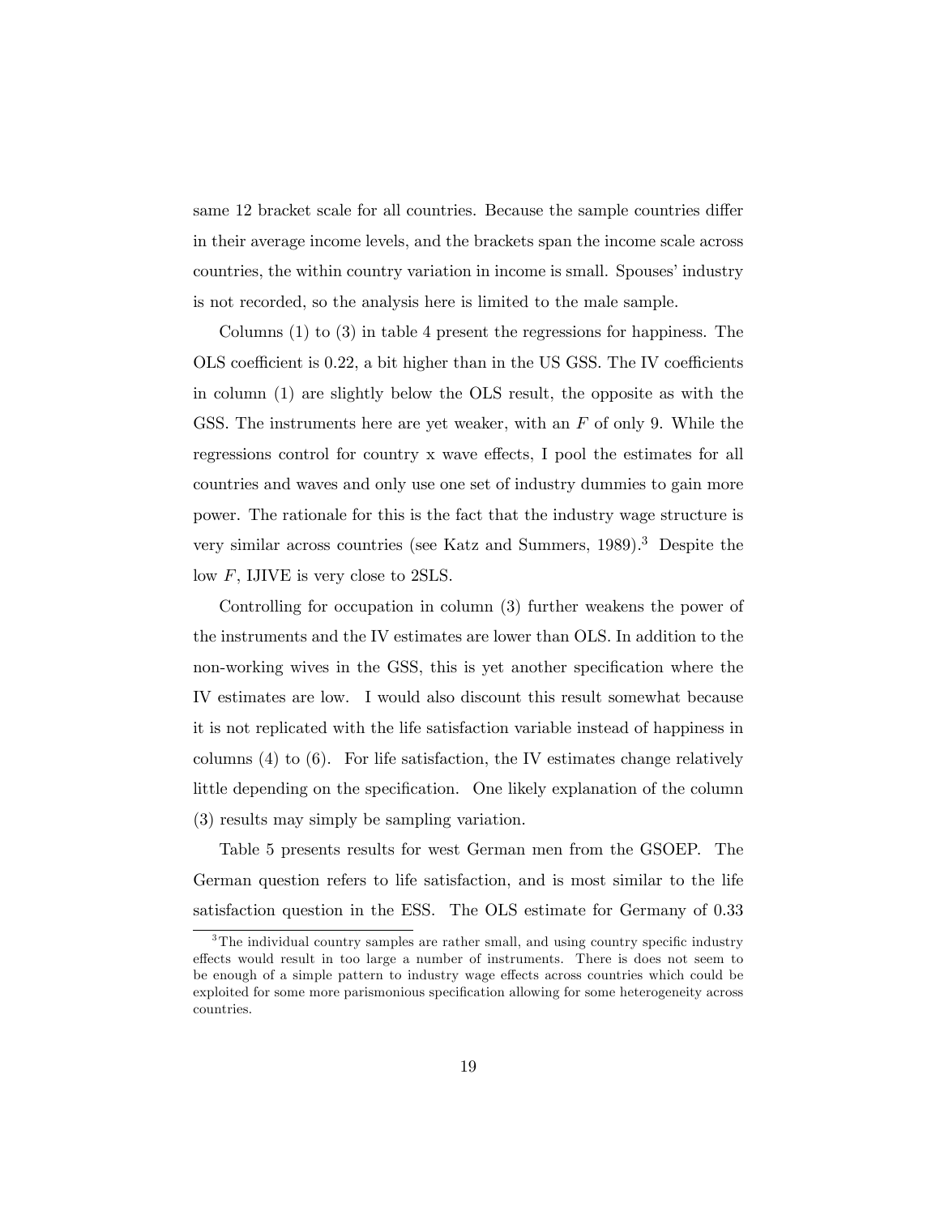same 12 bracket scale for all countries. Because the sample countries differ in their average income levels, and the brackets span the income scale across countries, the within country variation in income is small. Spouses' industry is not recorded, so the analysis here is limited to the male sample.

Columns (1) to (3) in table 4 present the regressions for happiness. The OLS coefficient is 0.22, a bit higher than in the US GSS. The IV coefficients in column (1) are slightly below the OLS result, the opposite as with the GSS. The instruments here are yet weaker, with an $F$ of only 9. While the regressions control for country x wave effects, I pool the estimates for all countries and waves and only use one set of industry dummies to gain more power. The rationale for this is the fact that the industry wage structure is very similar across countries (see Katz and Summers, 1989).[3] Despite the low $F$, IJIVE is very close to 2SLS.

Controlling for occupation in column (3) further weakens the power of the instruments and the IV estimates are lower than OLS. In addition to the non-working wives in the GSS, this is yet another specification where the IV estimates are low. I would also discount this result somewhat because it is not replicated with the life satisfaction variable instead of happiness in columns (4) to (6). For life satisfaction, the IV estimates change relatively little depending on the specification. One likely explanation of the column (3) results may simply be sampling variation.

Table 5 presents results for west German men from the GSOEP. The German question refers to life satisfaction, and is most similar to the life satisfaction question in the ESS. The OLS estimate for Germany of 0.33

[3]The individual country samples are rather small, and using country specific industry effects would result in too large a number of instruments. There is does not seem to be enough of a simple pattern to industry wage effects across countries which could be exploited for some more parismonious specification allowing for some heterogeneity across countries.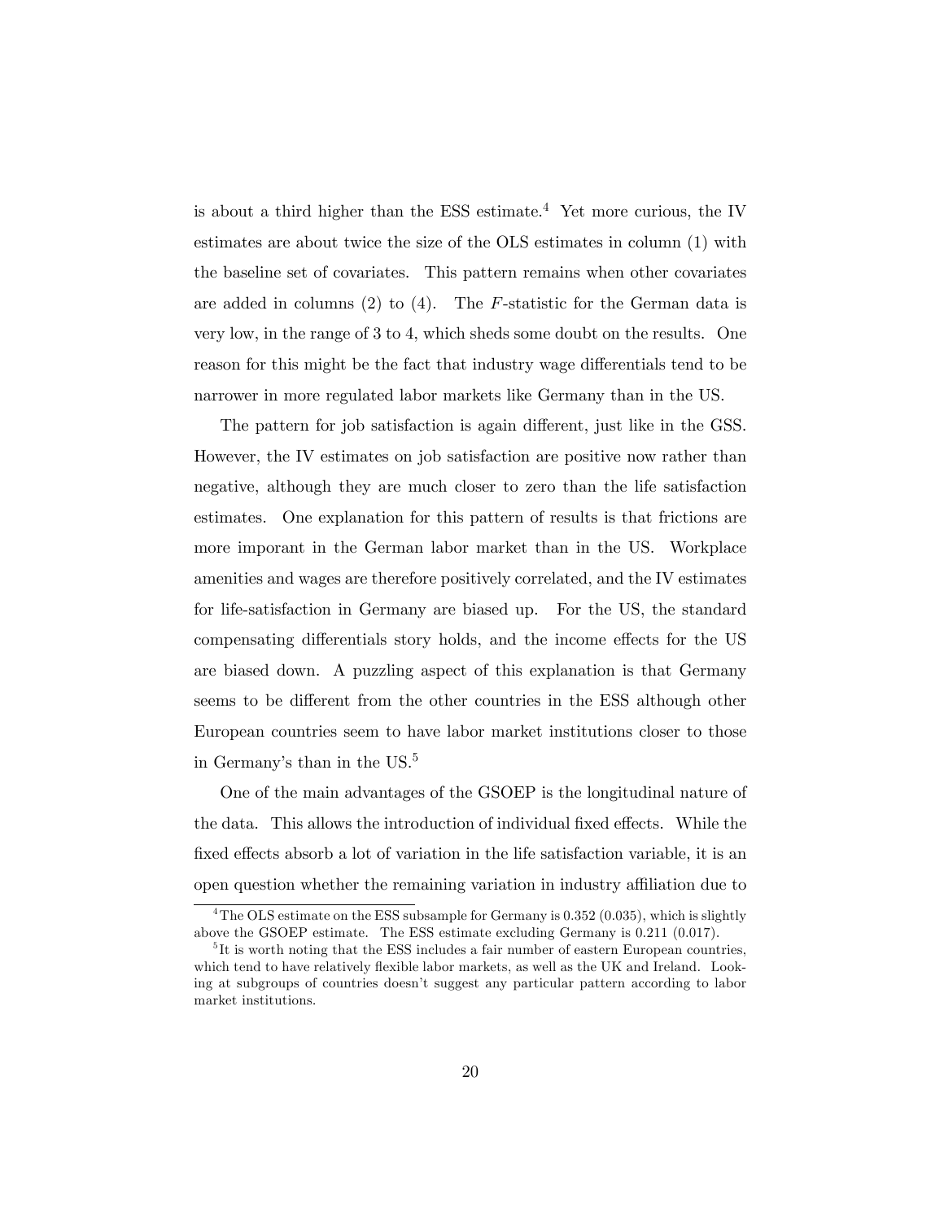is about a third higher than the ESS estimate.[4] Yet more curious, the IV estimates are about twice the size of the OLS estimates in column (1) with the baseline set of covariates. This pattern remains when other covariates are added in columns (2) to (4). The $F$-statistic for the German data is very low, in the range of 3 to 4, which sheds some doubt on the results. One reason for this might be the fact that industry wage differentials tend to be narrower in more regulated labor markets like Germany than in the US.

The pattern for job satisfaction is again different, just like in the GSS. However, the IV estimates on job satisfaction are positive now rather than negative, although they are much closer to zero than the life satisfaction estimates. One explanation for this pattern of results is that frictions are more imporant in the German labor market than in the US. Workplace amenities and wages are therefore positively correlated, and the IV estimates for life-satisfaction in Germany are biased up. For the US, the standard compensating differentials story holds, and the income effects for the US are biased down. A puzzling aspect of this explanation is that Germany seems to be different from the other countries in the ESS although other European countries seem to have labor market institutions closer to those in Germany's than in the US.[5]

One of the main advantages of the GSOEP is the longitudinal nature of the data. This allows the introduction of individual fixed effects. While the fixed effects absorb a lot of variation in the life satisfaction variable, it is an open question whether the remaining variation in industry affiliation due to

[4] The OLS estimate on the ESS subsample for Germany is 0.352 (0.035), which is slightly above the GSOEP estimate. The ESS estimate excluding Germany is 0.211 (0.017).

[5] It is worth noting that the ESS includes a fair number of eastern European countries, which tend to have relatively flexible labor markets, as well as the UK and Ireland. Looking at subgroups of countries doesn't suggest any particular pattern according to labor market institutions.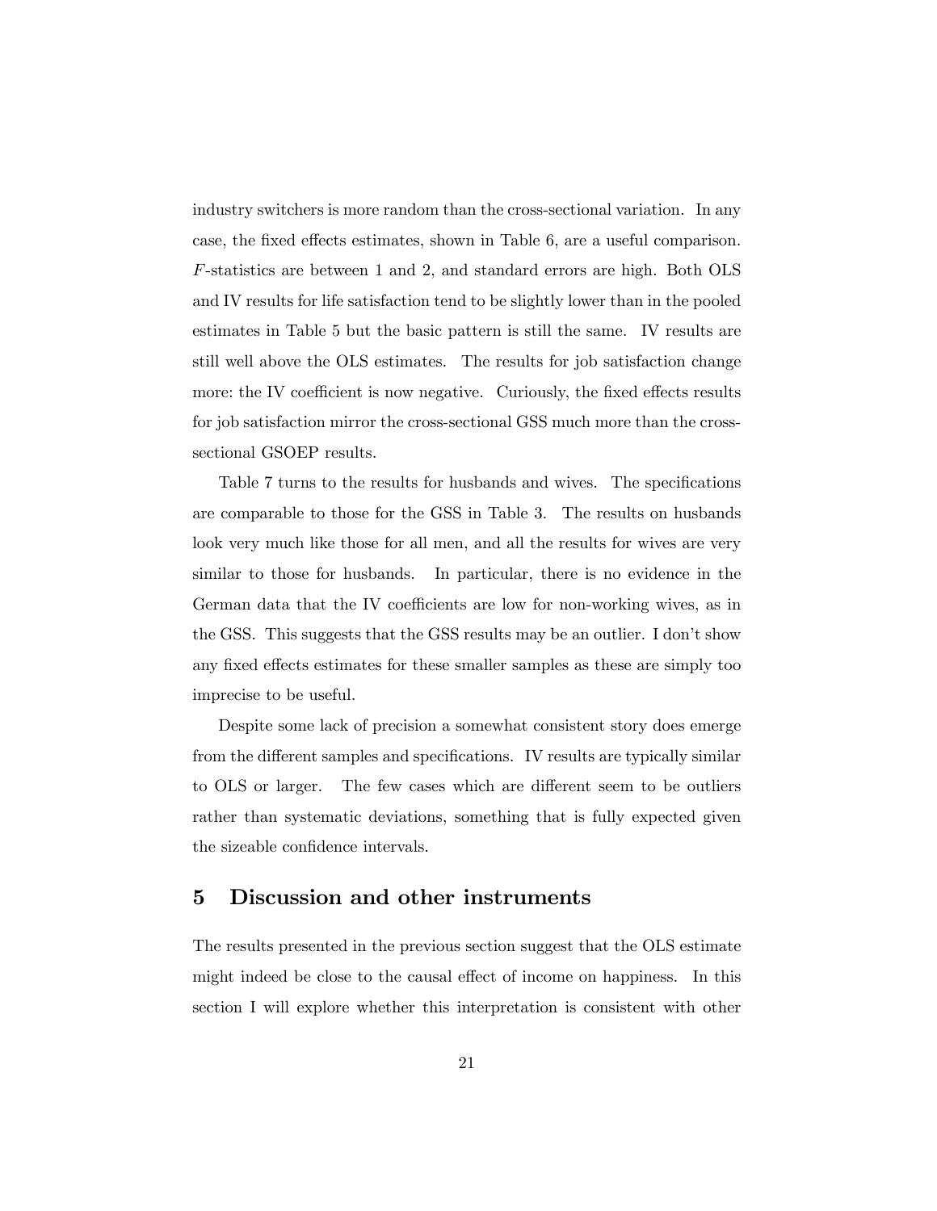industry switchers is more random than the cross-sectional variation. In any case, the fixed effects estimates, shown in Table 6, are a useful comparison. $F$-statistics are between 1 and 2, and standard errors are high. Both OLS and IV results for life satisfaction tend to be slightly lower than in the pooled estimates in Table 5 but the basic pattern is still the same. IV results are still well above the OLS estimates. The results for job satisfaction change more: the IV coefficient is now negative. Curiously, the fixed effects results for job satisfaction mirror the cross-sectional GSS much more than the cross-sectional GSOEP results.

Table 7 turns to the results for husbands and wives. The specifications are comparable to those for the GSS in Table 3. The results on husbands look very much like those for all men, and all the results for wives are very similar to those for husbands. In particular, there is no evidence in the German data that the IV coefficients are low for non-working wives, as in the GSS. This suggests that the GSS results may be an outlier. I don't show any fixed effects estimates for these smaller samples as these are simply too imprecise to be useful.

Despite some lack of precision a somewhat consistent story does emerge from the different samples and specifications. IV results are typically similar to OLS or larger. The few cases which are different seem to be outliers rather than systematic deviations, something that is fully expected given the sizeable confidence intervals.

## 5 Discussion and other instruments

The results presented in the previous section suggest that the OLS estimate might indeed be close to the causal effect of income on happiness. In this section I will explore whether this interpretation is consistent with other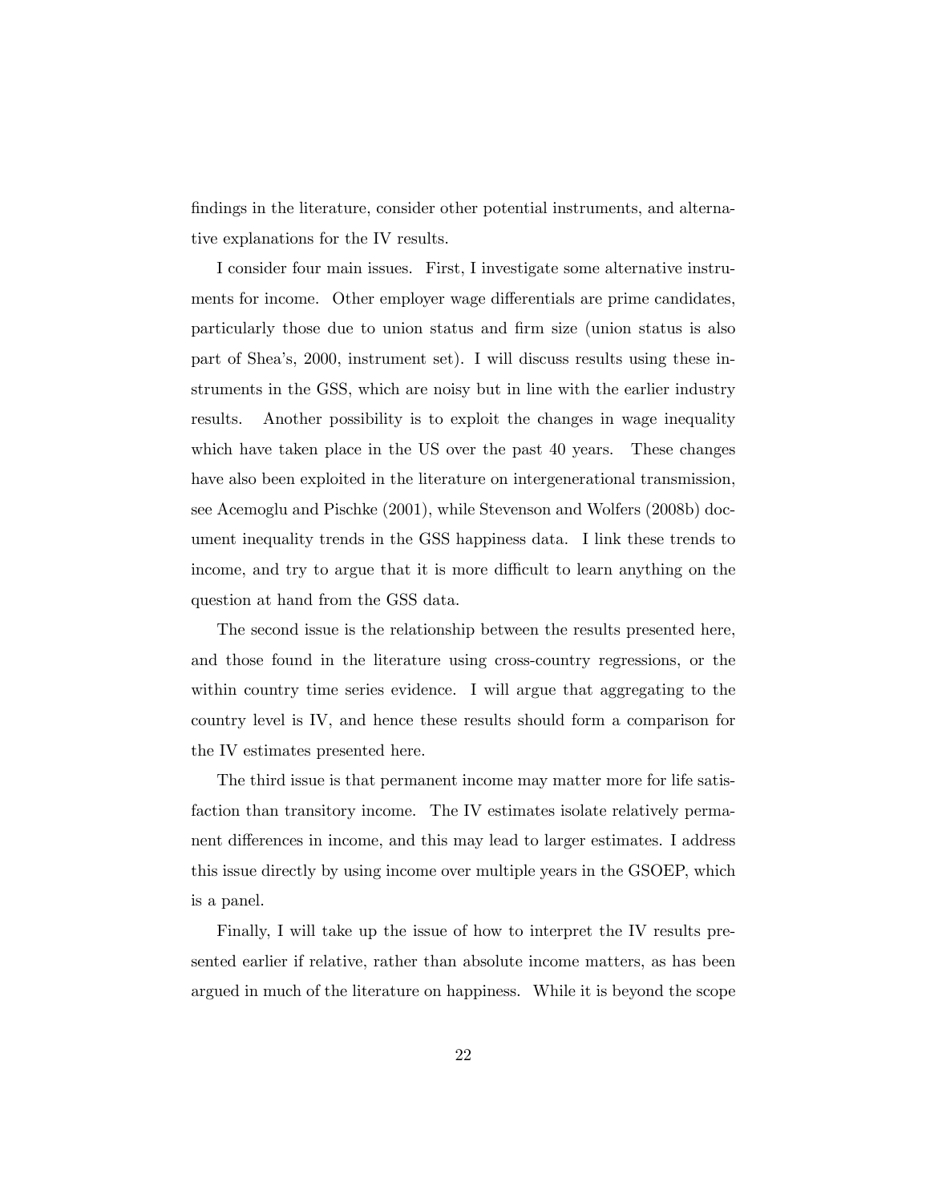findings in the literature, consider other potential instruments, and alternative explanations for the IV results.

I consider four main issues. First, I investigate some alternative instruments for income. Other employer wage differentials are prime candidates, particularly those due to union status and firm size (union status is also part of Shea's, 2000, instrument set). I will discuss results using these instruments in the GSS, which are noisy but in line with the earlier industry results. Another possibility is to exploit the changes in wage inequality which have taken place in the US over the past 40 years. These changes have also been exploited in the literature on intergenerational transmission, see Acemoglu and Pischke (2001), while Stevenson and Wolfers (2008b) document inequality trends in the GSS happiness data. I link these trends to income, and try to argue that it is more difficult to learn anything on the question at hand from the GSS data.

The second issue is the relationship between the results presented here, and those found in the literature using cross-country regressions, or the within country time series evidence. I will argue that aggregating to the country level is IV, and hence these results should form a comparison for the IV estimates presented here.

The third issue is that permanent income may matter more for life satisfaction than transitory income. The IV estimates isolate relatively permanent differences in income, and this may lead to larger estimates. I address this issue directly by using income over multiple years in the GSOEP, which is a panel.

Finally, I will take up the issue of how to interpret the IV results presented earlier if relative, rather than absolute income matters, as has been argued in much of the literature on happiness. While it is beyond the scope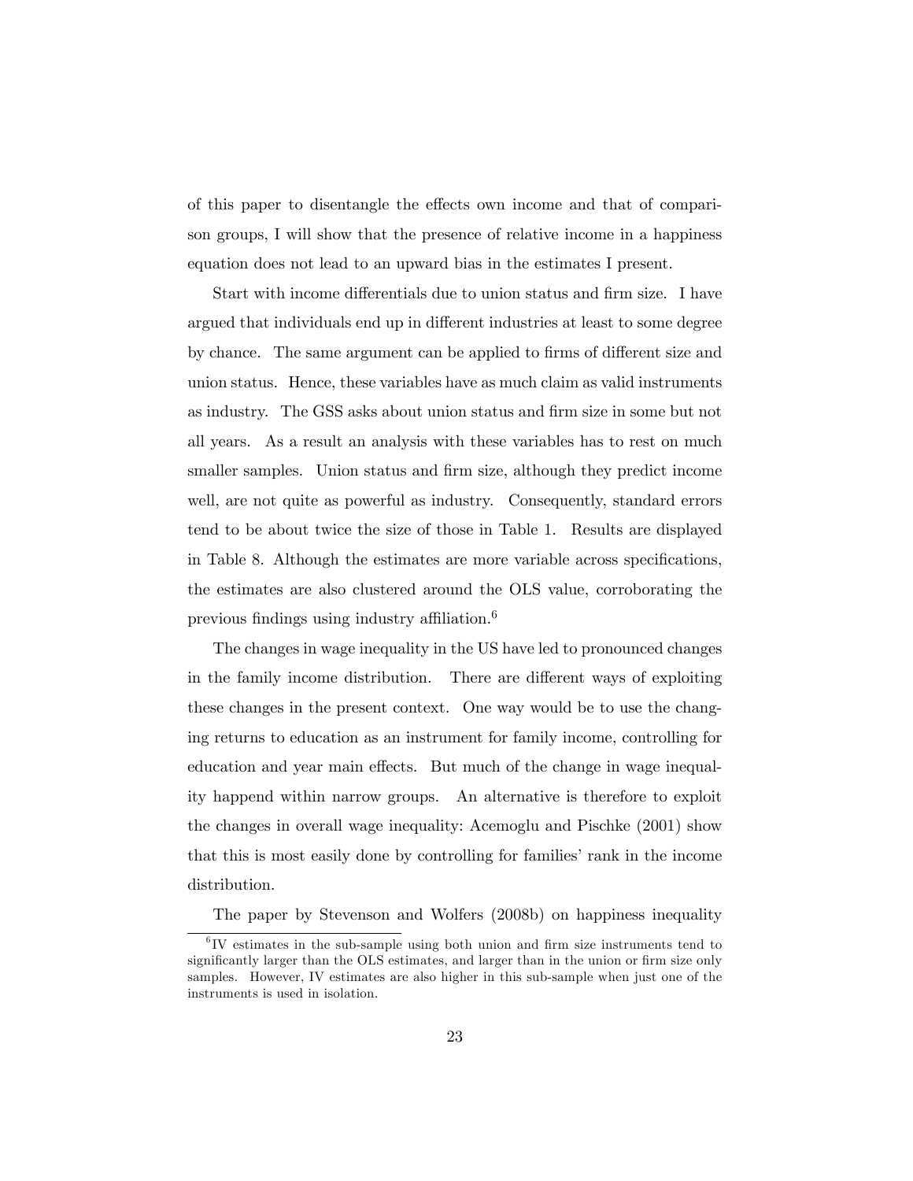of this paper to disentangle the effects own income and that of comparison groups, I will show that the presence of relative income in a happiness equation does not lead to an upward bias in the estimates I present.

Start with income differentials due to union status and firm size. I have argued that individuals end up in different industries at least to some degree by chance. The same argument can be applied to firms of different size and union status. Hence, these variables have as much claim as valid instruments as industry. The GSS asks about union status and firm size in some but not all years. As a result an analysis with these variables has to rest on much smaller samples. Union status and firm size, although they predict income well, are not quite as powerful as industry. Consequently, standard errors tend to be about twice the size of those in Table 1. Results are displayed in Table 8. Although the estimates are more variable across specifications, the estimates are also clustered around the OLS value, corroborating the previous findings using industry affiliation.[6]

The changes in wage inequality in the US have led to pronounced changes in the family income distribution. There are different ways of exploiting these changes in the present context. One way would be to use the changing returns to education as an instrument for family income, controlling for education and year main effects. But much of the change in wage inequality happend within narrow groups. An alternative is therefore to exploit the changes in overall wage inequality: Acemoglu and Pischke (2001) show that this is most easily done by controlling for families' rank in the income distribution.

The paper by Stevenson and Wolfers (2008b) on happiness inequality

[6]IV estimates in the sub-sample using both union and firm size instruments tend to significantly larger than the OLS estimates, and larger than in the union or firm size only samples. However, IV estimates are also higher in this sub-sample when just one of the instruments is used in isolation.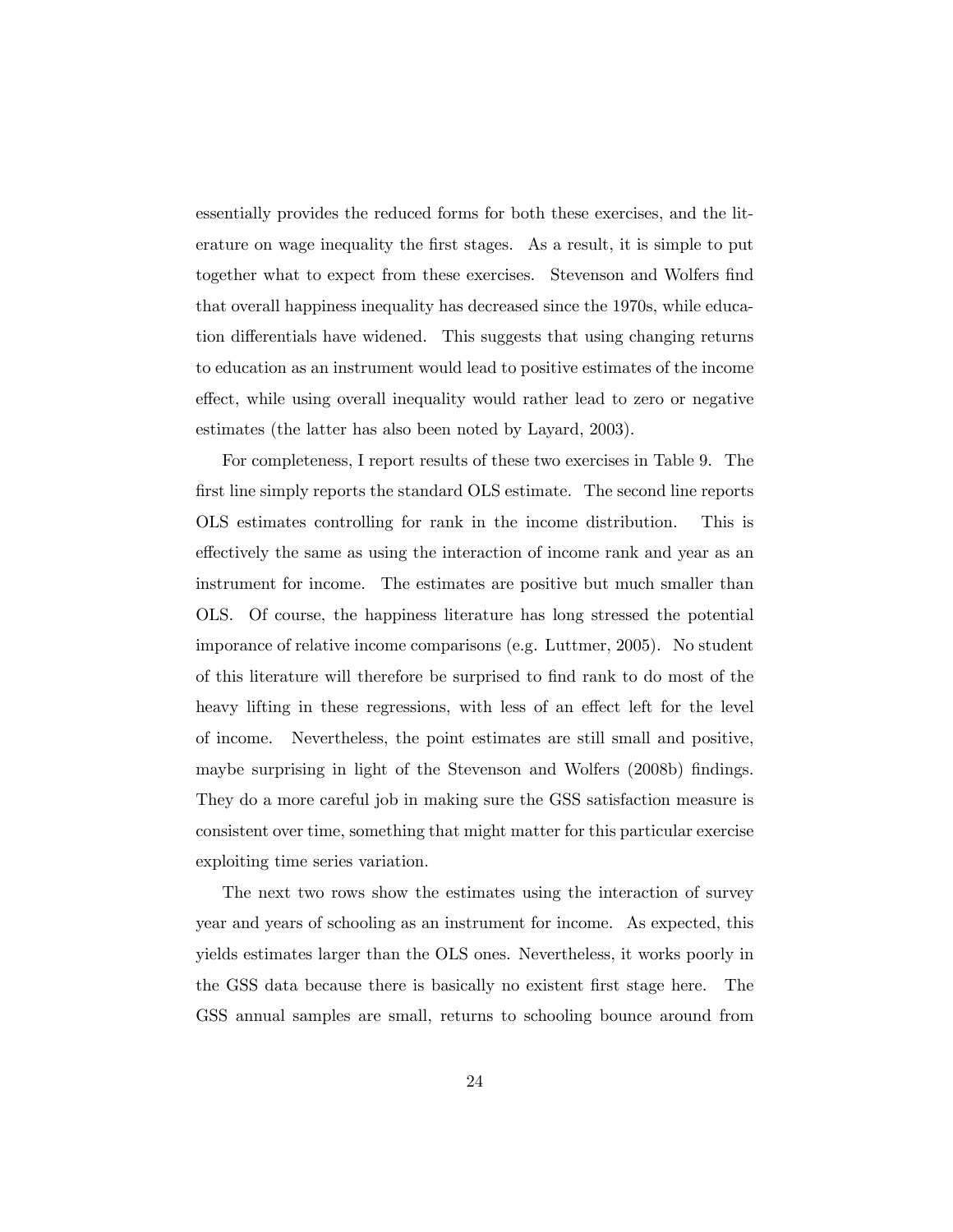essentially provides the reduced forms for both these exercises, and the literature on wage inequality the first stages. As a result, it is simple to put together what to expect from these exercises. Stevenson and Wolfers find that overall happiness inequality has decreased since the 1970s, while education differentials have widened. This suggests that using changing returns to education as an instrument would lead to positive estimates of the income effect, while using overall inequality would rather lead to zero or negative estimates (the latter has also been noted by Layard, 2003).

For completeness, I report results of these two exercises in Table 9. The first line simply reports the standard OLS estimate. The second line reports OLS estimates controlling for rank in the income distribution. This is effectively the same as using the interaction of income rank and year as an instrument for income. The estimates are positive but much smaller than OLS. Of course, the happiness literature has long stressed the potential imporance of relative income comparisons (e.g. Luttmer, 2005). No student of this literature will therefore be surprised to find rank to do most of the heavy lifting in these regressions, with less of an effect left for the level of income. Nevertheless, the point estimates are still small and positive, maybe surprising in light of the Stevenson and Wolfers (2008b) findings. They do a more careful job in making sure the GSS satisfaction measure is consistent over time, something that might matter for this particular exercise exploiting time series variation.

The next two rows show the estimates using the interaction of survey year and years of schooling as an instrument for income. As expected, this yields estimates larger than the OLS ones. Nevertheless, it works poorly in the GSS data because there is basically no existent first stage here. The GSS annual samples are small, returns to schooling bounce around from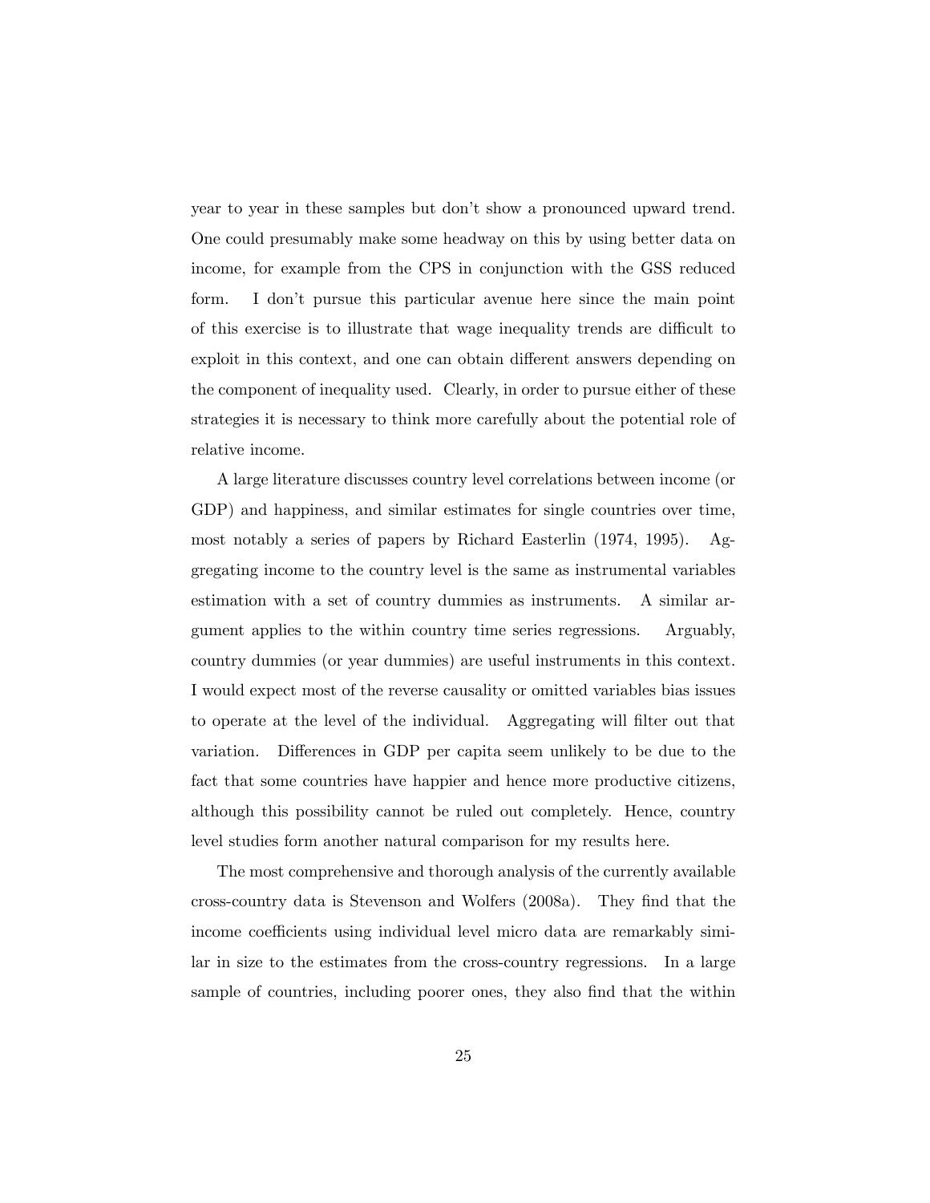year to year in these samples but don't show a pronounced upward trend. One could presumably make some headway on this by using better data on income, for example from the CPS in conjunction with the GSS reduced form. I don't pursue this particular avenue here since the main point of this exercise is to illustrate that wage inequality trends are difficult to exploit in this context, and one can obtain different answers depending on the component of inequality used. Clearly, in order to pursue either of these strategies it is necessary to think more carefully about the potential role of relative income.

A large literature discusses country level correlations between income (or GDP) and happiness, and similar estimates for single countries over time, most notably a series of papers by Richard Easterlin (1974, 1995). Aggregating income to the country level is the same as instrumental variables estimation with a set of country dummies as instruments. A similar argument applies to the within country time series regressions. Arguably, country dummies (or year dummies) are useful instruments in this context. I would expect most of the reverse causality or omitted variables bias issues to operate at the level of the individual. Aggregating will filter out that variation. Differences in GDP per capita seem unlikely to be due to the fact that some countries have happier and hence more productive citizens, although this possibility cannot be ruled out completely. Hence, country level studies form another natural comparison for my results here.

The most comprehensive and thorough analysis of the currently available cross-country data is Stevenson and Wolfers (2008a). They find that the income coefficients using individual level micro data are remarkably similar in size to the estimates from the cross-country regressions. In a large sample of countries, including poorer ones, they also find that the within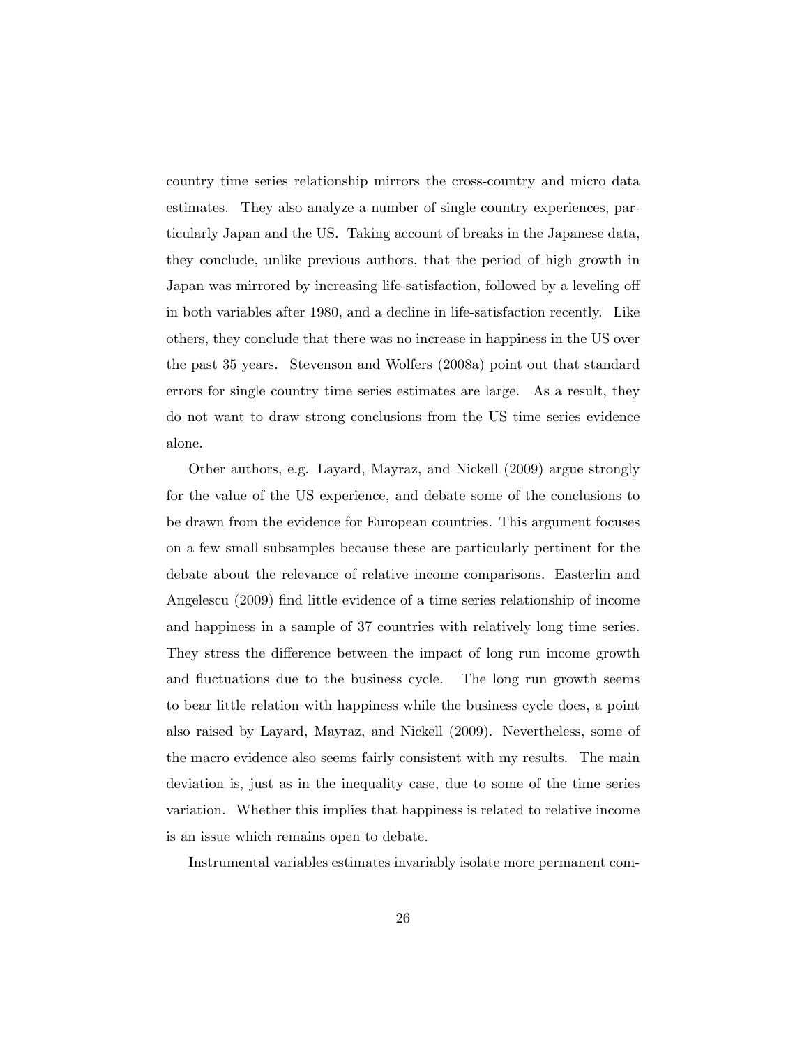country time series relationship mirrors the cross-country and micro data estimates. They also analyze a number of single country experiences, particularly Japan and the US. Taking account of breaks in the Japanese data, they conclude, unlike previous authors, that the period of high growth in Japan was mirrored by increasing life-satisfaction, followed by a leveling off in both variables after 1980, and a decline in life-satisfaction recently. Like others, they conclude that there was no increase in happiness in the US over the past 35 years. Stevenson and Wolfers (2008a) point out that standard errors for single country time series estimates are large. As a result, they do not want to draw strong conclusions from the US time series evidence alone.

Other authors, e.g. Layard, Mayraz, and Nickell (2009) argue strongly for the value of the US experience, and debate some of the conclusions to be drawn from the evidence for European countries. This argument focuses on a few small subsamples because these are particularly pertinent for the debate about the relevance of relative income comparisons. Easterlin and Angelescu (2009) find little evidence of a time series relationship of income and happiness in a sample of 37 countries with relatively long time series. They stress the difference between the impact of long run income growth and fluctuations due to the business cycle. The long run growth seems to bear little relation with happiness while the business cycle does, a point also raised by Layard, Mayraz, and Nickell (2009). Nevertheless, some of the macro evidence also seems fairly consistent with my results. The main deviation is, just as in the inequality case, due to some of the time series variation. Whether this implies that happiness is related to relative income is an issue which remains open to debate.

Instrumental variables estimates invariably isolate more permanent com-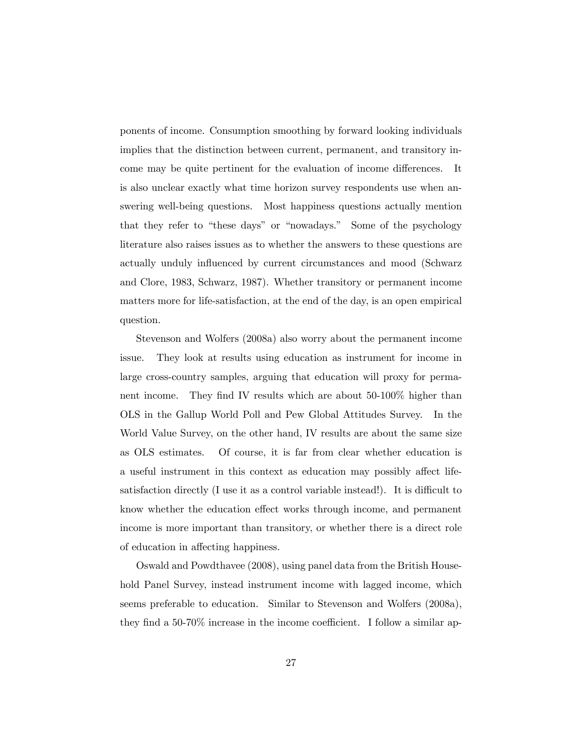ponents of income. Consumption smoothing by forward looking individuals implies that the distinction between current, permanent, and transitory income may be quite pertinent for the evaluation of income differences. It is also unclear exactly what time horizon survey respondents use when answering well-being questions. Most happiness questions actually mention that they refer to "these days" or "nowadays." Some of the psychology literature also raises issues as to whether the answers to these questions are actually unduly influenced by current circumstances and mood (Schwarz and Clore, 1983, Schwarz, 1987). Whether transitory or permanent income matters more for life-satisfaction, at the end of the day, is an open empirical question.

Stevenson and Wolfers (2008a) also worry about the permanent income issue. They look at results using education as instrument for income in large cross-country samples, arguing that education will proxy for permanent income. They find IV results which are about 50-100% higher than OLS in the Gallup World Poll and Pew Global Attitudes Survey. In the World Value Survey, on the other hand, IV results are about the same size as OLS estimates. Of course, it is far from clear whether education is a useful instrument in this context as education may possibly affect life-satisfaction directly (I use it as a control variable instead!). It is difficult to know whether the education effect works through income, and permanent income is more important than transitory, or whether there is a direct role of education in affecting happiness.

Oswald and Powdthavee (2008), using panel data from the British Household Panel Survey, instead instrument income with lagged income, which seems preferable to education. Similar to Stevenson and Wolfers (2008a), they find a 50-70% increase in the income coefficient. I follow a similar ap-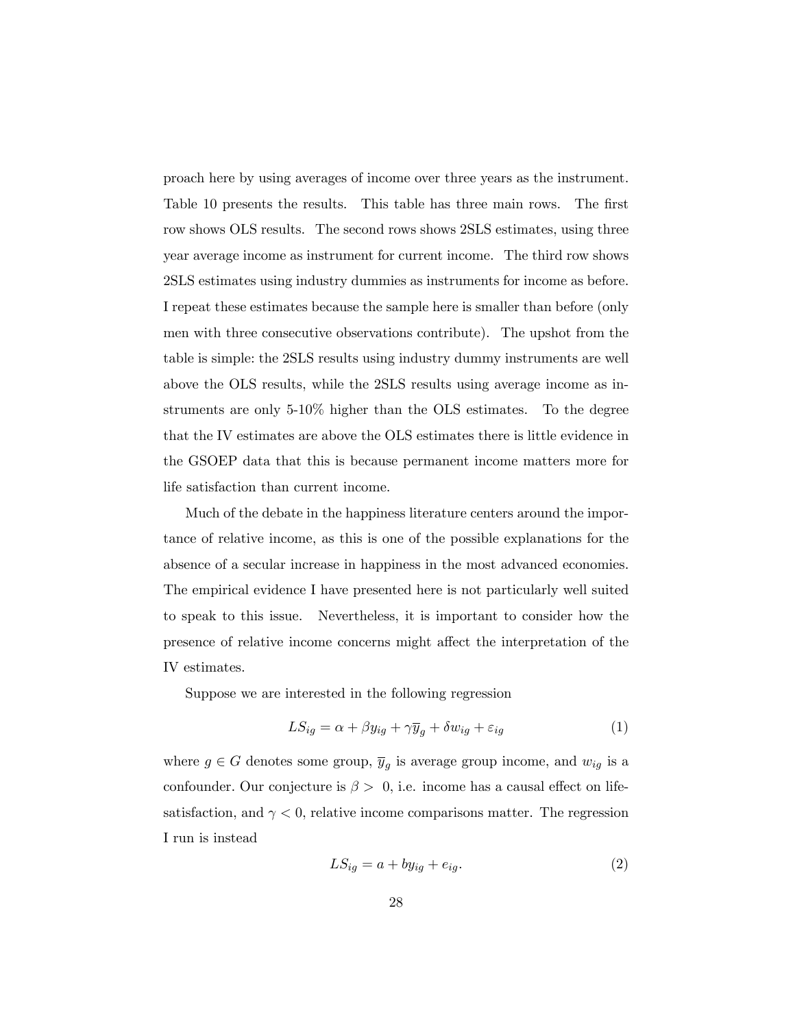proach here by using averages of income over three years as the instrument. Table 10 presents the results. This table has three main rows. The first row shows OLS results. The second rows shows 2SLS estimates, using three year average income as instrument for current income. The third row shows 2SLS estimates using industry dummies as instruments for income as before. I repeat these estimates because the sample here is smaller than before (only men with three consecutive observations contribute). The upshot from the table is simple: the 2SLS results using industry dummy instruments are well above the OLS results, while the 2SLS results using average income as instruments are only 5-10% higher than the OLS estimates. To the degree that the IV estimates are above the OLS estimates there is little evidence in the GSOEP data that this is because permanent income matters more for life satisfaction than current income.

Much of the debate in the happiness literature centers around the importance of relative income, as this is one of the possible explanations for the absence of a secular increase in happiness in the most advanced economies. The empirical evidence I have presented here is not particularly well suited to speak to this issue. Nevertheless, it is important to consider how the presence of relative income concerns might affect the interpretation of the IV estimates.

Suppose we are interested in the following regression

$$LS_{ig} = \alpha + \beta y_{ig} + \gamma \overline{y}_g + \delta w_{ig} + \varepsilon_{ig} \tag{1}$$

where $g \in G$ denotes some group, $\overline{y}_g$ is average group income, and $w_{ig}$ is a confounder. Our conjecture is $\beta > 0$, i.e. income has a causal effect on life-satisfaction, and $\gamma < 0$, relative income comparisons matter. The regression I run is instead

$$LS_{ig} = a + b y_{ig} + e_{ig}. \tag{2}$$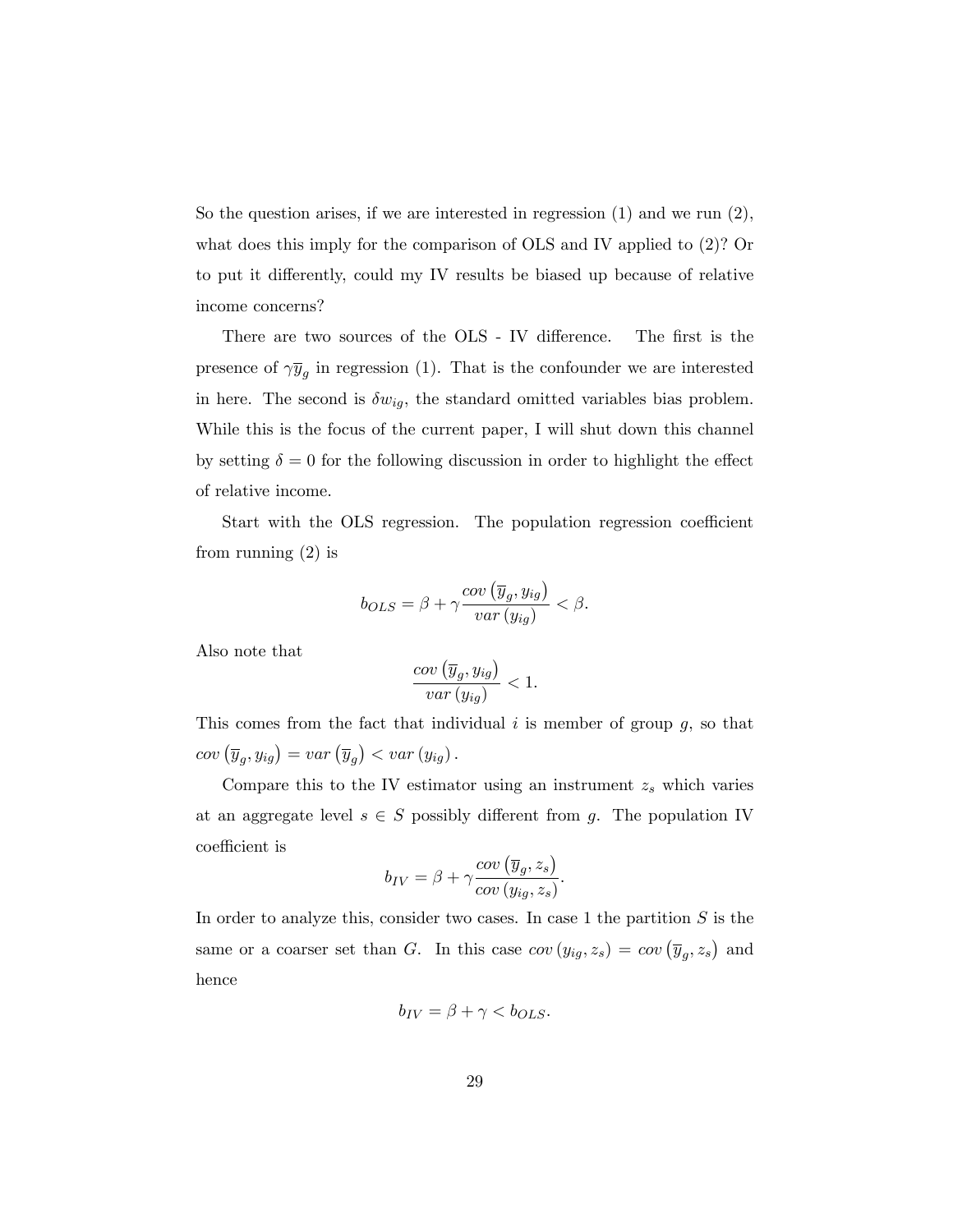So the question arises, if we are interested in regression (1) and we run (2), what does this imply for the comparison of OLS and IV applied to (2)? Or to put it differently, could my IV results be biased up because of relative income concerns?

There are two sources of the OLS - IV difference. The first is the presence of $\gamma \overline{y}_g$ in regression (1). That is the confounder we are interested in here. The second is $\delta w_{ig}$, the standard omitted variables bias problem. While this is the focus of the current paper, I will shut down this channel by setting $\delta = 0$ for the following discussion in order to highlight the effect of relative income.

Start with the OLS regression. The population regression coefficient from running (2) is

$$b_{OLS} = \beta + \gamma \frac{cov\left(\overline{y}_g, y_{ig}\right)}{var\left(y_{ig}\right)} < \beta.$$

Also note that

$$\frac{cov\left(\overline{y}_g, y_{ig}\right)}{var\left(y_{ig}\right)} < 1.$$

This comes from the fact that individual $i$ is member of group $g$, so that $cov\left(\overline{y}_g, y_{ig}\right) = var\left(\overline{y}_g\right) < var\left(y_{ig}\right)$.

Compare this to the IV estimator using an instrument $z_s$ which varies at an aggregate level $s \in S$ possibly different from $g$. The population IV coefficient is

$$b_{IV} = \beta + \gamma \frac{cov\left(\overline{y}_g, z_s\right)}{cov\left(y_{ig}, z_s\right)}.$$

In order to analyze this, consider two cases. In case 1 the partition $S$ is the same or a coarser set than $G$. In this case $cov\left(y_{ig}, z_s\right) = cov\left(\overline{y}_g, z_s\right)$ and hence

$$b_{IV} = \beta + \gamma < b_{OLS}.$$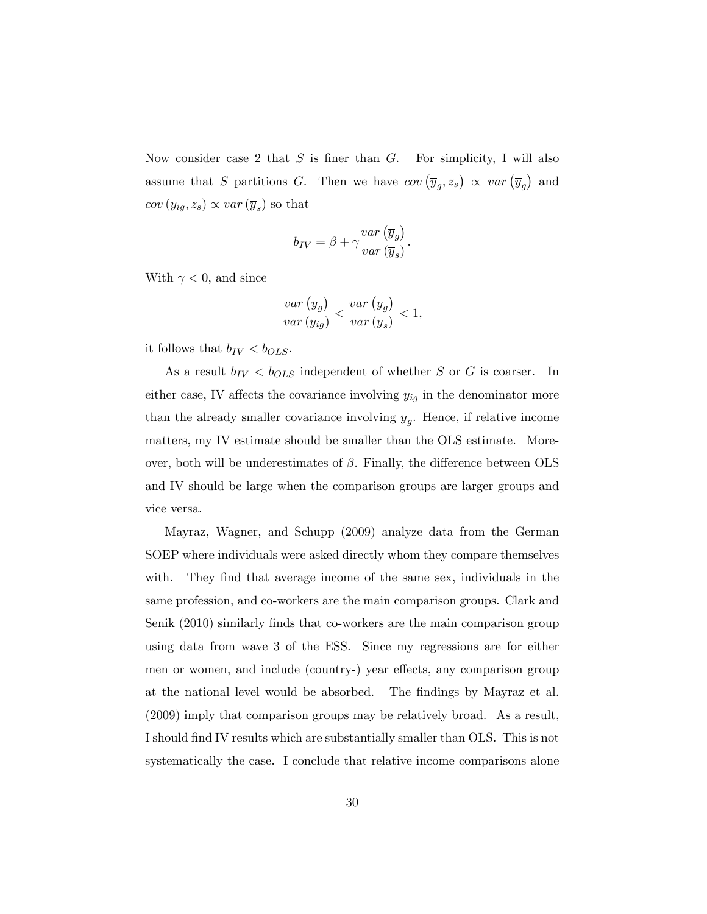Now consider case 2 that $S$ is finer than $G$. For simplicity, I will also assume that $S$ partitions $G$. Then we have $cov\left(\overline{y}_g, z_s\right) \propto var\left(\overline{y}_g\right)$ and $cov\left(y_{ig}, z_s\right) \propto var\left(\overline{y}_s\right)$ so that

$$b_{IV} = \beta + \gamma \frac{var\left(\overline{y}_g\right)}{var\left(\overline{y}_s\right)}.$$

With $\gamma < 0$, and since

$$\frac{var\left(\overline{y}_g\right)}{var\left(y_{ig}\right)} < \frac{var\left(\overline{y}_g\right)}{var\left(\overline{y}_s\right)} < 1,$$

it follows that $b_{IV} < b_{OLS}$.

As a result $b_{IV} < b_{OLS}$ independent of whether $S$ or $G$ is coarser. In either case, IV affects the covariance involving $y_{ig}$ in the denominator more than the already smaller covariance involving $\overline{y}_g$. Hence, if relative income matters, my IV estimate should be smaller than the OLS estimate. Moreover, both will be underestimates of $\beta$. Finally, the difference between OLS and IV should be large when the comparison groups are larger groups and vice versa.

Mayraz, Wagner, and Schupp (2009) analyze data from the German SOEP where individuals were asked directly whom they compare themselves with. They find that average income of the same sex, individuals in the same profession, and co-workers are the main comparison groups. Clark and Senik (2010) similarly finds that co-workers are the main comparison group using data from wave 3 of the ESS. Since my regressions are for either men or women, and include (country-) year effects, any comparison group at the national level would be absorbed. The findings by Mayraz et al. (2009) imply that comparison groups may be relatively broad. As a result, I should find IV results which are substantially smaller than OLS. This is not systematically the case. I conclude that relative income comparisons alone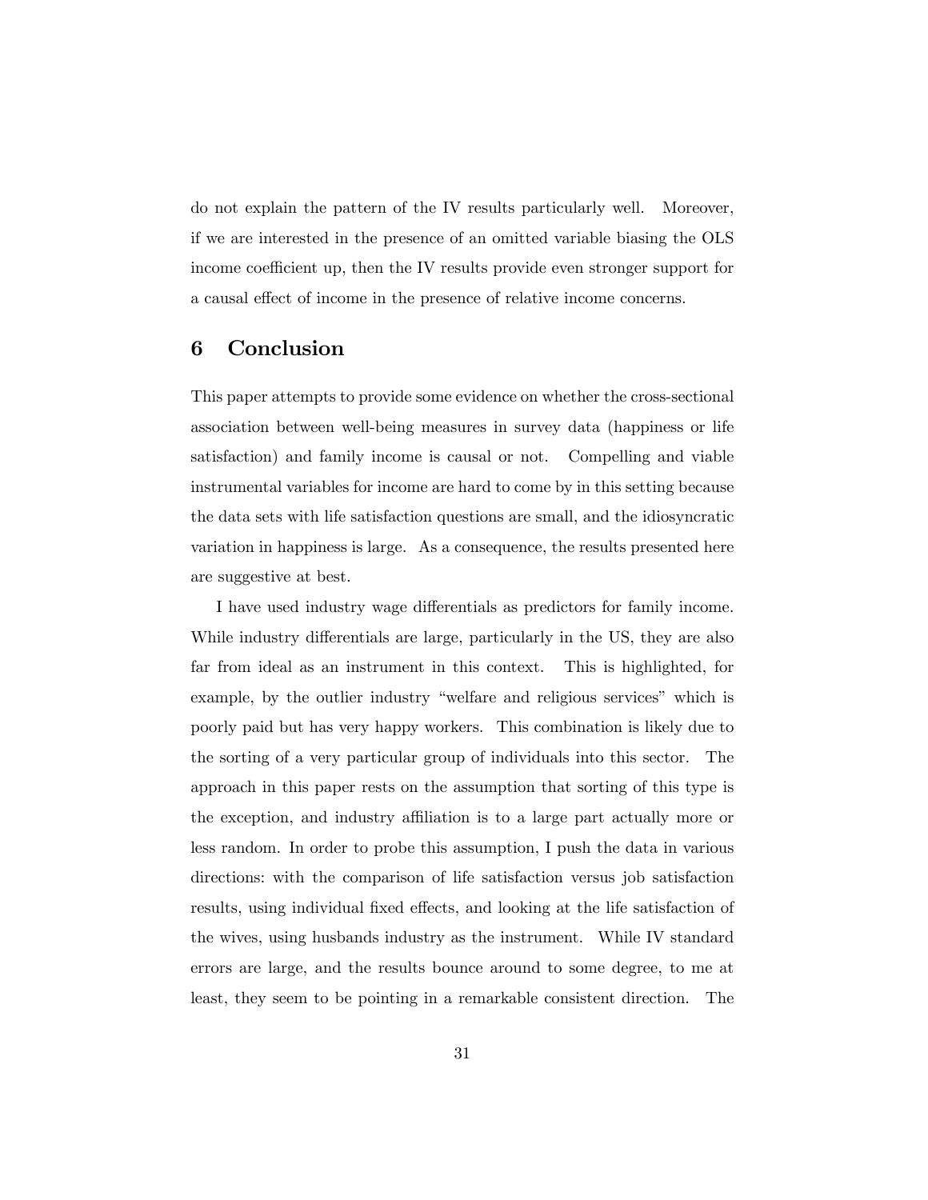do not explain the pattern of the IV results particularly well. Moreover, if we are interested in the presence of an omitted variable biasing the OLS income coefficient up, then the IV results provide even stronger support for a causal effect of income in the presence of relative income concerns.

## 6 Conclusion

This paper attempts to provide some evidence on whether the cross-sectional association between well-being measures in survey data (happiness or life satisfaction) and family income is causal or not. Compelling and viable instrumental variables for income are hard to come by in this setting because the data sets with life satisfaction questions are small, and the idiosyncratic variation in happiness is large. As a consequence, the results presented here are suggestive at best.

I have used industry wage differentials as predictors for family income. While industry differentials are large, particularly in the US, they are also far from ideal as an instrument in this context. This is highlighted, for example, by the outlier industry "welfare and religious services" which is poorly paid but has very happy workers. This combination is likely due to the sorting of a very particular group of individuals into this sector. The approach in this paper rests on the assumption that sorting of this type is the exception, and industry affiliation is to a large part actually more or less random. In order to probe this assumption, I push the data in various directions: with the comparison of life satisfaction versus job satisfaction results, using individual fixed effects, and looking at the life satisfaction of the wives, using husbands industry as the instrument. While IV standard errors are large, and the results bounce around to some degree, to me at least, they seem to be pointing in a remarkable consistent direction. The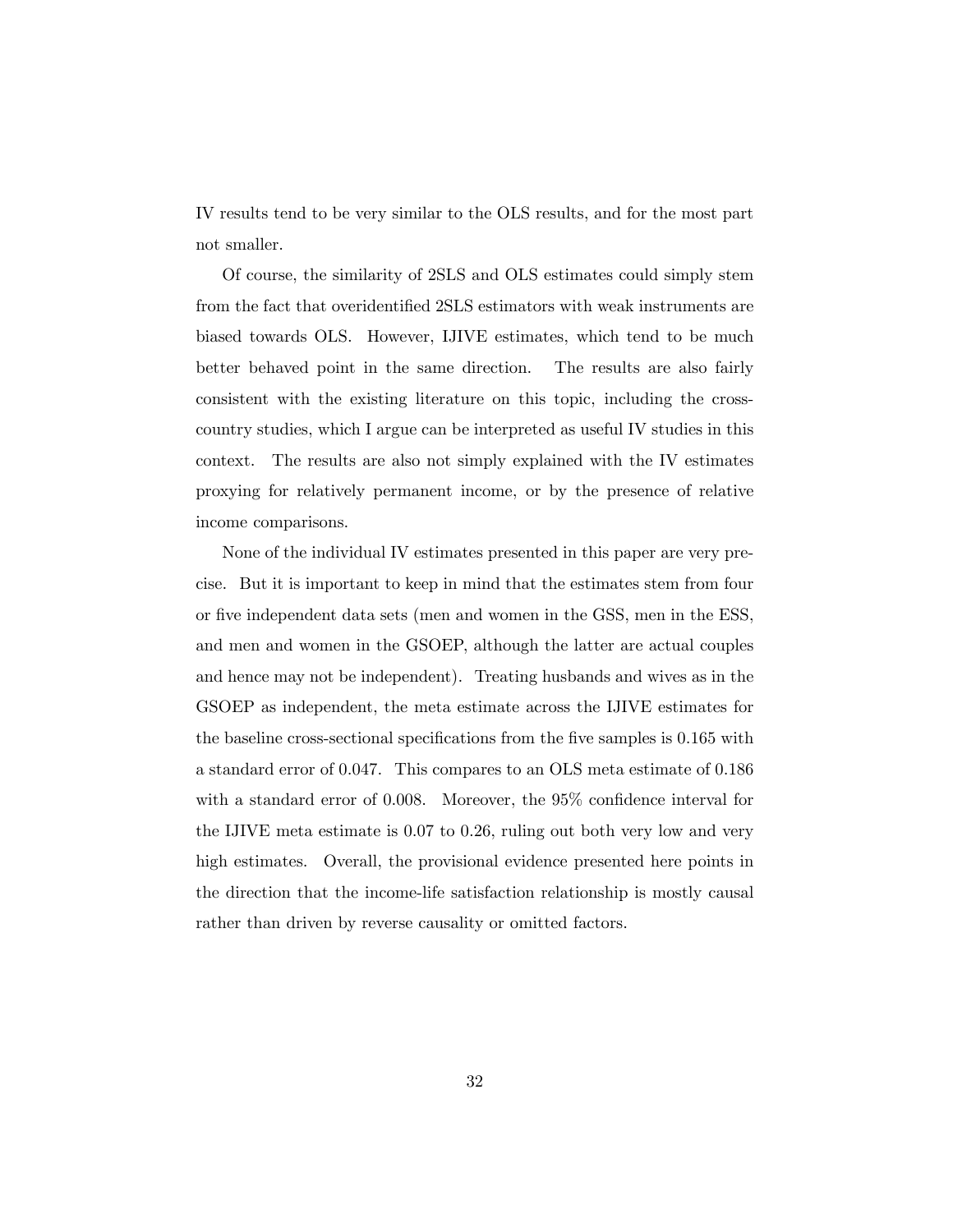IV results tend to be very similar to the OLS results, and for the most part not smaller.

Of course, the similarity of 2SLS and OLS estimates could simply stem from the fact that overidentified 2SLS estimators with weak instruments are biased towards OLS. However, IJIVE estimates, which tend to be much better behaved point in the same direction. The results are also fairly consistent with the existing literature on this topic, including the cross-country studies, which I argue can be interpreted as useful IV studies in this context. The results are also not simply explained with the IV estimates proxying for relatively permanent income, or by the presence of relative income comparisons.

None of the individual IV estimates presented in this paper are very precise. But it is important to keep in mind that the estimates stem from four or five independent data sets (men and women in the GSS, men in the ESS, and men and women in the GSOEP, although the latter are actual couples and hence may not be independent). Treating husbands and wives as in the GSOEP as independent, the meta estimate across the IJIVE estimates for the baseline cross-sectional specifications from the five samples is 0.165 with a standard error of 0.047. This compares to an OLS meta estimate of 0.186 with a standard error of 0.008. Moreover, the 95% confidence interval for the IJIVE meta estimate is 0.07 to 0.26, ruling out both very low and very high estimates. Overall, the provisional evidence presented here points in the direction that the income-life satisfaction relationship is mostly causal rather than driven by reverse causality or omitted factors.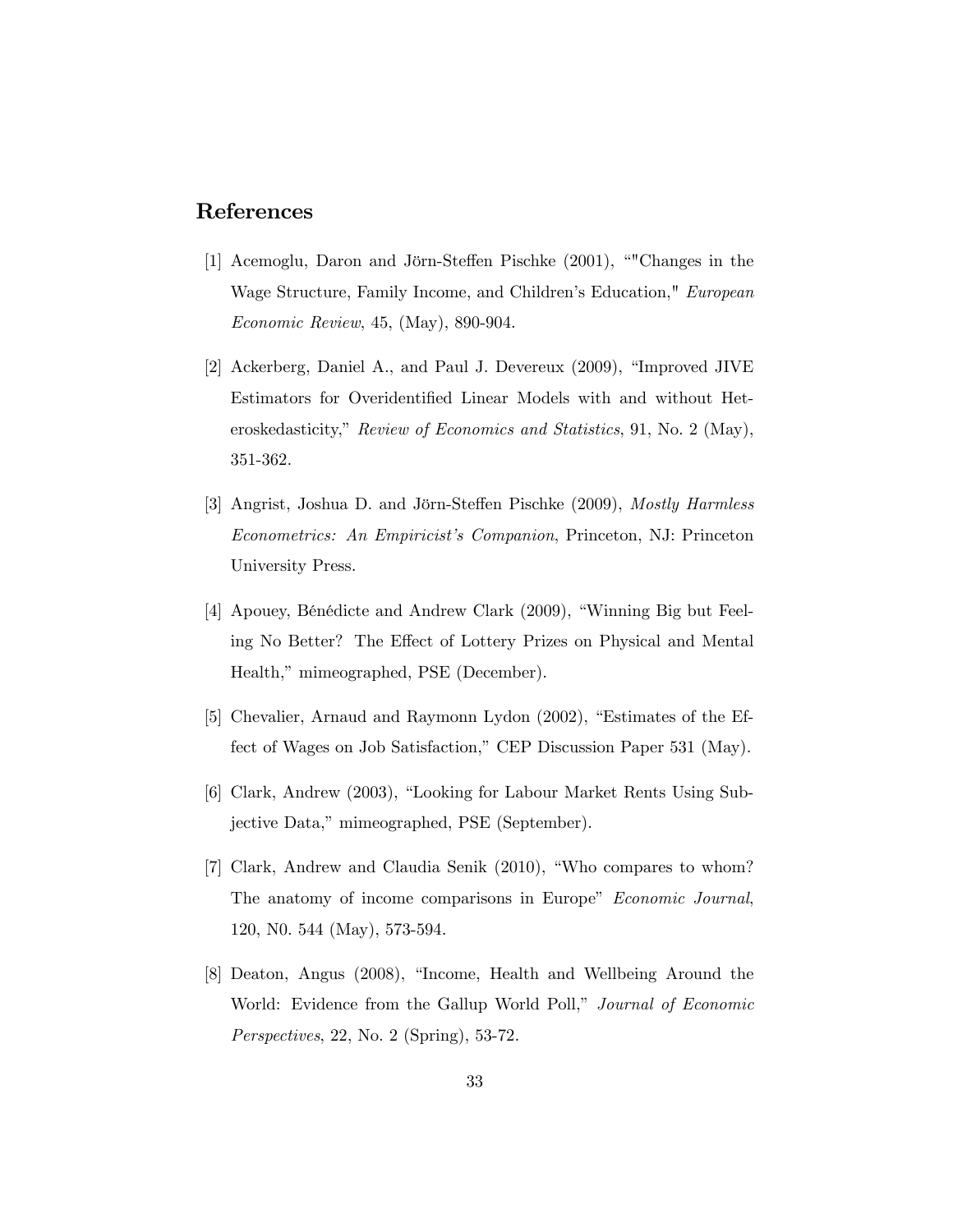## References

[1] Acemoglu, Daron and Jörn-Steffen Pischke (2001), ""Changes in the Wage Structure, Family Income, and Children's Education," *European Economic Review*, 45, (May), 890-904.

[2] Ackerberg, Daniel A., and Paul J. Devereux (2009), "Improved JIVE Estimators for Overidentified Linear Models with and without Heteroskedasticity," *Review of Economics and Statistics*, 91, No. 2 (May), 351-362.

[3] Angrist, Joshua D. and Jörn-Steffen Pischke (2009), *Mostly Harmless Econometrics: An Empiricist's Companion*, Princeton, NJ: Princeton University Press.

[4] Apouey, Bénédicte and Andrew Clark (2009), "Winning Big but Feeling No Better? The Effect of Lottery Prizes on Physical and Mental Health," mimeographed, PSE (December).

[5] Chevalier, Arnaud and Raymonn Lydon (2002), "Estimates of the Effect of Wages on Job Satisfaction," CEP Discussion Paper 531 (May).

[6] Clark, Andrew (2003), "Looking for Labour Market Rents Using Subjective Data," mimeographed, PSE (September).

[7] Clark, Andrew and Claudia Senik (2010), "Who compares to whom? The anatomy of income comparisons in Europe" *Economic Journal*, 120, N0. 544 (May), 573-594.

[8] Deaton, Angus (2008), "Income, Health and Wellbeing Around the World: Evidence from the Gallup World Poll," *Journal of Economic Perspectives*, 22, No. 2 (Spring), 53-72.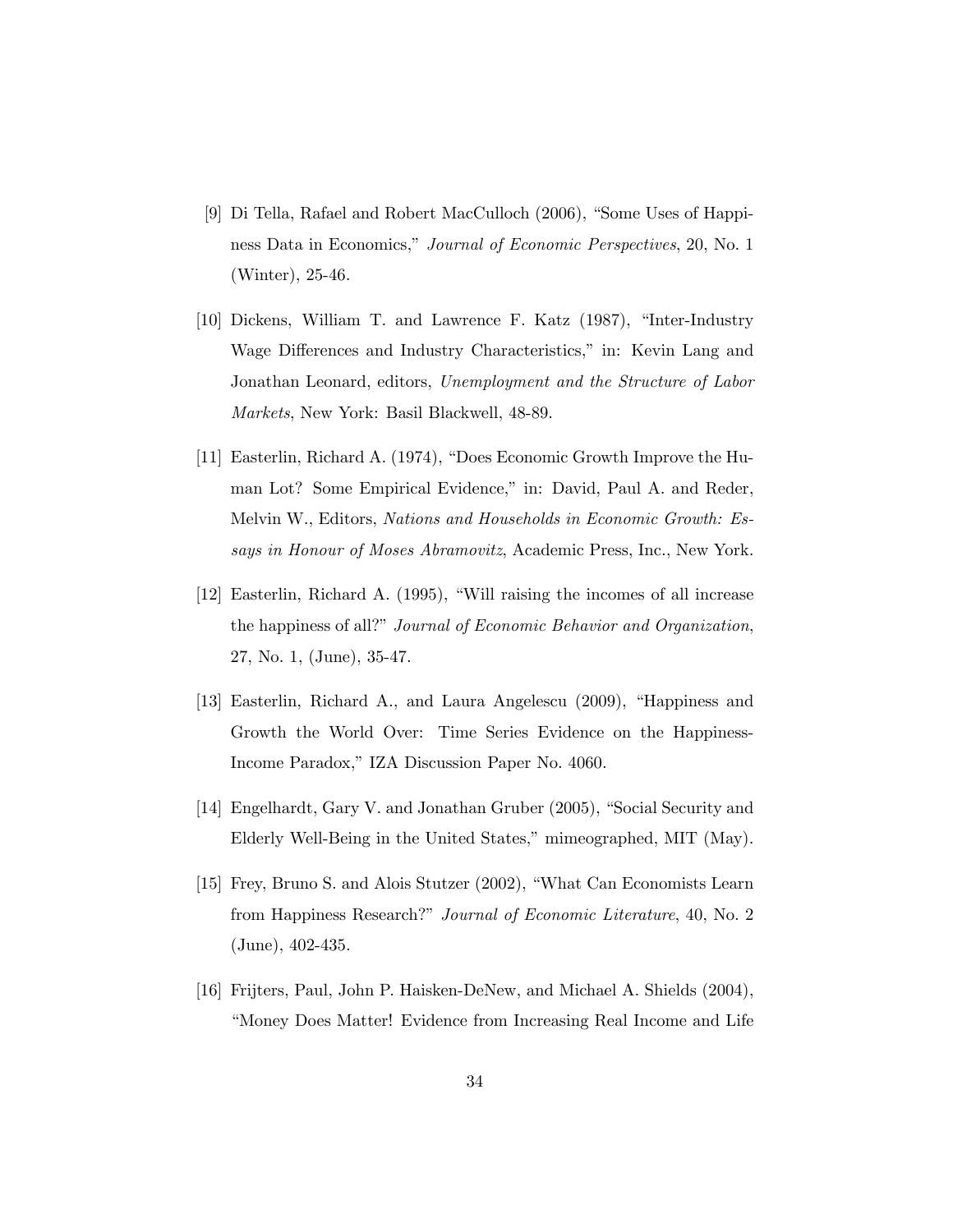[9] Di Tella, Rafael and Robert MacCulloch (2006), "Some Uses of Happiness Data in Economics," *Journal of Economic Perspectives*, 20, No. 1 (Winter), 25-46.

[10] Dickens, William T. and Lawrence F. Katz (1987), "Inter-Industry Wage Differences and Industry Characteristics," in: Kevin Lang and Jonathan Leonard, editors, *Unemployment and the Structure of Labor Markets*, New York: Basil Blackwell, 48-89.

[11] Easterlin, Richard A. (1974), "Does Economic Growth Improve the Human Lot? Some Empirical Evidence," in: David, Paul A. and Reder, Melvin W., Editors, *Nations and Households in Economic Growth: Essays in Honour of Moses Abramovitz*, Academic Press, Inc., New York.

[12] Easterlin, Richard A. (1995), "Will raising the incomes of all increase the happiness of all?" *Journal of Economic Behavior and Organization*, 27, No. 1, (June), 35-47.

[13] Easterlin, Richard A., and Laura Angelescu (2009), "Happiness and Growth the World Over: Time Series Evidence on the Happiness-Income Paradox," IZA Discussion Paper No. 4060.

[14] Engelhardt, Gary V. and Jonathan Gruber (2005), "Social Security and Elderly Well-Being in the United States," mimeographed, MIT (May).

[15] Frey, Bruno S. and Alois Stutzer (2002), "What Can Economists Learn from Happiness Research?" *Journal of Economic Literature*, 40, No. 2 (June), 402-435.

[16] Frijters, Paul, John P. Haisken-DeNew, and Michael A. Shields (2004), "Money Does Matter! Evidence from Increasing Real Income and Life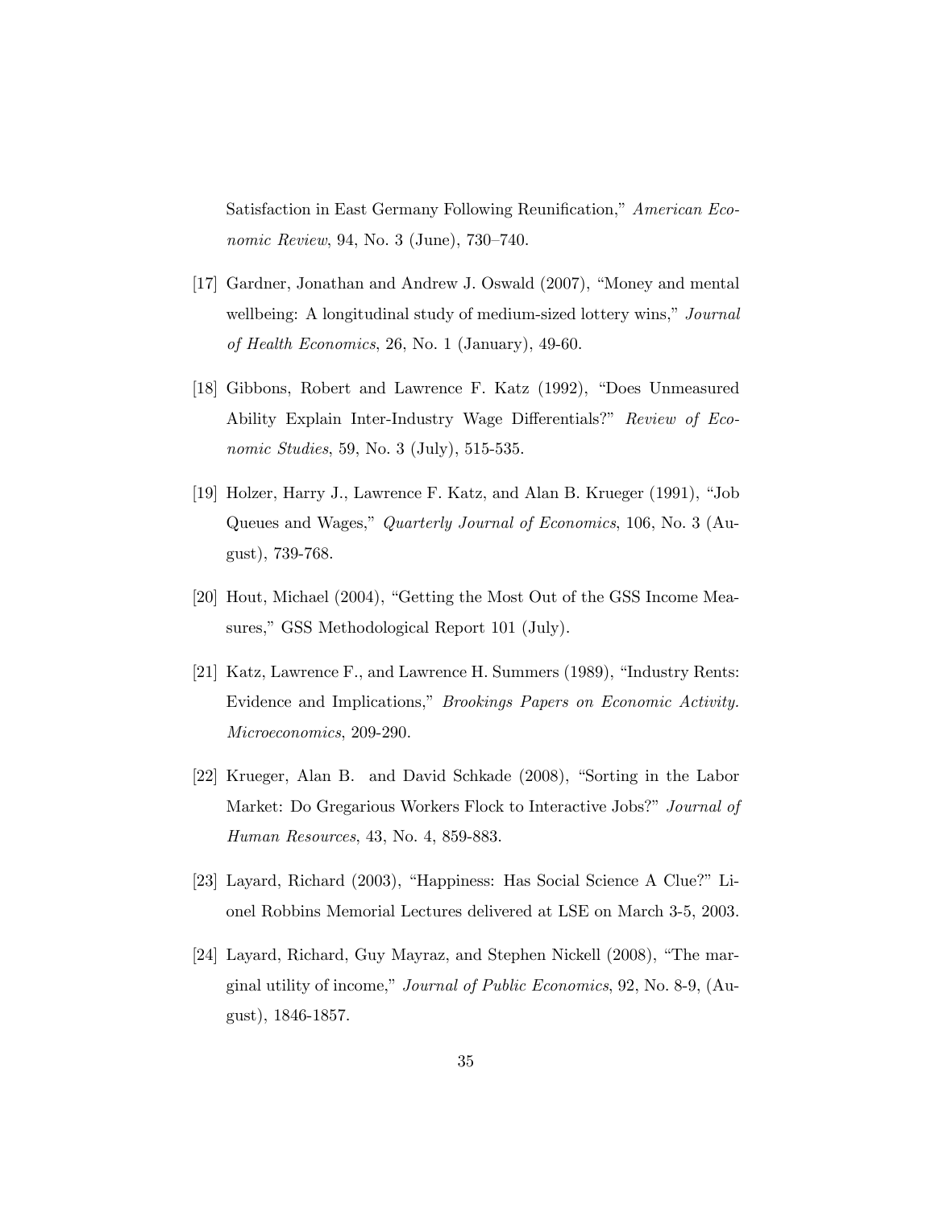Satisfaction in East Germany Following Reunification," *American Economic Review*, 94, No. 3 (June), 730–740.

[17] Gardner, Jonathan and Andrew J. Oswald (2007), "Money and mental wellbeing: A longitudinal study of medium-sized lottery wins," *Journal of Health Economics*, 26, No. 1 (January), 49-60.

[18] Gibbons, Robert and Lawrence F. Katz (1992), "Does Unmeasured Ability Explain Inter-Industry Wage Differentials?" *Review of Economic Studies*, 59, No. 3 (July), 515-535.

[19] Holzer, Harry J., Lawrence F. Katz, and Alan B. Krueger (1991), "Job Queues and Wages," *Quarterly Journal of Economics*, 106, No. 3 (August), 739-768.

[20] Hout, Michael (2004), "Getting the Most Out of the GSS Income Measures," GSS Methodological Report 101 (July).

[21] Katz, Lawrence F., and Lawrence H. Summers (1989), "Industry Rents: Evidence and Implications," *Brookings Papers on Economic Activity. Microeconomics*, 209-290.

[22] Krueger, Alan B. and David Schkade (2008), "Sorting in the Labor Market: Do Gregarious Workers Flock to Interactive Jobs?" *Journal of Human Resources*, 43, No. 4, 859-883.

[23] Layard, Richard (2003), "Happiness: Has Social Science A Clue?" Lionel Robbins Memorial Lectures delivered at LSE on March 3-5, 2003.

[24] Layard, Richard, Guy Mayraz, and Stephen Nickell (2008), "The marginal utility of income," *Journal of Public Economics*, 92, No. 8-9, (August), 1846-1857.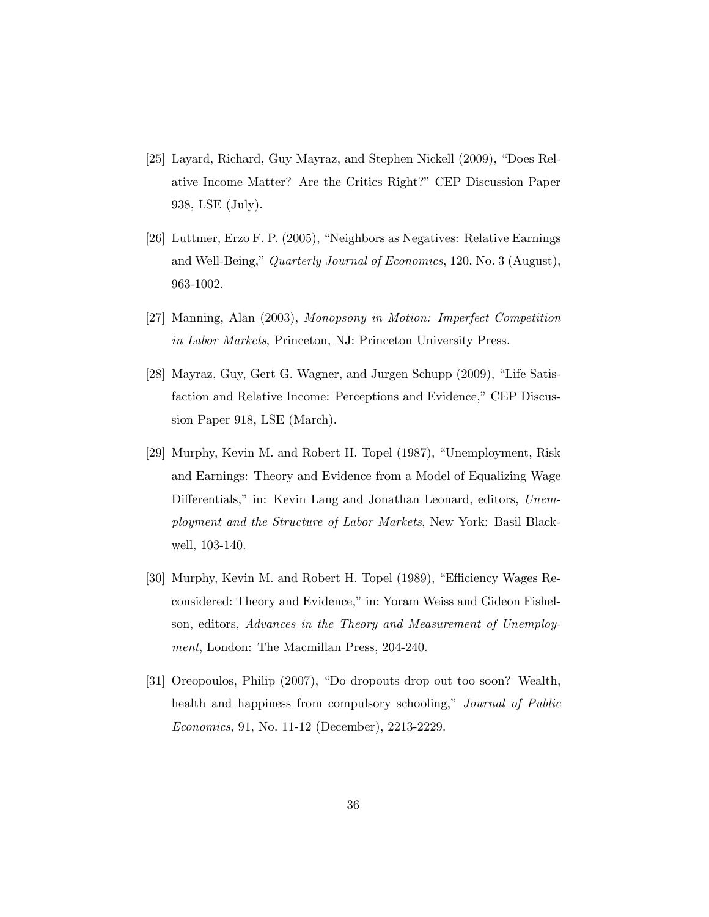[25] Layard, Richard, Guy Mayraz, and Stephen Nickell (2009), "Does Relative Income Matter? Are the Critics Right?" CEP Discussion Paper 938, LSE (July).

[26] Luttmer, Erzo F. P. (2005), "Neighbors as Negatives: Relative Earnings and Well-Being," *Quarterly Journal of Economics*, 120, No. 3 (August), 963-1002.

[27] Manning, Alan (2003), *Monopsony in Motion: Imperfect Competition in Labor Markets*, Princeton, NJ: Princeton University Press.

[28] Mayraz, Guy, Gert G. Wagner, and Jurgen Schupp (2009), "Life Satisfaction and Relative Income: Perceptions and Evidence," CEP Discussion Paper 918, LSE (March).

[29] Murphy, Kevin M. and Robert H. Topel (1987), "Unemployment, Risk and Earnings: Theory and Evidence from a Model of Equalizing Wage Differentials," in: Kevin Lang and Jonathan Leonard, editors, *Unemployment and the Structure of Labor Markets*, New York: Basil Blackwell, 103-140.

[30] Murphy, Kevin M. and Robert H. Topel (1989), "Efficiency Wages Reconsidered: Theory and Evidence," in: Yoram Weiss and Gideon Fishelson, editors, *Advances in the Theory and Measurement of Unemployment*, London: The Macmillan Press, 204-240.

[31] Oreopoulos, Philip (2007), "Do dropouts drop out too soon? Wealth, health and happiness from compulsory schooling," *Journal of Public Economics*, 91, No. 11-12 (December), 2213-2229.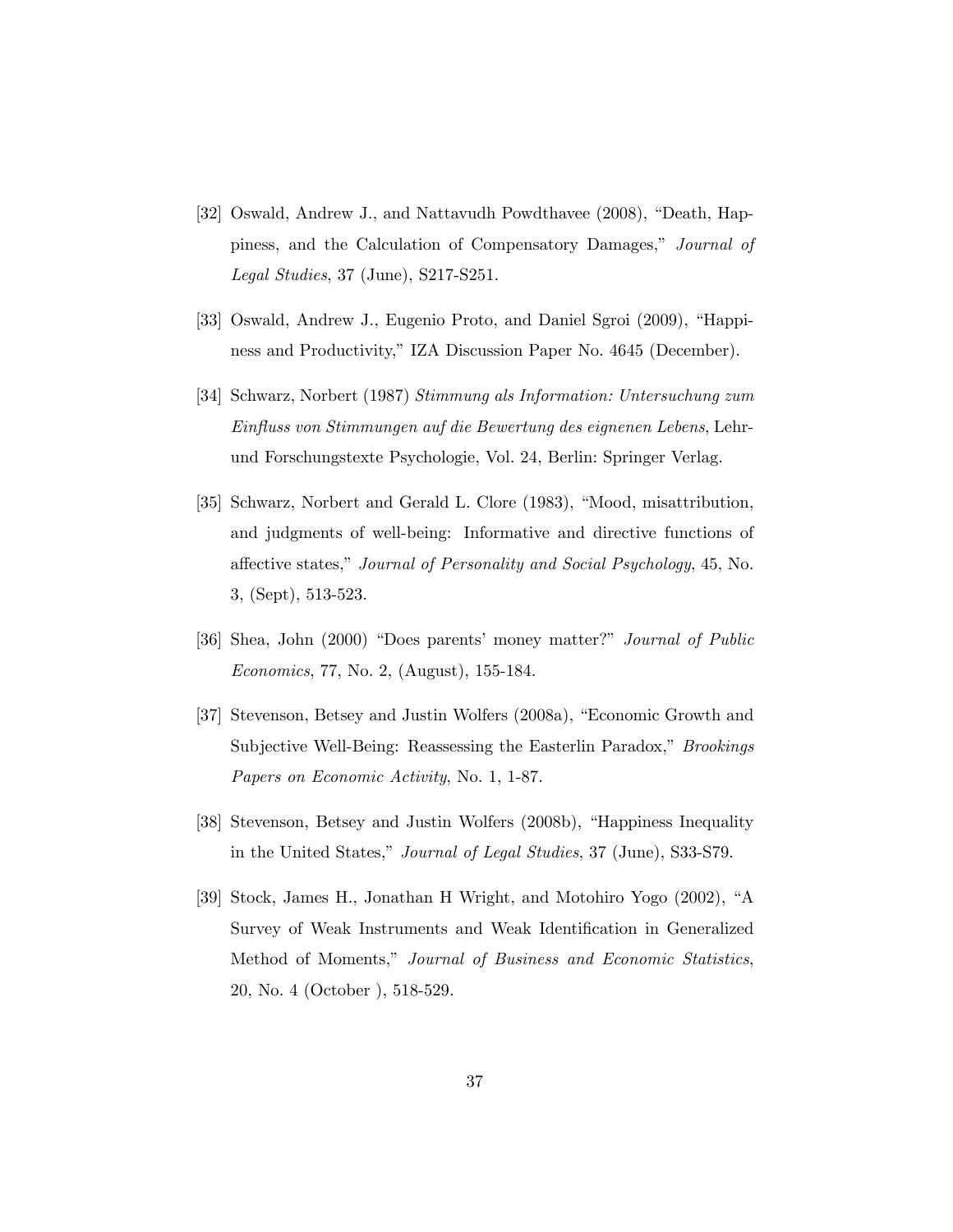[32] Oswald, Andrew J., and Nattavudh Powdthavee (2008), "Death, Happiness, and the Calculation of Compensatory Damages," *Journal of Legal Studies*, 37 (June), S217-S251.

[33] Oswald, Andrew J., Eugenio Proto, and Daniel Sgroi (2009), "Happiness and Productivity," IZA Discussion Paper No. 4645 (December).

[34] Schwarz, Norbert (1987) *Stimmung als Information: Untersuchung zum Einfluss von Stimmungen auf die Bewertung des eignenen Lebens*, Lehr- und Forschungstexte Psychologie, Vol. 24, Berlin: Springer Verlag.

[35] Schwarz, Norbert and Gerald L. Clore (1983), "Mood, misattribution, and judgments of well-being: Informative and directive functions of affective states," *Journal of Personality and Social Psychology*, 45, No. 3, (Sept), 513-523.

[36] Shea, John (2000) "Does parents' money matter?" *Journal of Public Economics*, 77, No. 2, (August), 155-184.

[37] Stevenson, Betsey and Justin Wolfers (2008a), "Economic Growth and Subjective Well-Being: Reassessing the Easterlin Paradox," *Brookings Papers on Economic Activity*, No. 1, 1-87.

[38] Stevenson, Betsey and Justin Wolfers (2008b), "Happiness Inequality in the United States," *Journal of Legal Studies*, 37 (June), S33-S79.

[39] Stock, James H., Jonathan H Wright, and Motohiro Yogo (2002), "A Survey of Weak Instruments and Weak Identification in Generalized Method of Moments," *Journal of Business and Economic Statistics*, 20, No. 4 (October ), 518-529.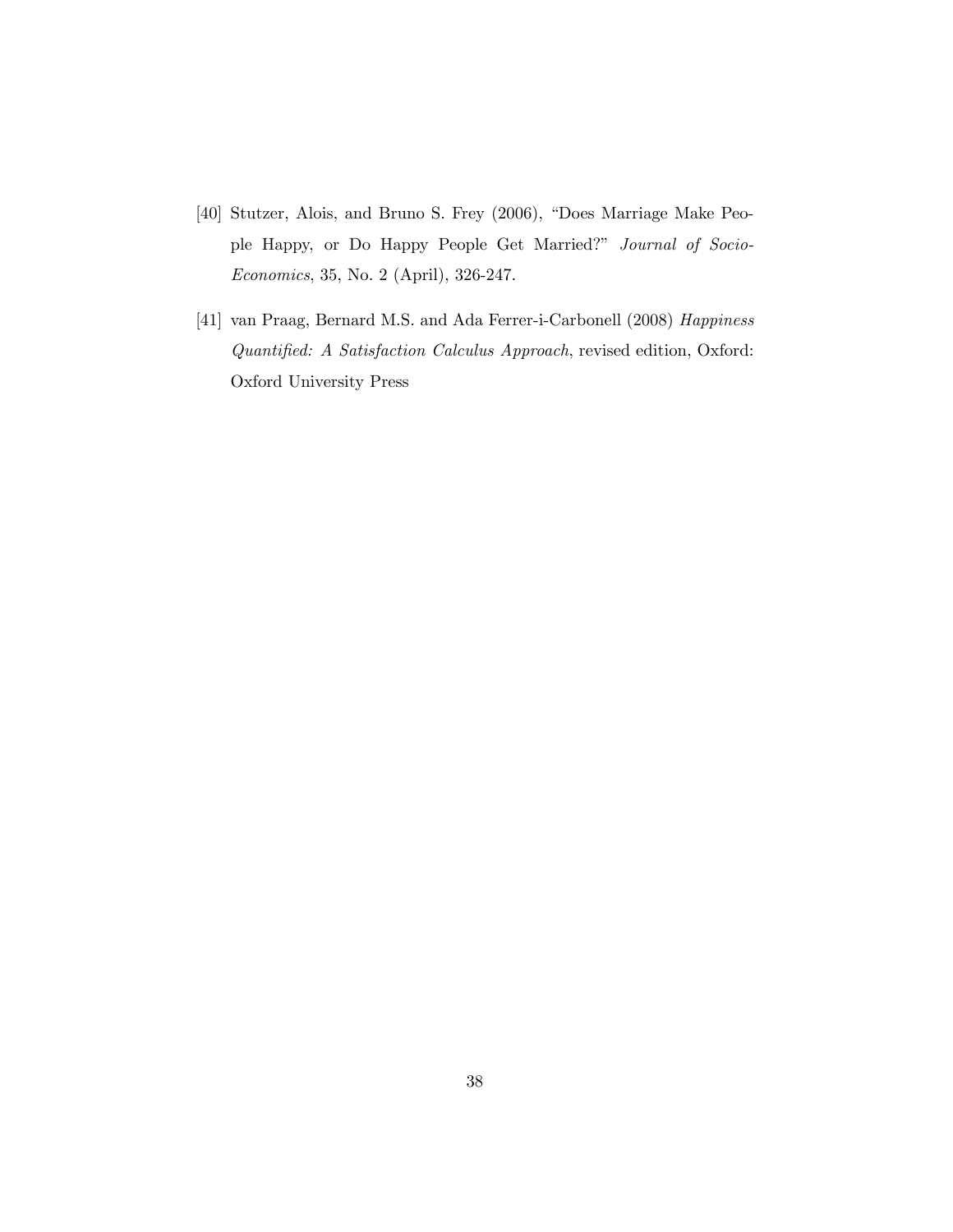[40] Stutzer, Alois, and Bruno S. Frey (2006), "Does Marriage Make People Happy, or Do Happy People Get Married?" *Journal of Socio-Economics*, 35, No. 2 (April), 326-247.

[41] van Praag, Bernard M.S. and Ada Ferrer-i-Carbonell (2008) *Happiness Quantified: A Satisfaction Calculus Approach*, revised edition, Oxford: Oxford University Press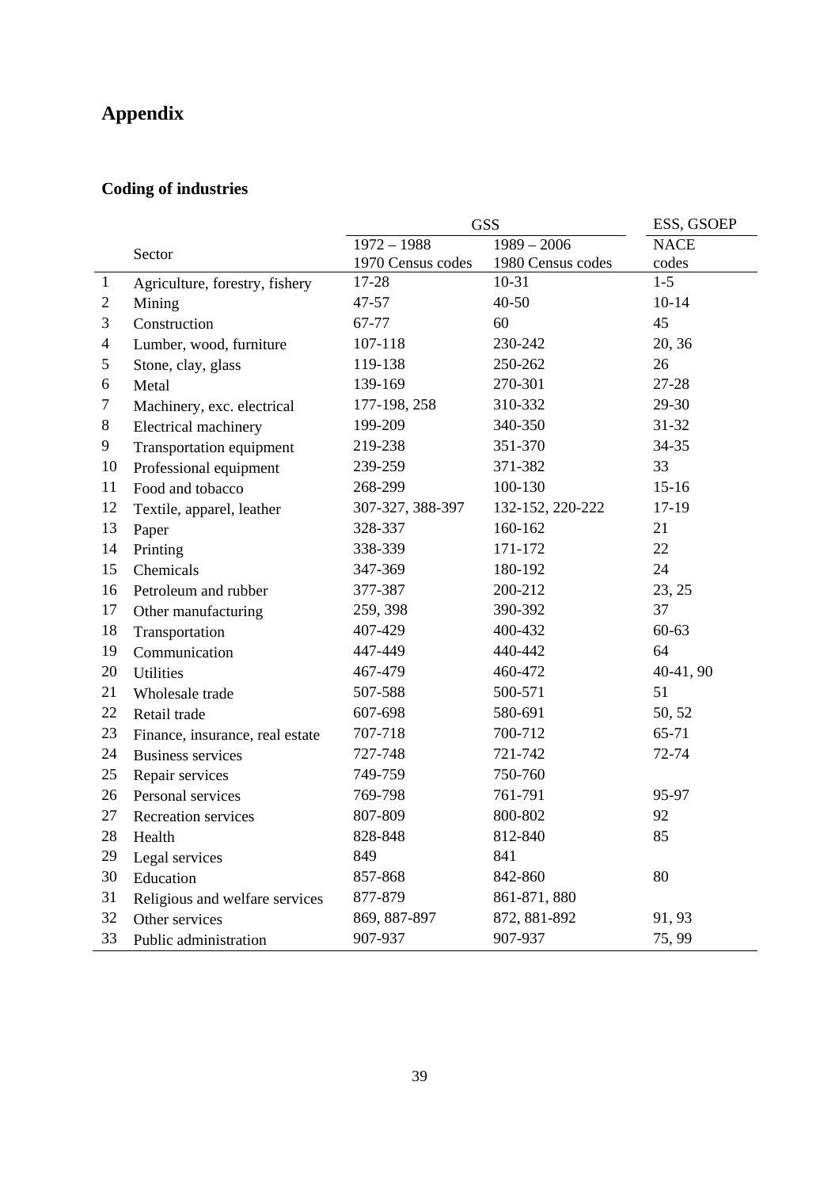# Appendix

## Coding of industries

| | Sector | GSS | | ESS, GSOEP |
|---|---|---|---|---|
| | | 1972 – 1988<br>1970 Census codes | 1989 – 2006<br>1980 Census codes | NACE<br>codes |
| 1 | Agriculture, forestry, fishery | 17-28 | 10-31 | 1-5 |
| 2 | Mining | 47-57 | 40-50 | 10-14 |
| 3 | Construction | 67-77 | 60 | 45 |
| 4 | Lumber, wood, furniture | 107-118 | 230-242 | 20, 36 |
| 5 | Stone, clay, glass | 119-138 | 250-262 | 26 |
| 6 | Metal | 139-169 | 270-301 | 27-28 |
| 7 | Machinery, exc. electrical | 177-198, 258 | 310-332 | 29-30 |
| 8 | Electrical machinery | 199-209 | 340-350 | 31-32 |
| 9 | Transportation equipment | 219-238 | 351-370 | 34-35 |
| 10 | Professional equipment | 239-259 | 371-382 | 33 |
| 11 | Food and tobacco | 268-299 | 100-130 | 15-16 |
| 12 | Textile, apparel, leather | 307-327, 388-397 | 132-152, 220-222 | 17-19 |
| 13 | Paper | 328-337 | 160-162 | 21 |
| 14 | Printing | 338-339 | 171-172 | 22 |
| 15 | Chemicals | 347-369 | 180-192 | 24 |
| 16 | Petroleum and rubber | 377-387 | 200-212 | 23, 25 |
| 17 | Other manufacturing | 259, 398 | 390-392 | 37 |
| 18 | Transportation | 407-429 | 400-432 | 60-63 |
| 19 | Communication | 447-449 | 440-442 | 64 |
| 20 | Utilities | 467-479 | 460-472 | 40-41, 90 |
| 21 | Wholesale trade | 507-588 | 500-571 | 51 |
| 22 | Retail trade | 607-698 | 580-691 | 50, 52 |
| 23 | Finance, insurance, real estate | 707-718 | 700-712 | 65-71 |
| 24 | Business services | 727-748 | 721-742 | 72-74 |
| 25 | Repair services | 749-759 | 750-760 | |
| 26 | Personal services | 769-798 | 761-791 | 95-97 |
| 27 | Recreation services | 807-809 | 800-802 | 92 |
| 28 | Health | 828-848 | 812-840 | 85 |
| 29 | Legal services | 849 | 841 | |
| 30 | Education | 857-868 | 842-860 | 80 |
| 31 | Religious and welfare services | 877-879 | 861-871, 880 | |
| 32 | Other services | 869, 887-897 | 872, 881-892 | 91, 93 |
| 33 | Public administration | 907-937 | 907-937 | 75, 99 |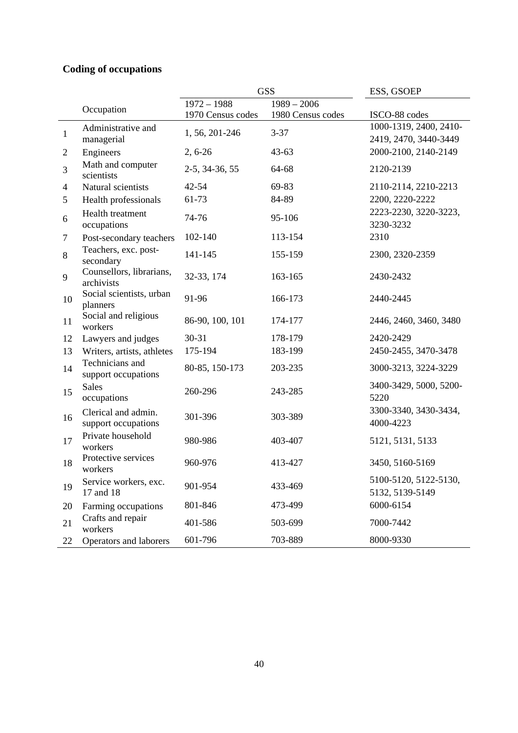**Coding of occupations**

| | Occupation | GSS | | ESS, GSOEP |
|---|---|---|---|---|
| | | 1972 – 1988<br>1970 Census codes | 1989 – 2006<br>1980 Census codes | ISCO-88 codes |
| 1 | Administrative and managerial | 1, 56, 201-246 | 3-37 | 1000-1319, 2400, 2410-2419, 2470, 3440-3449 |
| 2 | Engineers | 2, 6-26 | 43-63 | 2000-2100, 2140-2149 |
| 3 | Math and computer scientists | 2-5, 34-36, 55 | 64-68 | 2120-2139 |
| 4 | Natural scientists | 42-54 | 69-83 | 2110-2114, 2210-2213 |
| 5 | Health professionals | 61-73 | 84-89 | 2200, 2220-2222 |
| 6 | Health treatment occupations | 74-76 | 95-106 | 2223-2230, 3220-3223, 3230-3232 |
| 7 | Post-secondary teachers | 102-140 | 113-154 | 2310 |
| 8 | Teachers, exc. post-secondary | 141-145 | 155-159 | 2300, 2320-2359 |
| 9 | Counsellors, librarians, archivists | 32-33, 174 | 163-165 | 2430-2432 |
| 10 | Social scientists, urban planners | 91-96 | 166-173 | 2440-2445 |
| 11 | Social and religious workers | 86-90, 100, 101 | 174-177 | 2446, 2460, 3460, 3480 |
| 12 | Lawyers and judges | 30-31 | 178-179 | 2420-2429 |
| 13 | Writers, artists, athletes | 175-194 | 183-199 | 2450-2455, 3470-3478 |
| 14 | Technicians and support occupations | 80-85, 150-173 | 203-235 | 3000-3213, 3224-3229 |
| 15 | Sales occupations | 260-296 | 243-285 | 3400-3429, 5000, 5200-5220 |
| 16 | Clerical and admin. support occupations | 301-396 | 303-389 | 3300-3340, 3430-3434, 4000-4223 |
| 17 | Private household workers | 980-986 | 403-407 | 5121, 5131, 5133 |
| 18 | Protective services workers | 960-976 | 413-427 | 3450, 5160-5169 |
| 19 | Service workers, exc. 17 and 18 | 901-954 | 433-469 | 5100-5120, 5122-5130, 5132, 5139-5149 |
| 20 | Farming occupations | 801-846 | 473-499 | 6000-6154 |
| 21 | Crafts and repair workers | 401-586 | 503-699 | 7000-7442 |
| 22 | Operators and laborers | 601-796 | 703-889 | 8000-9330 |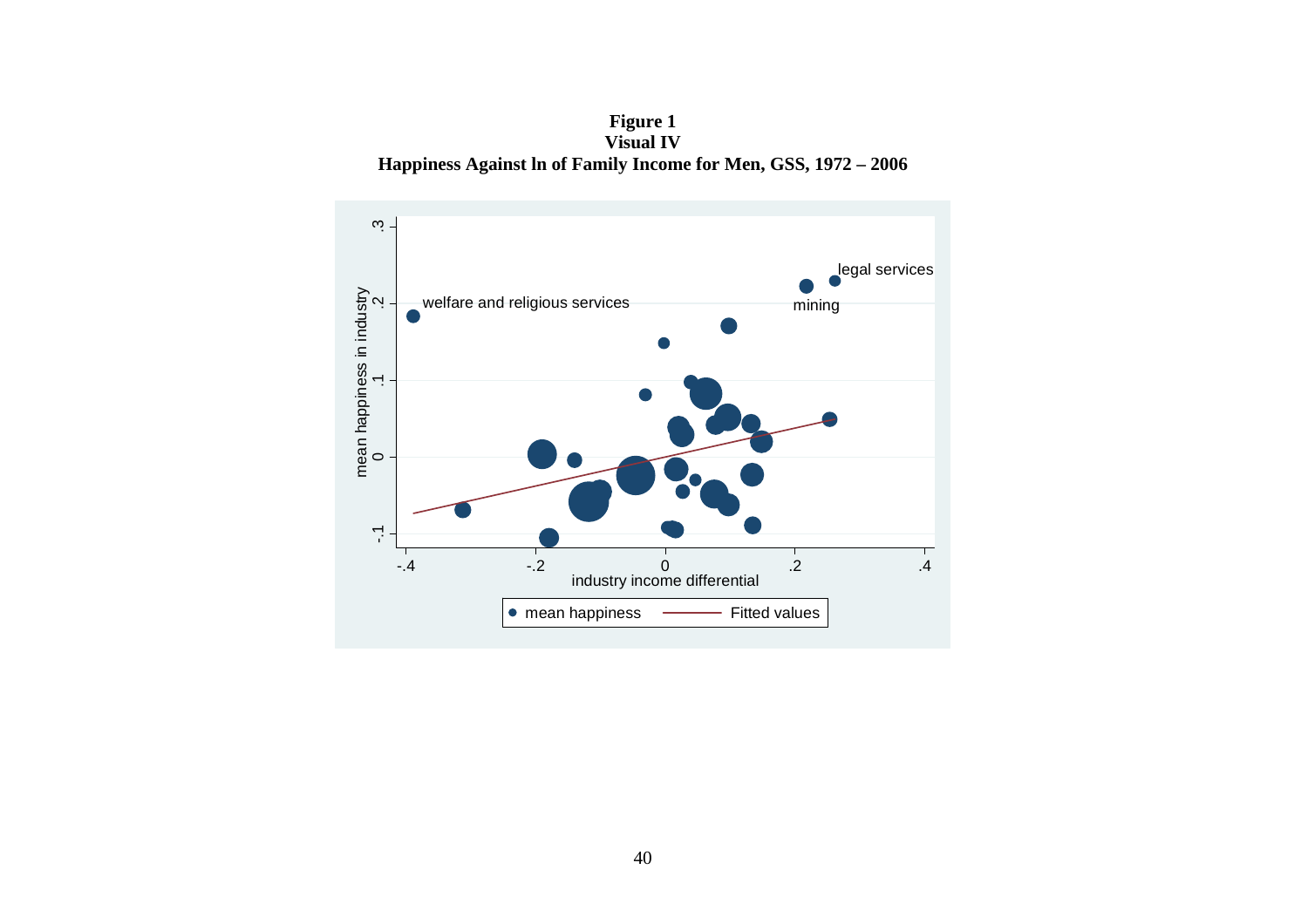**Figure 1**
**Visual IV**
**Happiness Against ln of Family Income for Men, GSS, 1972 – 2006**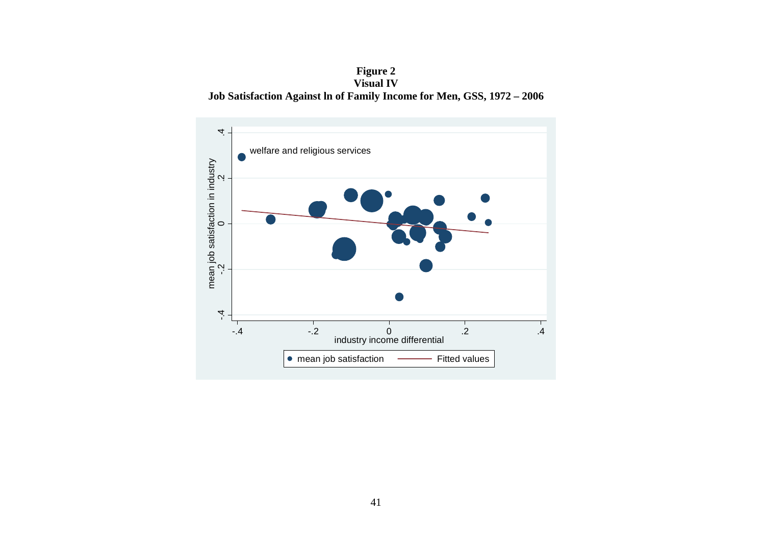**Figure 2**
**Visual IV**
**Job Satisfaction Against ln of Family Income for Men, GSS, 1972 – 2006**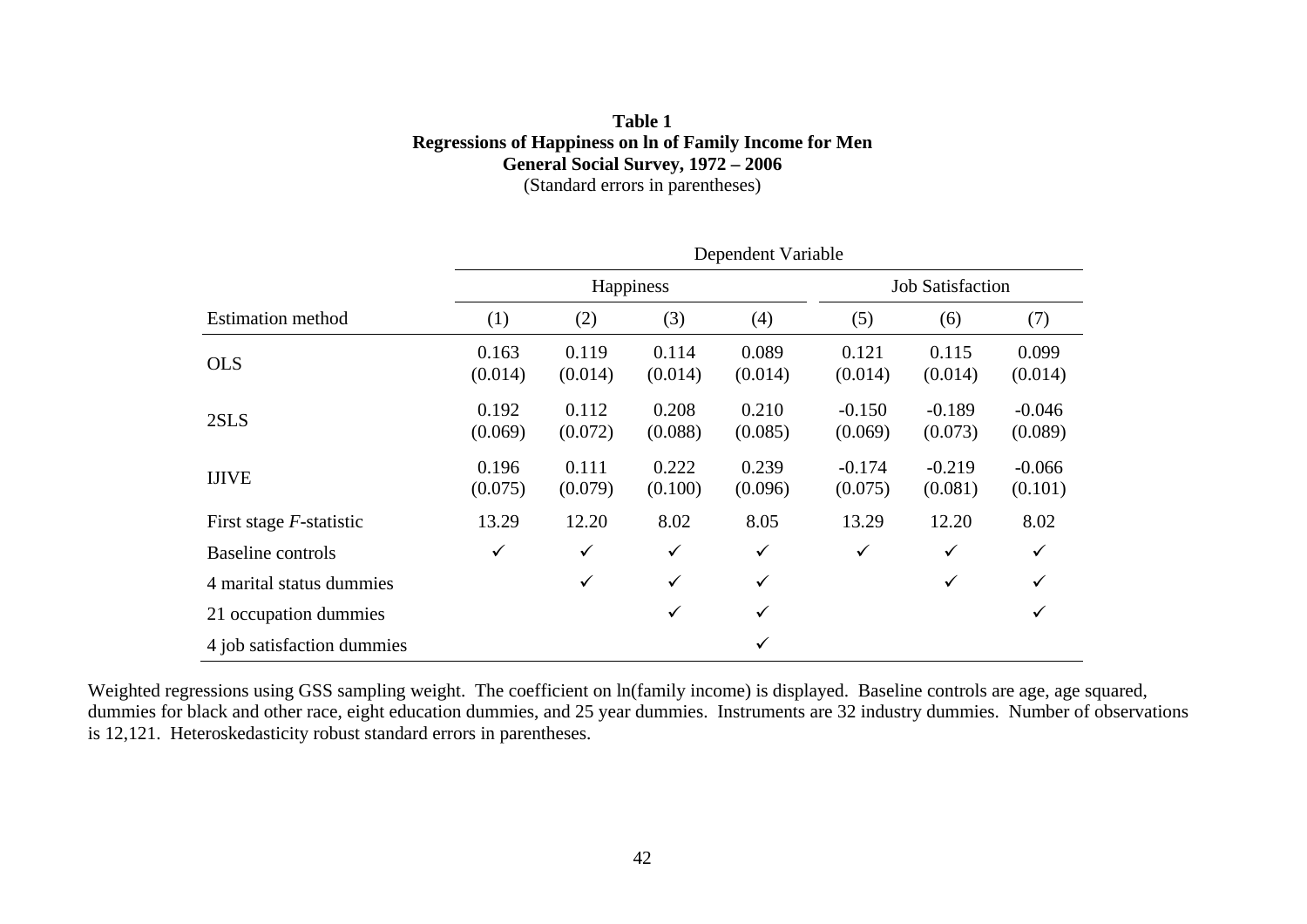**Table 1**
**Regressions of Happiness on ln of Family Income for Men**
**General Social Survey, 1972 – 2006**
(Standard errors in parentheses)

| | Dependent Variable | | | | | | |
|---|---|---|---|---|---|---|---|
| | Happiness | | | | Job Satisfaction | | |
| Estimation method | (1) | (2) | (3) | (4) | (5) | (6) | (7) |
| OLS | 0.163 (0.014) | 0.119 (0.014) | 0.114 (0.014) | 0.089 (0.014) | 0.121 (0.014) | 0.115 (0.014) | 0.099 (0.014) |
| 2SLS | 0.192 (0.069) | 0.112 (0.072) | 0.208 (0.088) | 0.210 (0.085) | -0.150 (0.069) | -0.189 (0.073) | -0.046 (0.089) |
| IJIVE | 0.196 (0.075) | 0.111 (0.079) | 0.222 (0.100) | 0.239 (0.096) | -0.174 (0.075) | -0.219 (0.081) | -0.066 (0.101) |
| First stage *F*-statistic | 13.29 | 12.20 | 8.02 | 8.05 | 13.29 | 12.20 | 8.02 |
| Baseline controls | ✓ | ✓ | ✓ | ✓ | ✓ | ✓ | ✓ |
| 4 marital status dummies | | ✓ | ✓ | ✓ | | ✓ | ✓ |
| 21 occupation dummies | | | ✓ | ✓ | | | ✓ |
| 4 job satisfaction dummies | | | | ✓ | | | |

Weighted regressions using GSS sampling weight. The coefficient on ln(family income) is displayed. Baseline controls are age, age squared, dummies for black and other race, eight education dummies, and 25 year dummies. Instruments are 32 industry dummies. Number of observations is 12,121. Heteroskedasticity robust standard errors in parentheses.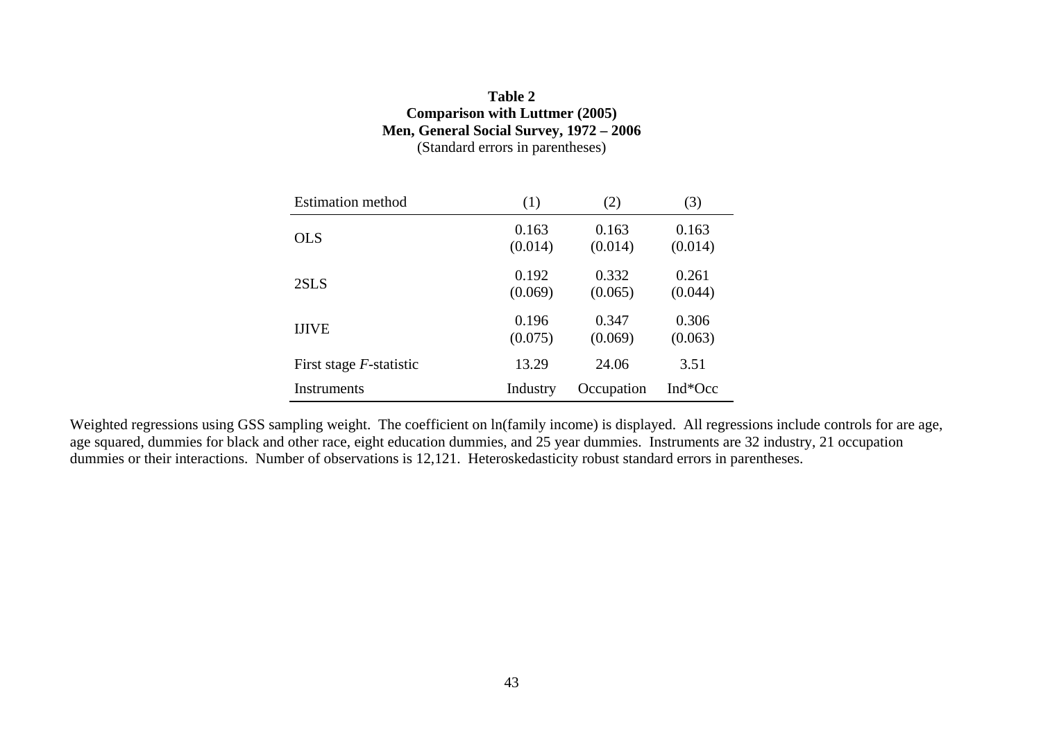**Table 2**
**Comparison with Luttmer (2005)**
**Men, General Social Survey, 1972 – 2006**
(Standard errors in parentheses)

| Estimation method | (1) | (2) | (3) |
|---|---|---|---|
| OLS | 0.163<br>(0.014) | 0.163<br>(0.014) | 0.163<br>(0.014) |
| 2SLS | 0.192<br>(0.069) | 0.332<br>(0.065) | 0.261<br>(0.044) |
| IJIVE | 0.196<br>(0.075) | 0.347<br>(0.069) | 0.306<br>(0.063) |
| First stage *F*-statistic | 13.29 | 24.06 | 3.51 |
| Instruments | Industry | Occupation | Ind*Occ |

Weighted regressions using GSS sampling weight. The coefficient on ln(family income) is displayed. All regressions include controls for are age, age squared, dummies for black and other race, eight education dummies, and 25 year dummies. Instruments are 32 industry, 21 occupation dummies or their interactions. Number of observations is 12,121. Heteroskedasticity robust standard errors in parentheses.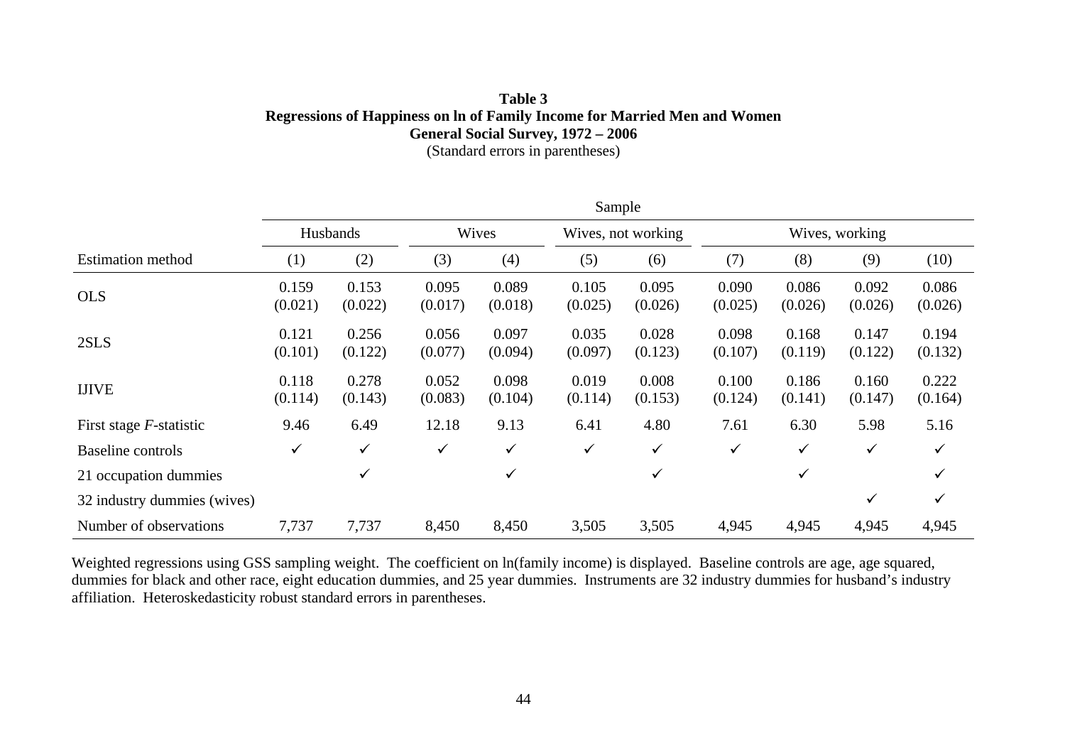**Table 3**
**Regressions of Happiness on ln of Family Income for Married Men and Women**
**General Social Survey, 1972 – 2006**
(Standard errors in parentheses)

| | Sample | | | | | | | | | |
|---|---|---|---|---|---|---|---|---|---|---|
| | Husbands | | Wives | | Wives, not working | | Wives, working | | | |
| Estimation method | (1) | (2) | (3) | (4) | (5) | (6) | (7) | (8) | (9) | (10) |
| OLS | 0.159 | 0.153 | 0.095 | 0.089 | 0.105 | 0.095 | 0.090 | 0.086 | 0.092 | 0.086 |
| | (0.021) | (0.022) | (0.017) | (0.018) | (0.025) | (0.026) | (0.025) | (0.026) | (0.026) | (0.026) |
| 2SLS | 0.121 | 0.256 | 0.056 | 0.097 | 0.035 | 0.028 | 0.098 | 0.168 | 0.147 | 0.194 |
| | (0.101) | (0.122) | (0.077) | (0.094) | (0.097) | (0.123) | (0.107) | (0.119) | (0.122) | (0.132) |
| IJIVE | 0.118 | 0.278 | 0.052 | 0.098 | 0.019 | 0.008 | 0.100 | 0.186 | 0.160 | 0.222 |
| | (0.114) | (0.143) | (0.083) | (0.104) | (0.114) | (0.153) | (0.124) | (0.141) | (0.147) | (0.164) |
| First stage *F*-statistic | 9.46 | 6.49 | 12.18 | 9.13 | 6.41 | 4.80 | 7.61 | 6.30 | 5.98 | 5.16 |
| Baseline controls | ✓ | ✓ | ✓ | ✓ | ✓ | ✓ | ✓ | ✓ | ✓ | ✓ |
| 21 occupation dummies | | ✓ | | ✓ | | ✓ | | ✓ | | ✓ |
| 32 industry dummies (wives) | | | | | | | | | ✓ | ✓ |
| Number of observations | 7,737 | 7,737 | 8,450 | 8,450 | 3,505 | 3,505 | 4,945 | 4,945 | 4,945 | 4,945 |

Weighted regressions using GSS sampling weight. The coefficient on ln(family income) is displayed. Baseline controls are age, age squared, dummies for black and other race, eight education dummies, and 25 year dummies. Instruments are 32 industry dummies for husband's industry affiliation. Heteroskedasticity robust standard errors in parentheses.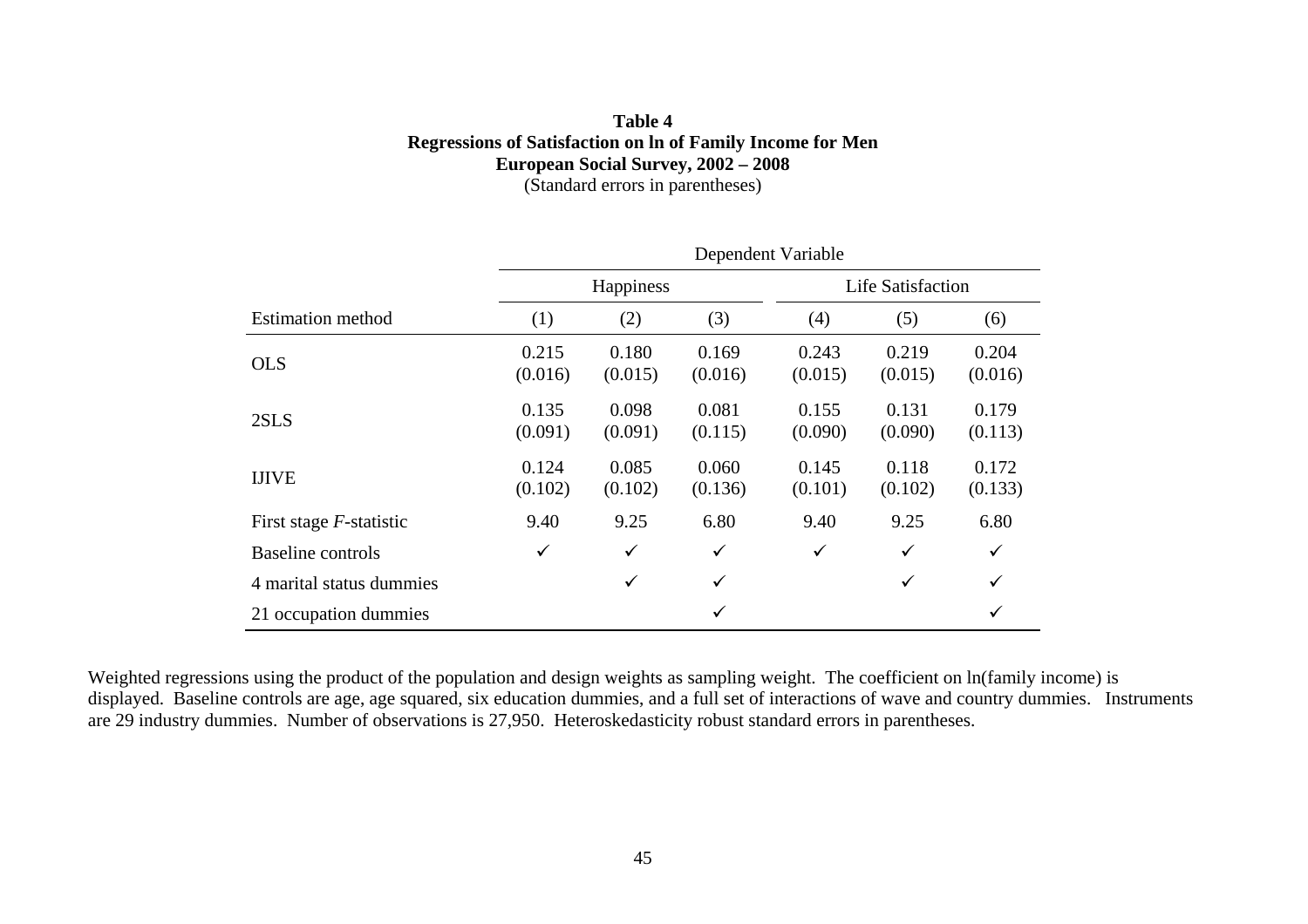**Table 4**
**Regressions of Satisfaction on ln of Family Income for Men**
**European Social Survey, 2002 – 2008**
(Standard errors in parentheses)

| | Dependent Variable | | | | | |
|---|---|---|---|---|---|---|
| | Happiness | | | Life Satisfaction | | |
| Estimation method | (1) | (2) | (3) | (4) | (5) | (6) |
| OLS | 0.215<br>(0.016) | 0.180<br>(0.015) | 0.169<br>(0.016) | 0.243<br>(0.015) | 0.219<br>(0.015) | 0.204<br>(0.016) |
| 2SLS | 0.135<br>(0.091) | 0.098<br>(0.091) | 0.081<br>(0.115) | 0.155<br>(0.090) | 0.131<br>(0.090) | 0.179<br>(0.113) |
| IJIVE | 0.124<br>(0.102) | 0.085<br>(0.102) | 0.060<br>(0.136) | 0.145<br>(0.101) | 0.118<br>(0.102) | 0.172<br>(0.133) |
| First stage *F*-statistic | 9.40 | 9.25 | 6.80 | 9.40 | 9.25 | 6.80 |
| Baseline controls | ✓ | ✓ | ✓ | ✓ | ✓ | ✓ |
| 4 marital status dummies | | ✓ | ✓ | | ✓ | ✓ |
| 21 occupation dummies | | | ✓ | | | ✓ |

Weighted regressions using the product of the population and design weights as sampling weight. The coefficient on ln(family income) is displayed. Baseline controls are age, age squared, six education dummies, and a full set of interactions of wave and country dummies. Instruments are 29 industry dummies. Number of observations is 27,950. Heteroskedasticity robust standard errors in parentheses.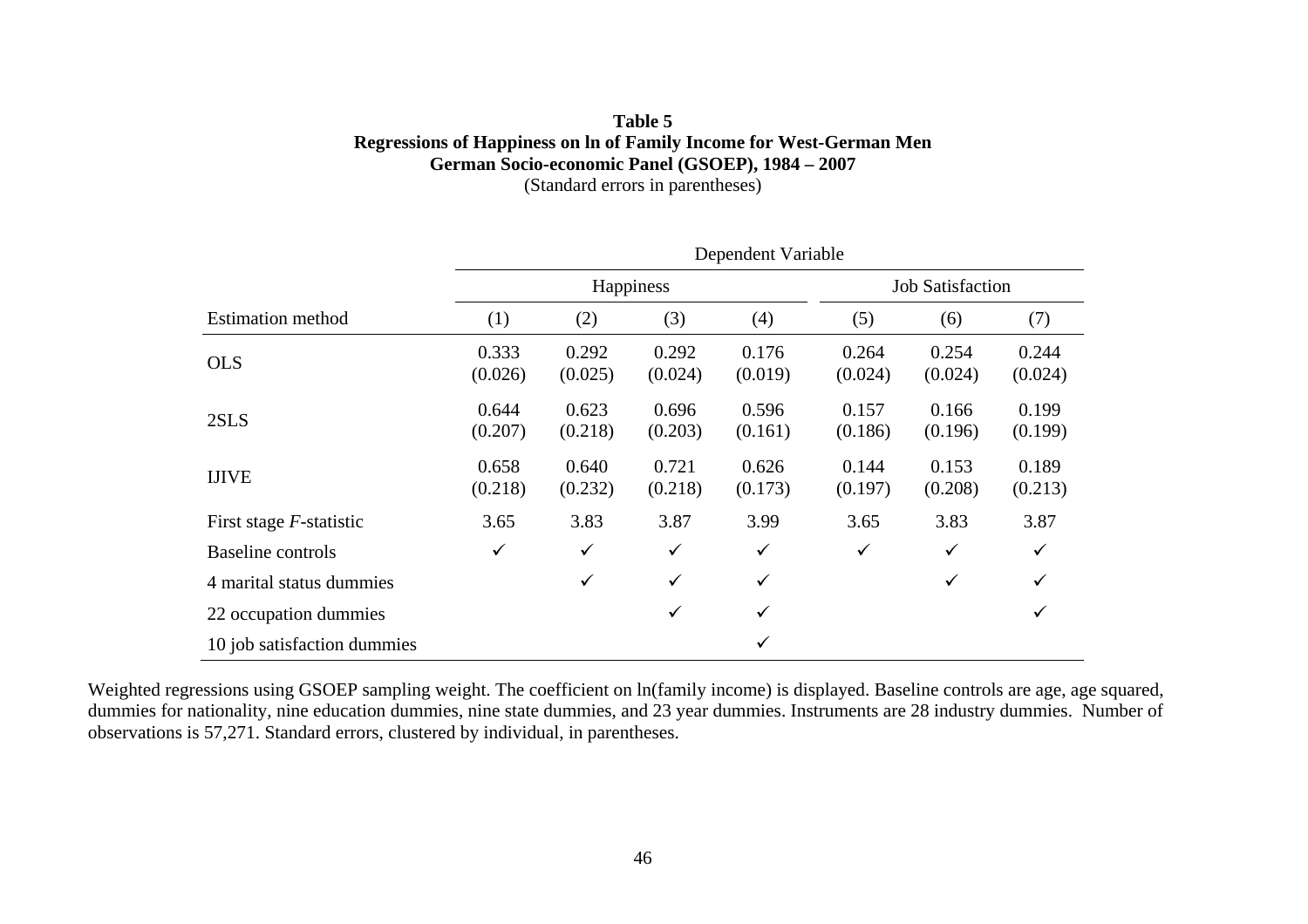**Table 5**
**Regressions of Happiness on ln of Family Income for West-German Men**
**German Socio-economic Panel (GSOEP), 1984 – 2007**
(Standard errors in parentheses)

| | Dependent Variable | | | | | | |
|---|---|---|---|---|---|---|---|
| | Happiness | | | | Job Satisfaction | | |
| Estimation method | (1) | (2) | (3) | (4) | (5) | (6) | (7) |
| OLS | 0.333<br>(0.026) | 0.292<br>(0.025) | 0.292<br>(0.024) | 0.176<br>(0.019) | 0.264<br>(0.024) | 0.254<br>(0.024) | 0.244<br>(0.024) |
| 2SLS | 0.644<br>(0.207) | 0.623<br>(0.218) | 0.696<br>(0.203) | 0.596<br>(0.161) | 0.157<br>(0.186) | 0.166<br>(0.196) | 0.199<br>(0.199) |
| IJIVE | 0.658<br>(0.218) | 0.640<br>(0.232) | 0.721<br>(0.218) | 0.626<br>(0.173) | 0.144<br>(0.197) | 0.153<br>(0.208) | 0.189<br>(0.213) |
| First stage *F*-statistic | 3.65 | 3.83 | 3.87 | 3.99 | 3.65 | 3.83 | 3.87 |
| Baseline controls | ✓ | ✓ | ✓ | ✓ | ✓ | ✓ | ✓ |
| 4 marital status dummies | | ✓ | ✓ | ✓ | | ✓ | ✓ |
| 22 occupation dummies | | | ✓ | ✓ | | | ✓ |
| 10 job satisfaction dummies | | | | ✓ | | | |

Weighted regressions using GSOEP sampling weight. The coefficient on ln(family income) is displayed. Baseline controls are age, age squared, dummies for nationality, nine education dummies, nine state dummies, and 23 year dummies. Instruments are 28 industry dummies. Number of observations is 57,271. Standard errors, clustered by individual, in parentheses.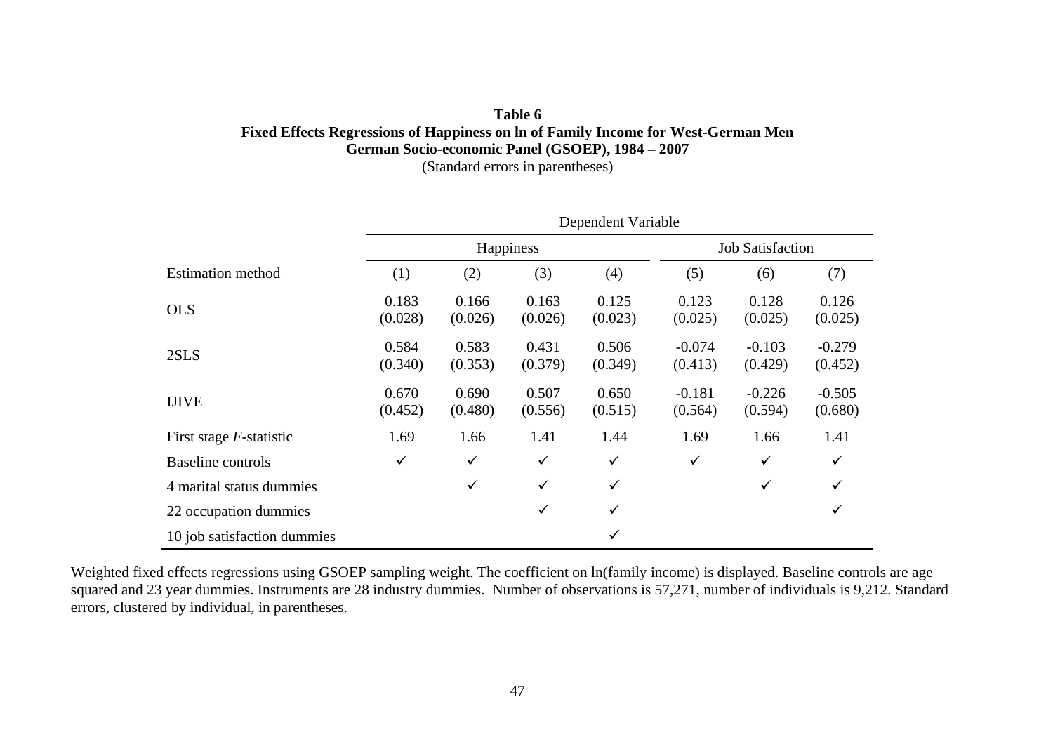**Table 6**
**Fixed Effects Regressions of Happiness on ln of Family Income for West-German Men**
**German Socio-economic Panel (GSOEP), 1984 – 2007**
(Standard errors in parentheses)

| | Dependent Variable | | | | | | |
|---|---|---|---|---|---|---|---|
| | Happiness | | | | Job Satisfaction | | |
| Estimation method | (1) | (2) | (3) | (4) | (5) | (6) | (7) |
| OLS | 0.183<br>(0.028) | 0.166<br>(0.026) | 0.163<br>(0.026) | 0.125<br>(0.023) | 0.123<br>(0.025) | 0.128<br>(0.025) | 0.126<br>(0.025) |
| 2SLS | 0.584<br>(0.340) | 0.583<br>(0.353) | 0.431<br>(0.379) | 0.506<br>(0.349) | -0.074<br>(0.413) | -0.103<br>(0.429) | -0.279<br>(0.452) |
| IJIVE | 0.670<br>(0.452) | 0.690<br>(0.480) | 0.507<br>(0.556) | 0.650<br>(0.515) | -0.181<br>(0.564) | -0.226<br>(0.594) | -0.505<br>(0.680) |
| First stage *F*-statistic | 1.69 | 1.66 | 1.41 | 1.44 | 1.69 | 1.66 | 1.41 |
| Baseline controls | ✓ | ✓ | ✓ | ✓ | ✓ | ✓ | ✓ |
| 4 marital status dummies | | ✓ | ✓ | ✓ | | ✓ | ✓ |
| 22 occupation dummies | | | ✓ | ✓ | | | ✓ |
| 10 job satisfaction dummies | | | | ✓ | | | |

Weighted fixed effects regressions using GSOEP sampling weight. The coefficient on ln(family income) is displayed. Baseline controls are age squared and 23 year dummies. Instruments are 28 industry dummies. Number of observations is 57,271, number of individuals is 9,212. Standard errors, clustered by individual, in parentheses.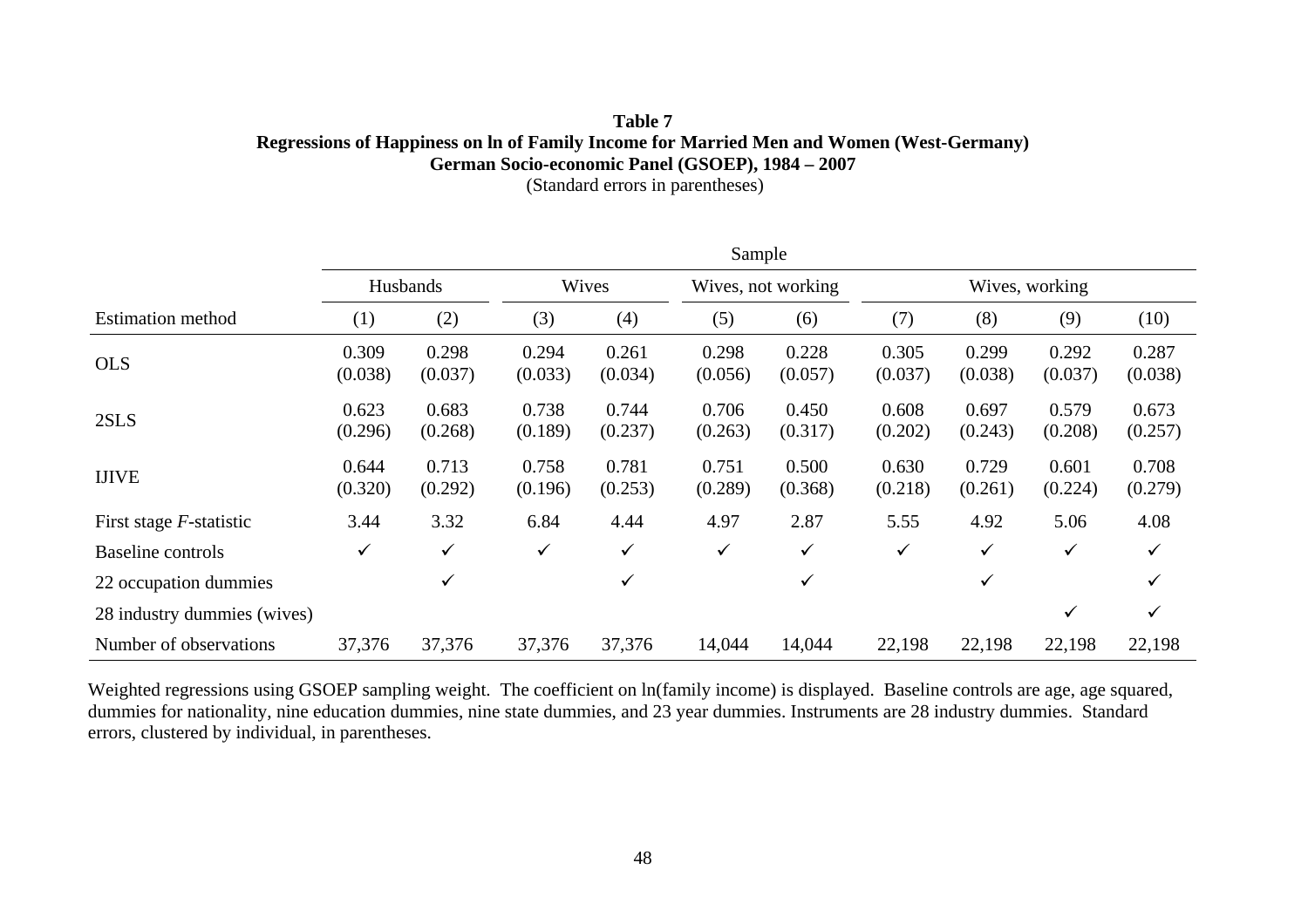**Table 7**
**Regressions of Happiness on ln of Family Income for Married Men and Women (West-Germany)**
**German Socio-economic Panel (GSOEP), 1984 – 2007**
(Standard errors in parentheses)

| | Sample | | | | | | | | | |
|---|---|---|---|---|---|---|---|---|---|---|
| | Husbands | | Wives | | Wives, not working | | Wives, working | | | |
| Estimation method | (1) | (2) | (3) | (4) | (5) | (6) | (7) | (8) | (9) | (10) |
| OLS | 0.309<br>(0.038) | 0.298<br>(0.037) | 0.294<br>(0.033) | 0.261<br>(0.034) | 0.298<br>(0.056) | 0.228<br>(0.057) | 0.305<br>(0.037) | 0.299<br>(0.038) | 0.292<br>(0.037) | 0.287<br>(0.038) |
| 2SLS | 0.623<br>(0.296) | 0.683<br>(0.268) | 0.738<br>(0.189) | 0.744<br>(0.237) | 0.706<br>(0.263) | 0.450<br>(0.317) | 0.608<br>(0.202) | 0.697<br>(0.243) | 0.579<br>(0.208) | 0.673<br>(0.257) |
| IJIVE | 0.644<br>(0.320) | 0.713<br>(0.292) | 0.758<br>(0.196) | 0.781<br>(0.253) | 0.751<br>(0.289) | 0.500<br>(0.368) | 0.630<br>(0.218) | 0.729<br>(0.261) | 0.601<br>(0.224) | 0.708<br>(0.279) |
| First stage *F*-statistic | 3.44 | 3.32 | 6.84 | 4.44 | 4.97 | 2.87 | 5.55 | 4.92 | 5.06 | 4.08 |
| Baseline controls | ✓ | ✓ | ✓ | ✓ | ✓ | ✓ | ✓ | ✓ | ✓ | ✓ |
| 22 occupation dummies | | ✓ | | ✓ | | ✓ | | ✓ | | ✓ |
| 28 industry dummies (wives) | | | | | | | | | ✓ | ✓ |
| Number of observations | 37,376 | 37,376 | 37,376 | 37,376 | 14,044 | 14,044 | 22,198 | 22,198 | 22,198 | 22,198 |

Weighted regressions using GSOEP sampling weight. The coefficient on ln(family income) is displayed. Baseline controls are age, age squared, dummies for nationality, nine education dummies, nine state dummies, and 23 year dummies. Instruments are 28 industry dummies. Standard errors, clustered by individual, in parentheses.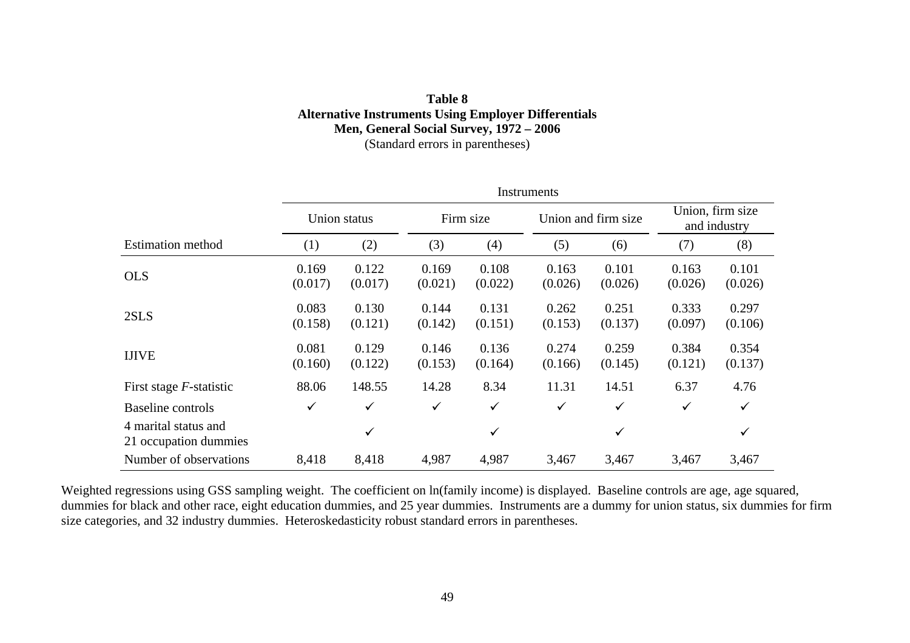**Table 8**
**Alternative Instruments Using Employer Differentials**
**Men, General Social Survey, 1972 – 2006**
(Standard errors in parentheses)

| | Instruments | | | | | | | |
|---|---|---|---|---|---|---|---|---|
| | Union status | | Firm size | | Union and firm size | | Union, firm size and industry | |
| Estimation method | (1) | (2) | (3) | (4) | (5) | (6) | (7) | (8) |
| OLS | 0.169<br>(0.017) | 0.122<br>(0.017) | 0.169<br>(0.021) | 0.108<br>(0.022) | 0.163<br>(0.026) | 0.101<br>(0.026) | 0.163<br>(0.026) | 0.101<br>(0.026) |
| 2SLS | 0.083<br>(0.158) | 0.130<br>(0.121) | 0.144<br>(0.142) | 0.131<br>(0.151) | 0.262<br>(0.153) | 0.251<br>(0.137) | 0.333<br>(0.097) | 0.297<br>(0.106) |
| IJIVE | 0.081<br>(0.160) | 0.129<br>(0.122) | 0.146<br>(0.153) | 0.136<br>(0.164) | 0.274<br>(0.166) | 0.259<br>(0.145) | 0.384<br>(0.121) | 0.354<br>(0.137) |
| First stage *F*-statistic | 88.06 | 148.55 | 14.28 | 8.34 | 11.31 | 14.51 | 6.37 | 4.76 |
| Baseline controls | ✓ | ✓ | ✓ | ✓ | ✓ | ✓ | ✓ | ✓ |
| 4 marital status and 21 occupation dummies | | ✓ | | ✓ | | ✓ | | ✓ |
| Number of observations | 8,418 | 8,418 | 4,987 | 4,987 | 3,467 | 3,467 | 3,467 | 3,467 |

Weighted regressions using GSS sampling weight. The coefficient on ln(family income) is displayed. Baseline controls are age, age squared, dummies for black and other race, eight education dummies, and 25 year dummies. Instruments are a dummy for union status, six dummies for firm size categories, and 32 industry dummies. Heteroskedasticity robust standard errors in parentheses.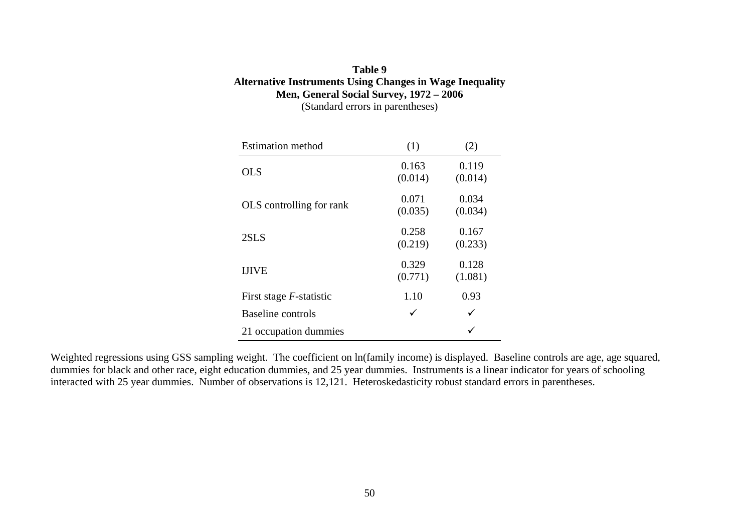**Table 9**
**Alternative Instruments Using Changes in Wage Inequality**
**Men, General Social Survey, 1972 – 2006**
(Standard errors in parentheses)

| Estimation method | (1) | (2) |
|---|---|---|
| OLS | 0.163<br>(0.014) | 0.119<br>(0.014) |
| OLS controlling for rank | 0.071<br>(0.035) | 0.034<br>(0.034) |
| 2SLS | 0.258<br>(0.219) | 0.167<br>(0.233) |
| IJIVE | 0.329<br>(0.771) | 0.128<br>(1.081) |
| First stage *F*-statistic | 1.10 | 0.93 |
| Baseline controls | ✓ | ✓ |
| 21 occupation dummies | | ✓ |

Weighted regressions using GSS sampling weight. The coefficient on ln(family income) is displayed. Baseline controls are age, age squared, dummies for black and other race, eight education dummies, and 25 year dummies. Instruments is a linear indicator for years of schooling interacted with 25 year dummies. Number of observations is 12,121. Heteroskedasticity robust standard errors in parentheses.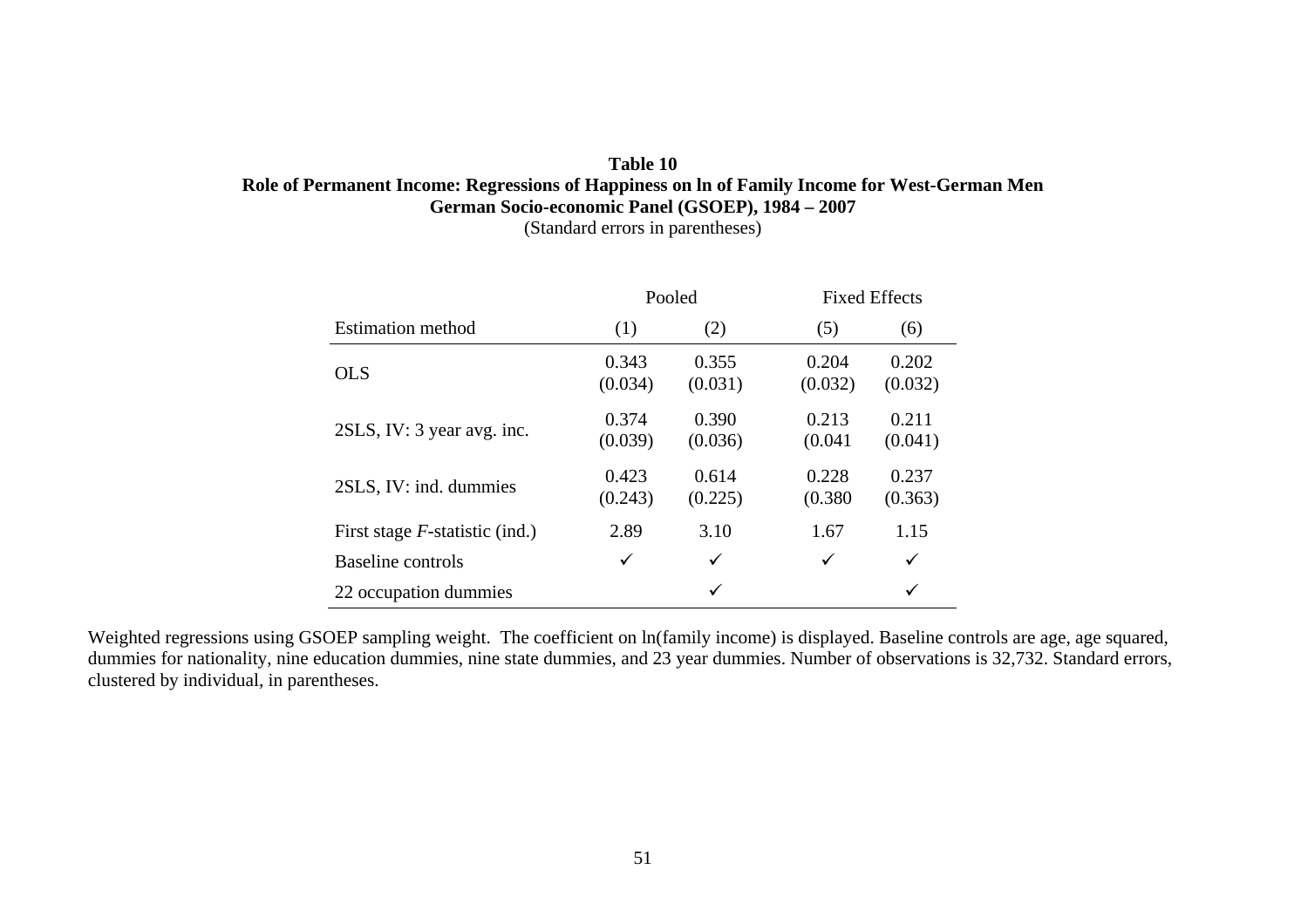**Table 10**
**Role of Permanent Income: Regressions of Happiness on ln of Family Income for West-German Men**
**German Socio-economic Panel (GSOEP), 1984 – 2007**
(Standard errors in parentheses)

| | Pooled | | Fixed Effects | |
|---|---|---|---|---|
| Estimation method | (1) | (2) | (5) | (6) |
| OLS | 0.343<br>(0.034) | 0.355<br>(0.031) | 0.204<br>(0.032) | 0.202<br>(0.032) |
| 2SLS, IV: 3 year avg. inc. | 0.374<br>(0.039) | 0.390<br>(0.036) | 0.213<br>(0.041 | 0.211<br>(0.041) |
| 2SLS, IV: ind. dummies | 0.423<br>(0.243) | 0.614<br>(0.225) | 0.228<br>(0.380 | 0.237<br>(0.363) |
| First stage *F*-statistic (ind.) | 2.89 | 3.10 | 1.67 | 1.15 |
| Baseline controls | ✓ | ✓ | ✓ | ✓ |
| 22 occupation dummies | | ✓ | | ✓ |

Weighted regressions using GSOEP sampling weight. The coefficient on ln(family income) is displayed. Baseline controls are age, age squared, dummies for nationality, nine education dummies, nine state dummies, and 23 year dummies. Number of observations is 32,732. Standard errors, clustered by individual, in parentheses.